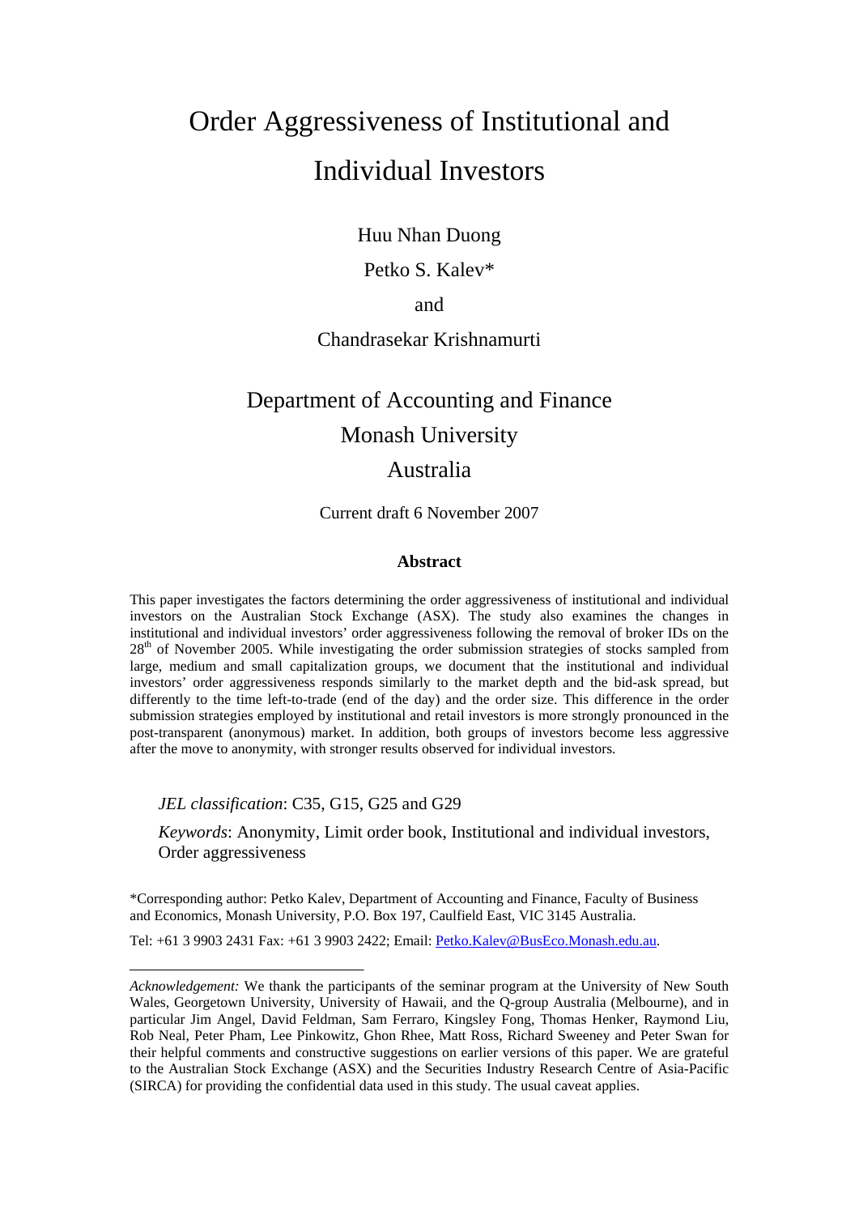# Order Aggressiveness of Institutional and Individual Investors

Huu Nhan Duong

Petko S. Kalev*

and

Chandrasekar Krishnamurti

Department of Accounting and Finance

Monash University

Australia

Current draft 6 November 2007

## Abstract

This paper investigates the factors determining the order aggressiveness of institutional and individual investors on the Australian Stock Exchange (ASX). The study also examines the changes in institutional and individual investors' order aggressiveness following the removal of broker IDs on the 28th of November 2005. While investigating the order submission strategies of stocks sampled from large, medium and small capitalization groups, we document that the institutional and individual investors' order aggressiveness responds similarly to the market depth and the bid-ask spread, but differently to the time left-to-trade (end of the day) and the order size. This difference in the order submission strategies employed by institutional and retail investors is more strongly pronounced in the post-transparent (anonymous) market. In addition, both groups of investors become less aggressive after the move to anonymity, with stronger results observed for individual investors.

*JEL classification*: C35, G15, G25 and G29

*Keywords*: Anonymity, Limit order book, Institutional and individual investors, Order aggressiveness

*Corresponding author: Petko Kalev, Department of Accounting and Finance, Faculty of Business and Economics, Monash University, P.O. Box 197, Caulfield East, VIC 3145 Australia.

Tel: +61 3 9903 2431 Fax: +61 3 9903 2422; Email: Petko.Kalev@BusEco.Monash.edu.au.

*Acknowledgement:* We thank the participants of the seminar program at the University of New South Wales, Georgetown University, University of Hawaii, and the Q-group Australia (Melbourne), and in particular Jim Angel, David Feldman, Sam Ferraro, Kingsley Fong, Thomas Henker, Raymond Liu, Rob Neal, Peter Pham, Lee Pinkowitz, Ghon Rhee, Matt Ross, Richard Sweeney and Peter Swan for their helpful comments and constructive suggestions on earlier versions of this paper. We are grateful to the Australian Stock Exchange (ASX) and the Securities Industry Research Centre of Asia-Pacific (SIRCA) for providing the confidential data used in this study. The usual caveat applies.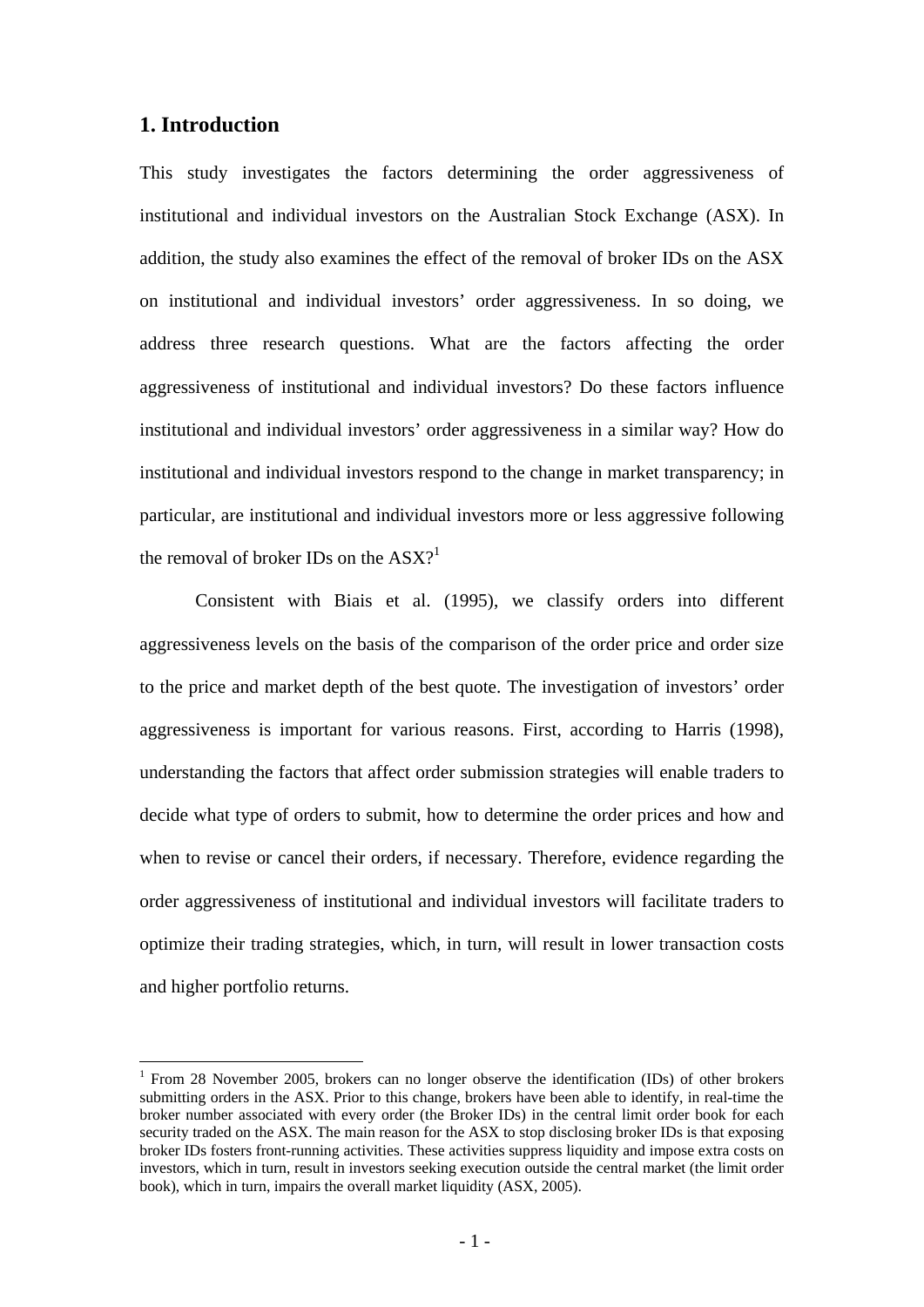## 1. Introduction

This study investigates the factors determining the order aggressiveness of institutional and individual investors on the Australian Stock Exchange (ASX). In addition, the study also examines the effect of the removal of broker IDs on the ASX on institutional and individual investors' order aggressiveness. In so doing, we address three research questions. What are the factors affecting the order aggressiveness of institutional and individual investors? Do these factors influence institutional and individual investors' order aggressiveness in a similar way? How do institutional and individual investors respond to the change in market transparency; in particular, are institutional and individual investors more or less aggressive following the removal of broker IDs on the ASX?[1]

Consistent with Biais et al. (1995), we classify orders into different aggressiveness levels on the basis of the comparison of the order price and order size to the price and market depth of the best quote. The investigation of investors' order aggressiveness is important for various reasons. First, according to Harris (1998), understanding the factors that affect order submission strategies will enable traders to decide what type of orders to submit, how to determine the order prices and how and when to revise or cancel their orders, if necessary. Therefore, evidence regarding the order aggressiveness of institutional and individual investors will facilitate traders to optimize their trading strategies, which, in turn, will result in lower transaction costs and higher portfolio returns.

[1] From 28 November 2005, brokers can no longer observe the identification (IDs) of other brokers submitting orders in the ASX. Prior to this change, brokers have been able to identify, in real-time the broker number associated with every order (the Broker IDs) in the central limit order book for each security traded on the ASX. The main reason for the ASX to stop disclosing broker IDs is that exposing broker IDs fosters front-running activities. These activities suppress liquidity and impose extra costs on investors, which in turn, result in investors seeking execution outside the central market (the limit order book), which in turn, impairs the overall market liquidity (ASX, 2005).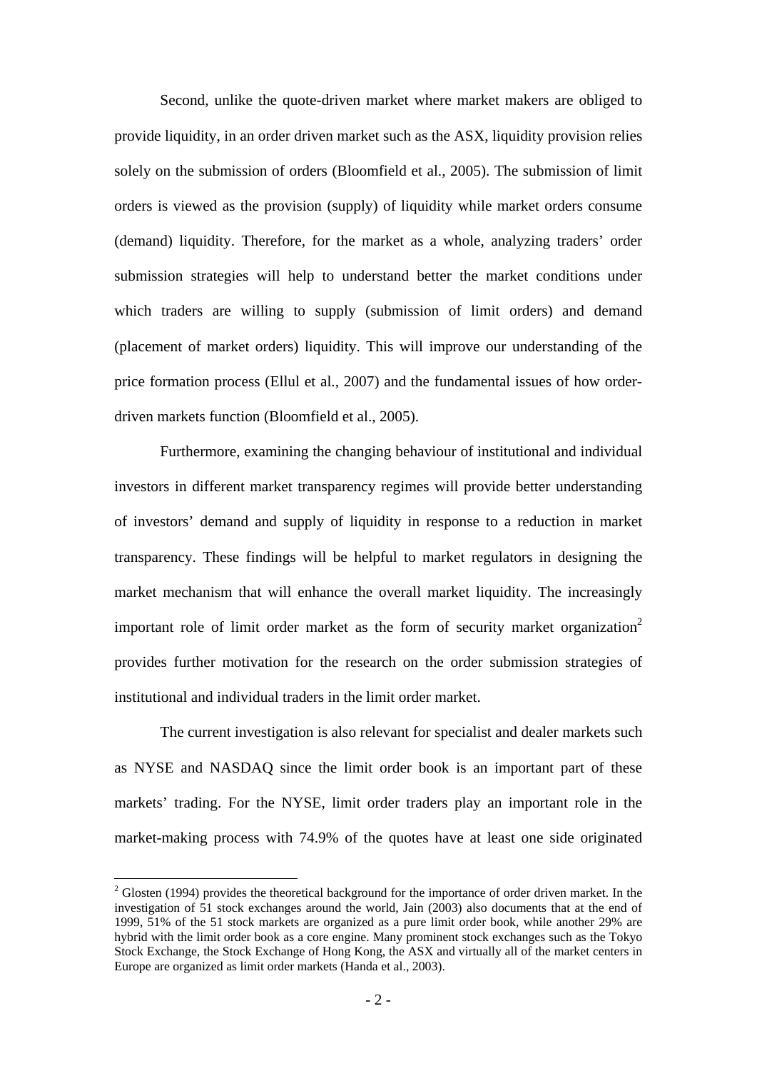Second, unlike the quote-driven market where market makers are obliged to provide liquidity, in an order driven market such as the ASX, liquidity provision relies solely on the submission of orders (Bloomfield et al., 2005). The submission of limit orders is viewed as the provision (supply) of liquidity while market orders consume (demand) liquidity. Therefore, for the market as a whole, analyzing traders' order submission strategies will help to understand better the market conditions under which traders are willing to supply (submission of limit orders) and demand (placement of market orders) liquidity. This will improve our understanding of the price formation process (Ellul et al., 2007) and the fundamental issues of how order-driven markets function (Bloomfield et al., 2005).

Furthermore, examining the changing behaviour of institutional and individual investors in different market transparency regimes will provide better understanding of investors' demand and supply of liquidity in response to a reduction in market transparency. These findings will be helpful to market regulators in designing the market mechanism that will enhance the overall market liquidity. The increasingly important role of limit order market as the form of security market organization[2] provides further motivation for the research on the order submission strategies of institutional and individual traders in the limit order market.

The current investigation is also relevant for specialist and dealer markets such as NYSE and NASDAQ since the limit order book is an important part of these markets' trading. For the NYSE, limit order traders play an important role in the market-making process with 74.9% of the quotes have at least one side originated

[2] Glosten (1994) provides the theoretical background for the importance of order driven market. In the investigation of 51 stock exchanges around the world, Jain (2003) also documents that at the end of 1999, 51% of the 51 stock markets are organized as a pure limit order book, while another 29% are hybrid with the limit order book as a core engine. Many prominent stock exchanges such as the Tokyo Stock Exchange, the Stock Exchange of Hong Kong, the ASX and virtually all of the market centers in Europe are organized as limit order markets (Handa et al., 2003).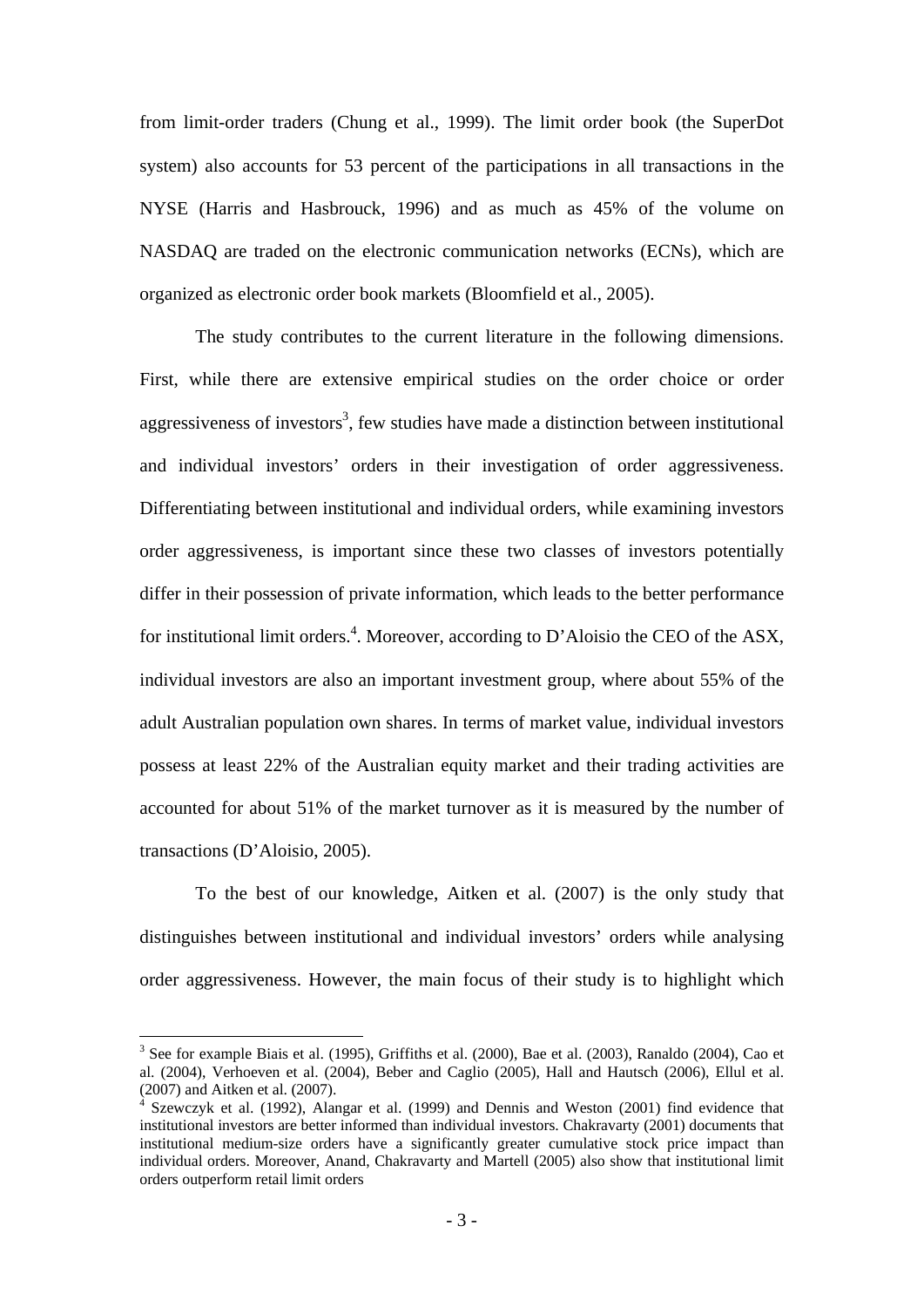from limit-order traders (Chung et al., 1999). The limit order book (the SuperDot system) also accounts for 53 percent of the participations in all transactions in the NYSE (Harris and Hasbrouck, 1996) and as much as 45% of the volume on NASDAQ are traded on the electronic communication networks (ECNs), which are organized as electronic order book markets (Bloomfield et al., 2005).

The study contributes to the current literature in the following dimensions. First, while there are extensive empirical studies on the order choice or order aggressiveness of investors[3], few studies have made a distinction between institutional and individual investors' orders in their investigation of order aggressiveness. Differentiating between institutional and individual orders, while examining investors order aggressiveness, is important since these two classes of investors potentially differ in their possession of private information, which leads to the better performance for institutional limit orders.[4]. Moreover, according to D'Aloisio the CEO of the ASX, individual investors are also an important investment group, where about 55% of the adult Australian population own shares. In terms of market value, individual investors possess at least 22% of the Australian equity market and their trading activities are accounted for about 51% of the market turnover as it is measured by the number of transactions (D'Aloisio, 2005).

To the best of our knowledge, Aitken et al. (2007) is the only study that distinguishes between institutional and individual investors' orders while analysing order aggressiveness. However, the main focus of their study is to highlight which

---

[3] See for example Biais et al. (1995), Griffiths et al. (2000), Bae et al. (2003), Ranaldo (2004), Cao et al. (2004), Verhoeven et al. (2004), Beber and Caglio (2005), Hall and Hautsch (2006), Ellul et al. (2007) and Aitken et al. (2007).

[4] Szewczyk et al. (1992), Alangar et al. (1999) and Dennis and Weston (2001) find evidence that institutional investors are better informed than individual investors. Chakravarty (2001) documents that institutional medium-size orders have a significantly greater cumulative stock price impact than individual orders. Moreover, Anand, Chakravarty and Martell (2005) also show that institutional limit orders outperform retail limit orders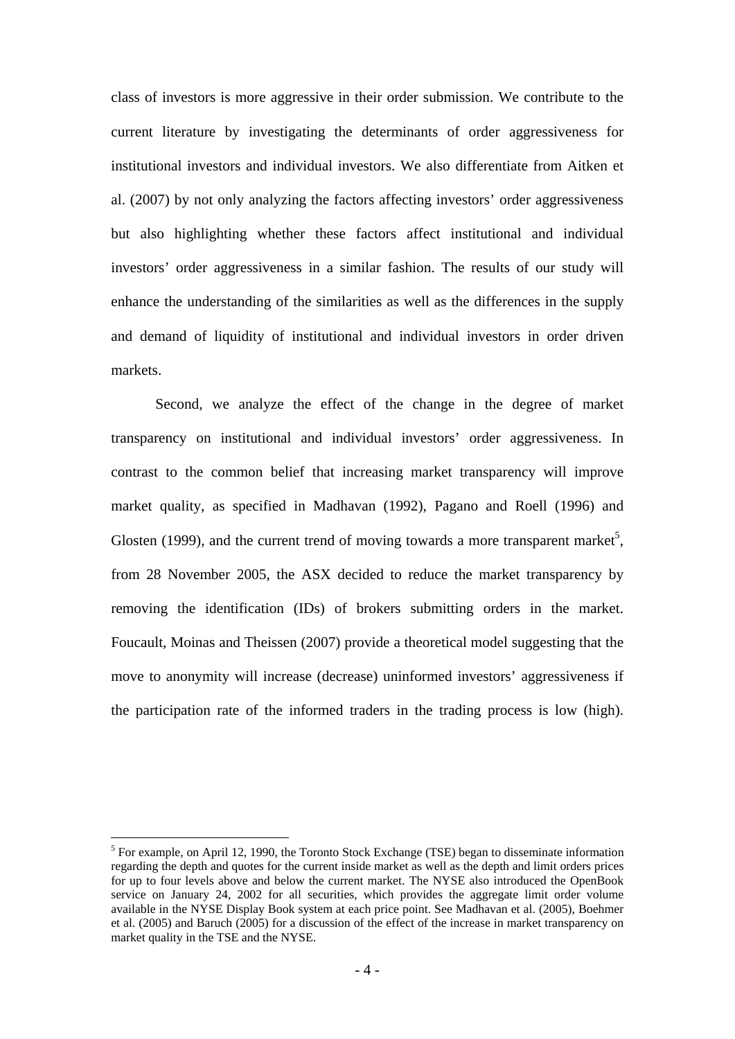class of investors is more aggressive in their order submission. We contribute to the current literature by investigating the determinants of order aggressiveness for institutional investors and individual investors. We also differentiate from Aitken et al. (2007) by not only analyzing the factors affecting investors' order aggressiveness but also highlighting whether these factors affect institutional and individual investors' order aggressiveness in a similar fashion. The results of our study will enhance the understanding of the similarities as well as the differences in the supply and demand of liquidity of institutional and individual investors in order driven markets.

Second, we analyze the effect of the change in the degree of market transparency on institutional and individual investors' order aggressiveness. In contrast to the common belief that increasing market transparency will improve market quality, as specified in Madhavan (1992), Pagano and Roell (1996) and Glosten (1999), and the current trend of moving towards a more transparent market[5], from 28 November 2005, the ASX decided to reduce the market transparency by removing the identification (IDs) of brokers submitting orders in the market. Foucault, Moinas and Theissen (2007) provide a theoretical model suggesting that the move to anonymity will increase (decrease) uninformed investors' aggressiveness if the participation rate of the informed traders in the trading process is low (high).

[5] For example, on April 12, 1990, the Toronto Stock Exchange (TSE) began to disseminate information regarding the depth and quotes for the current inside market as well as the depth and limit orders prices for up to four levels above and below the current market. The NYSE also introduced the OpenBook service on January 24, 2002 for all securities, which provides the aggregate limit order volume available in the NYSE Display Book system at each price point. See Madhavan et al. (2005), Boehmer et al. (2005) and Baruch (2005) for a discussion of the effect of the increase in market transparency on market quality in the TSE and the NYSE.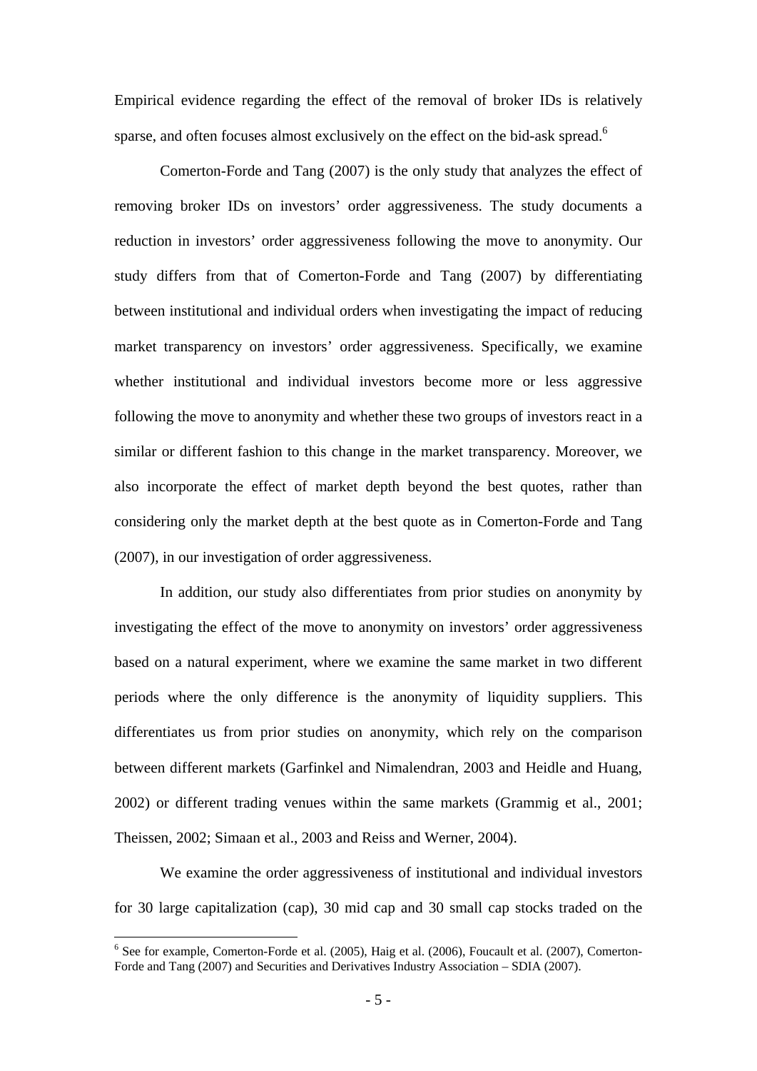Empirical evidence regarding the effect of the removal of broker IDs is relatively sparse, and often focuses almost exclusively on the effect on the bid-ask spread.[6]

Comerton-Forde and Tang (2007) is the only study that analyzes the effect of removing broker IDs on investors' order aggressiveness. The study documents a reduction in investors' order aggressiveness following the move to anonymity. Our study differs from that of Comerton-Forde and Tang (2007) by differentiating between institutional and individual orders when investigating the impact of reducing market transparency on investors' order aggressiveness. Specifically, we examine whether institutional and individual investors become more or less aggressive following the move to anonymity and whether these two groups of investors react in a similar or different fashion to this change in the market transparency. Moreover, we also incorporate the effect of market depth beyond the best quotes, rather than considering only the market depth at the best quote as in Comerton-Forde and Tang (2007), in our investigation of order aggressiveness.

In addition, our study also differentiates from prior studies on anonymity by investigating the effect of the move to anonymity on investors' order aggressiveness based on a natural experiment, where we examine the same market in two different periods where the only difference is the anonymity of liquidity suppliers. This differentiates us from prior studies on anonymity, which rely on the comparison between different markets (Garfinkel and Nimalendran, 2003 and Heidle and Huang, 2002) or different trading venues within the same markets (Grammig et al., 2001; Theissen, 2002; Simaan et al., 2003 and Reiss and Werner, 2004).

We examine the order aggressiveness of institutional and individual investors for 30 large capitalization (cap), 30 mid cap and 30 small cap stocks traded on the

---

[6] See for example, Comerton-Forde et al. (2005), Haig et al. (2006), Foucault et al. (2007), Comerton-Forde and Tang (2007) and Securities and Derivatives Industry Association – SDIA (2007).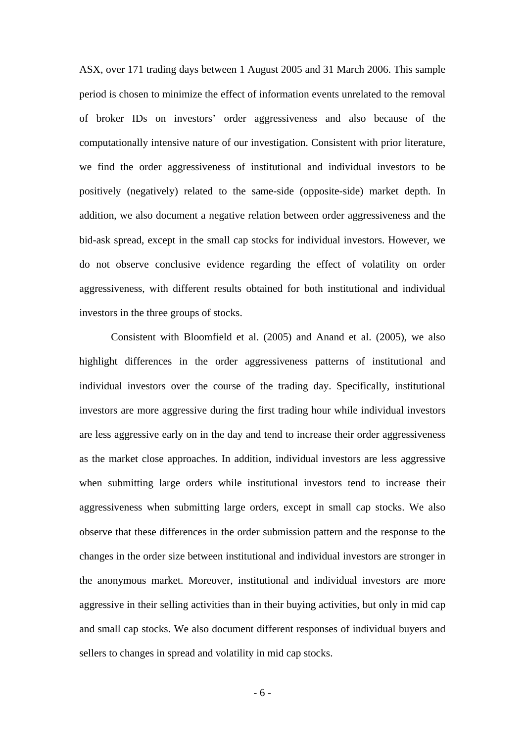ASX, over 171 trading days between 1 August 2005 and 31 March 2006. This sample period is chosen to minimize the effect of information events unrelated to the removal of broker IDs on investors' order aggressiveness and also because of the computationally intensive nature of our investigation. Consistent with prior literature, we find the order aggressiveness of institutional and individual investors to be positively (negatively) related to the same-side (opposite-side) market depth. In addition, we also document a negative relation between order aggressiveness and the bid-ask spread, except in the small cap stocks for individual investors. However, we do not observe conclusive evidence regarding the effect of volatility on order aggressiveness, with different results obtained for both institutional and individual investors in the three groups of stocks.

Consistent with Bloomfield et al. (2005) and Anand et al. (2005), we also highlight differences in the order aggressiveness patterns of institutional and individual investors over the course of the trading day. Specifically, institutional investors are more aggressive during the first trading hour while individual investors are less aggressive early on in the day and tend to increase their order aggressiveness as the market close approaches. In addition, individual investors are less aggressive when submitting large orders while institutional investors tend to increase their aggressiveness when submitting large orders, except in small cap stocks. We also observe that these differences in the order submission pattern and the response to the changes in the order size between institutional and individual investors are stronger in the anonymous market. Moreover, institutional and individual investors are more aggressive in their selling activities than in their buying activities, but only in mid cap and small cap stocks. We also document different responses of individual buyers and sellers to changes in spread and volatility in mid cap stocks.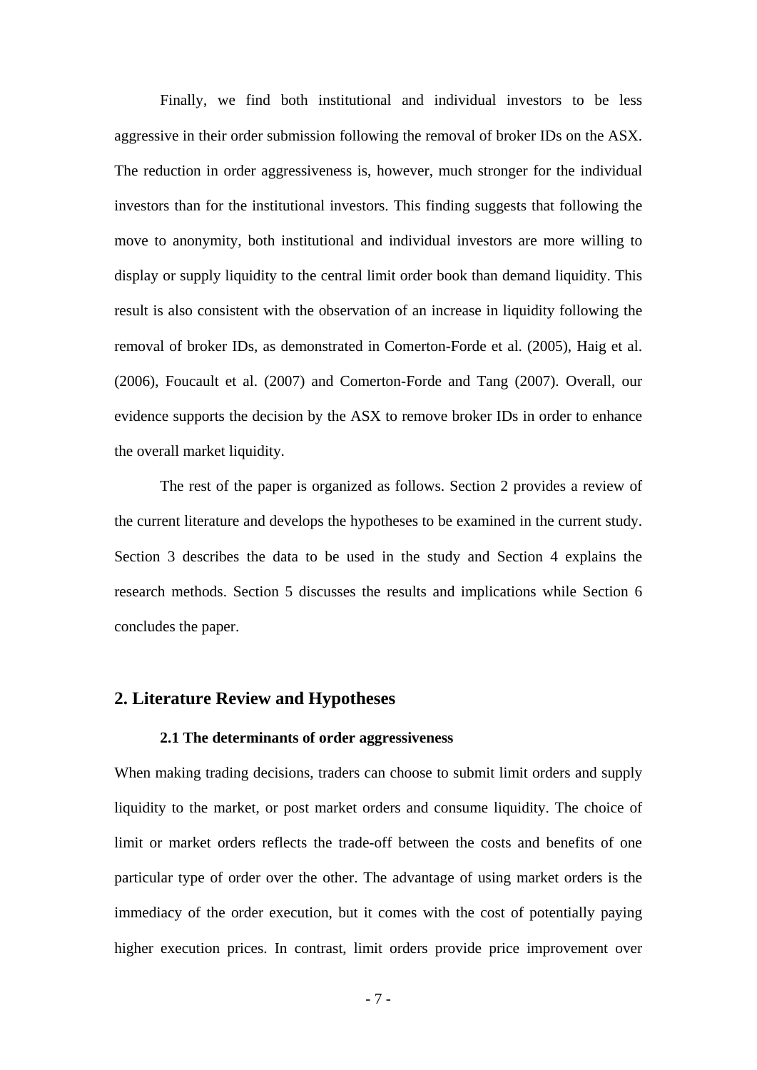Finally, we find both institutional and individual investors to be less aggressive in their order submission following the removal of broker IDs on the ASX. The reduction in order aggressiveness is, however, much stronger for the individual investors than for the institutional investors. This finding suggests that following the move to anonymity, both institutional and individual investors are more willing to display or supply liquidity to the central limit order book than demand liquidity. This result is also consistent with the observation of an increase in liquidity following the removal of broker IDs, as demonstrated in Comerton-Forde et al. (2005), Haig et al. (2006), Foucault et al. (2007) and Comerton-Forde and Tang (2007). Overall, our evidence supports the decision by the ASX to remove broker IDs in order to enhance the overall market liquidity.

The rest of the paper is organized as follows. Section 2 provides a review of the current literature and develops the hypotheses to be examined in the current study. Section 3 describes the data to be used in the study and Section 4 explains the research methods. Section 5 discusses the results and implications while Section 6 concludes the paper.

## 2. Literature Review and Hypotheses

### 2.1 The determinants of order aggressiveness

When making trading decisions, traders can choose to submit limit orders and supply liquidity to the market, or post market orders and consume liquidity. The choice of limit or market orders reflects the trade-off between the costs and benefits of one particular type of order over the other. The advantage of using market orders is the immediacy of the order execution, but it comes with the cost of potentially paying higher execution prices. In contrast, limit orders provide price improvement over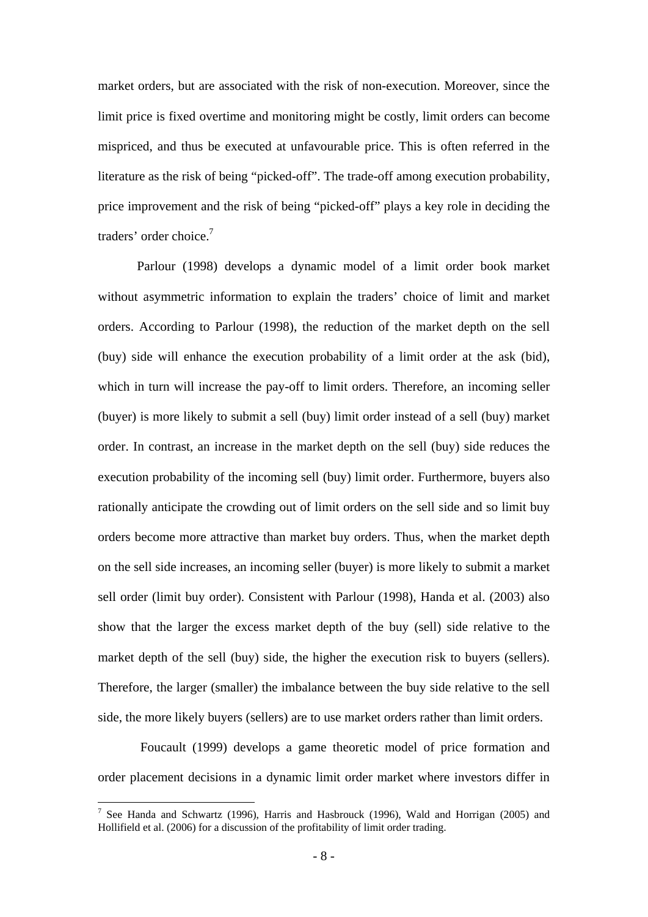market orders, but are associated with the risk of non-execution. Moreover, since the limit price is fixed overtime and monitoring might be costly, limit orders can become mispriced, and thus be executed at unfavourable price. This is often referred in the literature as the risk of being "picked-off". The trade-off among execution probability, price improvement and the risk of being "picked-off" plays a key role in deciding the traders' order choice.[7]

Parlour (1998) develops a dynamic model of a limit order book market without asymmetric information to explain the traders' choice of limit and market orders. According to Parlour (1998), the reduction of the market depth on the sell (buy) side will enhance the execution probability of a limit order at the ask (bid), which in turn will increase the pay-off to limit orders. Therefore, an incoming seller (buyer) is more likely to submit a sell (buy) limit order instead of a sell (buy) market order. In contrast, an increase in the market depth on the sell (buy) side reduces the execution probability of the incoming sell (buy) limit order. Furthermore, buyers also rationally anticipate the crowding out of limit orders on the sell side and so limit buy orders become more attractive than market buy orders. Thus, when the market depth on the sell side increases, an incoming seller (buyer) is more likely to submit a market sell order (limit buy order). Consistent with Parlour (1998), Handa et al. (2003) also show that the larger the excess market depth of the buy (sell) side relative to the market depth of the sell (buy) side, the higher the execution risk to buyers (sellers). Therefore, the larger (smaller) the imbalance between the buy side relative to the sell side, the more likely buyers (sellers) are to use market orders rather than limit orders.

Foucault (1999) develops a game theoretic model of price formation and order placement decisions in a dynamic limit order market where investors differ in

[7] See Handa and Schwartz (1996), Harris and Hasbrouck (1996), Wald and Horrigan (2005) and Hollifield et al. (2006) for a discussion of the profitability of limit order trading.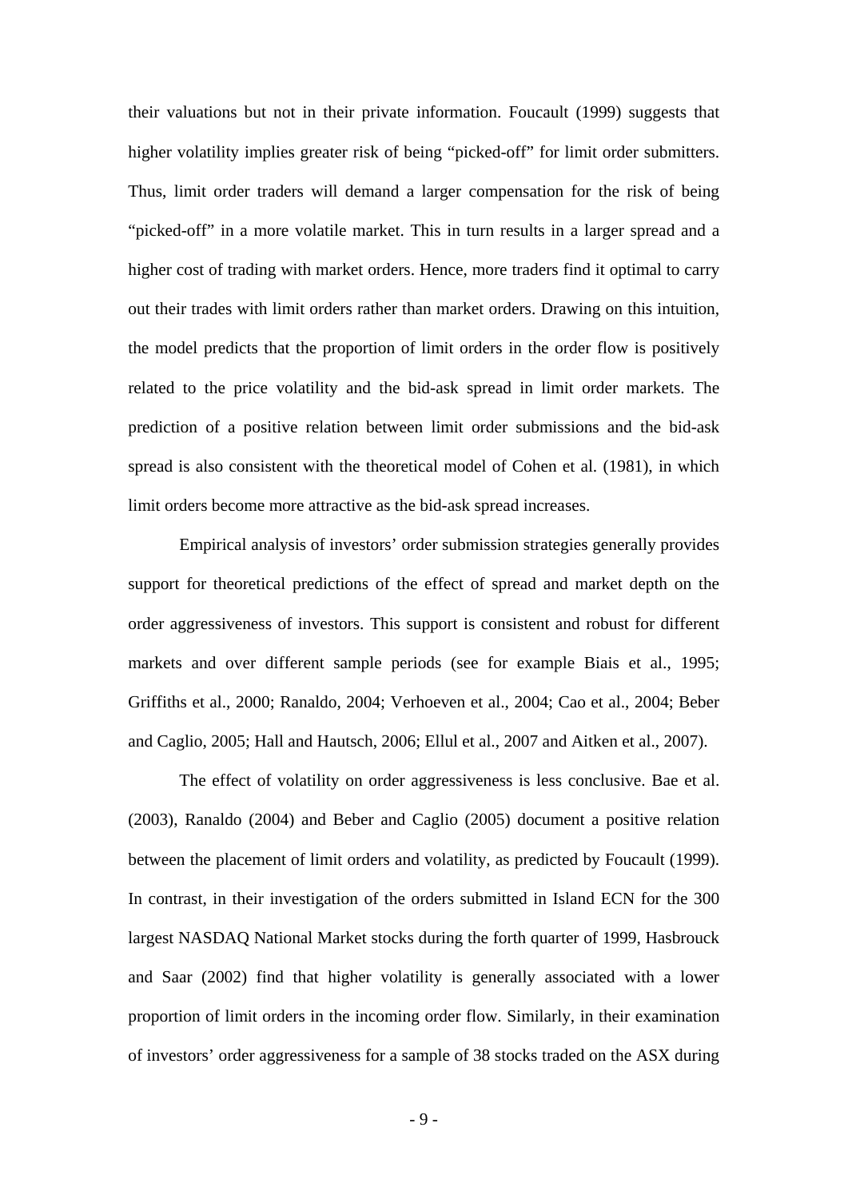their valuations but not in their private information. Foucault (1999) suggests that higher volatility implies greater risk of being "picked-off" for limit order submitters. Thus, limit order traders will demand a larger compensation for the risk of being "picked-off" in a more volatile market. This in turn results in a larger spread and a higher cost of trading with market orders. Hence, more traders find it optimal to carry out their trades with limit orders rather than market orders. Drawing on this intuition, the model predicts that the proportion of limit orders in the order flow is positively related to the price volatility and the bid-ask spread in limit order markets. The prediction of a positive relation between limit order submissions and the bid-ask spread is also consistent with the theoretical model of Cohen et al. (1981), in which limit orders become more attractive as the bid-ask spread increases.

Empirical analysis of investors' order submission strategies generally provides support for theoretical predictions of the effect of spread and market depth on the order aggressiveness of investors. This support is consistent and robust for different markets and over different sample periods (see for example Biais et al., 1995; Griffiths et al., 2000; Ranaldo, 2004; Verhoeven et al., 2004; Cao et al., 2004; Beber and Caglio, 2005; Hall and Hautsch, 2006; Ellul et al., 2007 and Aitken et al., 2007).

The effect of volatility on order aggressiveness is less conclusive. Bae et al. (2003), Ranaldo (2004) and Beber and Caglio (2005) document a positive relation between the placement of limit orders and volatility, as predicted by Foucault (1999). In contrast, in their investigation of the orders submitted in Island ECN for the 300 largest NASDAQ National Market stocks during the forth quarter of 1999, Hasbrouck and Saar (2002) find that higher volatility is generally associated with a lower proportion of limit orders in the incoming order flow. Similarly, in their examination of investors' order aggressiveness for a sample of 38 stocks traded on the ASX during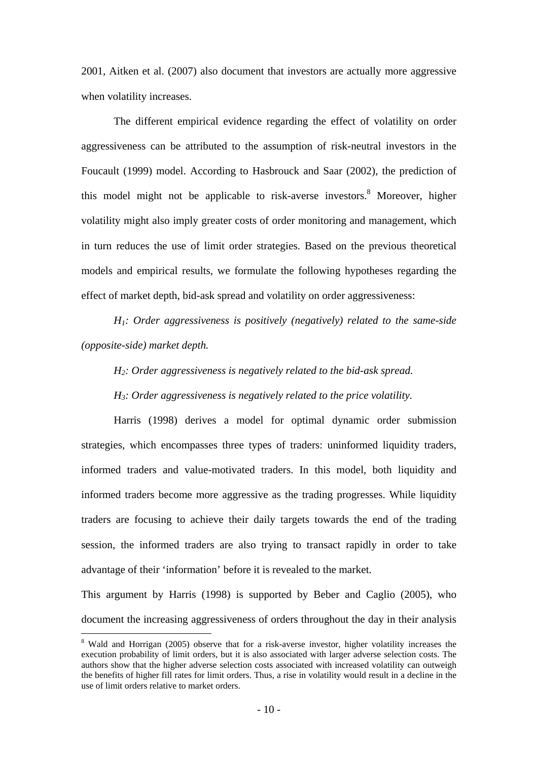2001, Aitken et al. (2007) also document that investors are actually more aggressive when volatility increases.

The different empirical evidence regarding the effect of volatility on order aggressiveness can be attributed to the assumption of risk-neutral investors in the Foucault (1999) model. According to Hasbrouck and Saar (2002), the prediction of this model might not be applicable to risk-averse investors.[8] Moreover, higher volatility might also imply greater costs of order monitoring and management, which in turn reduces the use of limit order strategies. Based on the previous theoretical models and empirical results, we formulate the following hypotheses regarding the effect of market depth, bid-ask spread and volatility on order aggressiveness:

*$H_1$: Order aggressiveness is positively (negatively) related to the same-side (opposite-side) market depth.*

*$H_2$: Order aggressiveness is negatively related to the bid-ask spread.*

*$H_3$: Order aggressiveness is negatively related to the price volatility.*

Harris (1998) derives a model for optimal dynamic order submission strategies, which encompasses three types of traders: uninformed liquidity traders, informed traders and value-motivated traders. In this model, both liquidity and informed traders become more aggressive as the trading progresses. While liquidity traders are focusing to achieve their daily targets towards the end of the trading session, the informed traders are also trying to transact rapidly in order to take advantage of their 'information' before it is revealed to the market.

This argument by Harris (1998) is supported by Beber and Caglio (2005), who document the increasing aggressiveness of orders throughout the day in their analysis

[8] Wald and Horrigan (2005) observe that for a risk-averse investor, higher volatility increases the execution probability of limit orders, but it is also associated with larger adverse selection costs. The authors show that the higher adverse selection costs associated with increased volatility can outweigh the benefits of higher fill rates for limit orders. Thus, a rise in volatility would result in a decline in the use of limit orders relative to market orders.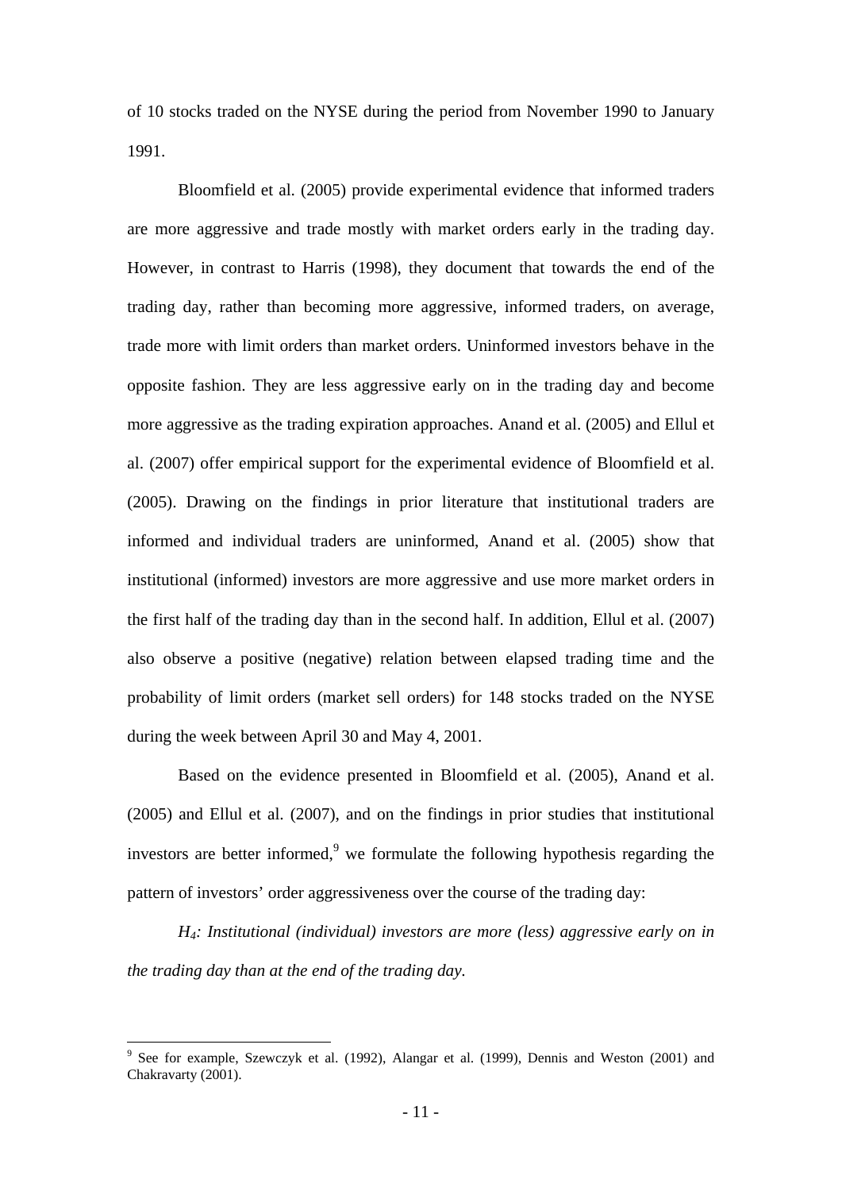of 10 stocks traded on the NYSE during the period from November 1990 to January 1991.

Bloomfield et al. (2005) provide experimental evidence that informed traders are more aggressive and trade mostly with market orders early in the trading day. However, in contrast to Harris (1998), they document that towards the end of the trading day, rather than becoming more aggressive, informed traders, on average, trade more with limit orders than market orders. Uninformed investors behave in the opposite fashion. They are less aggressive early on in the trading day and become more aggressive as the trading expiration approaches. Anand et al. (2005) and Ellul et al. (2007) offer empirical support for the experimental evidence of Bloomfield et al. (2005). Drawing on the findings in prior literature that institutional traders are informed and individual traders are uninformed, Anand et al. (2005) show that institutional (informed) investors are more aggressive and use more market orders in the first half of the trading day than in the second half. In addition, Ellul et al. (2007) also observe a positive (negative) relation between elapsed trading time and the probability of limit orders (market sell orders) for 148 stocks traded on the NYSE during the week between April 30 and May 4, 2001.

Based on the evidence presented in Bloomfield et al. (2005), Anand et al. (2005) and Ellul et al. (2007), and on the findings in prior studies that institutional investors are better informed,[9] we formulate the following hypothesis regarding the pattern of investors' order aggressiveness over the course of the trading day:

*$H_4$: Institutional (individual) investors are more (less) aggressive early on in the trading day than at the end of the trading day.*

[9] See for example, Szewczyk et al. (1992), Alangar et al. (1999), Dennis and Weston (2001) and Chakravarty (2001).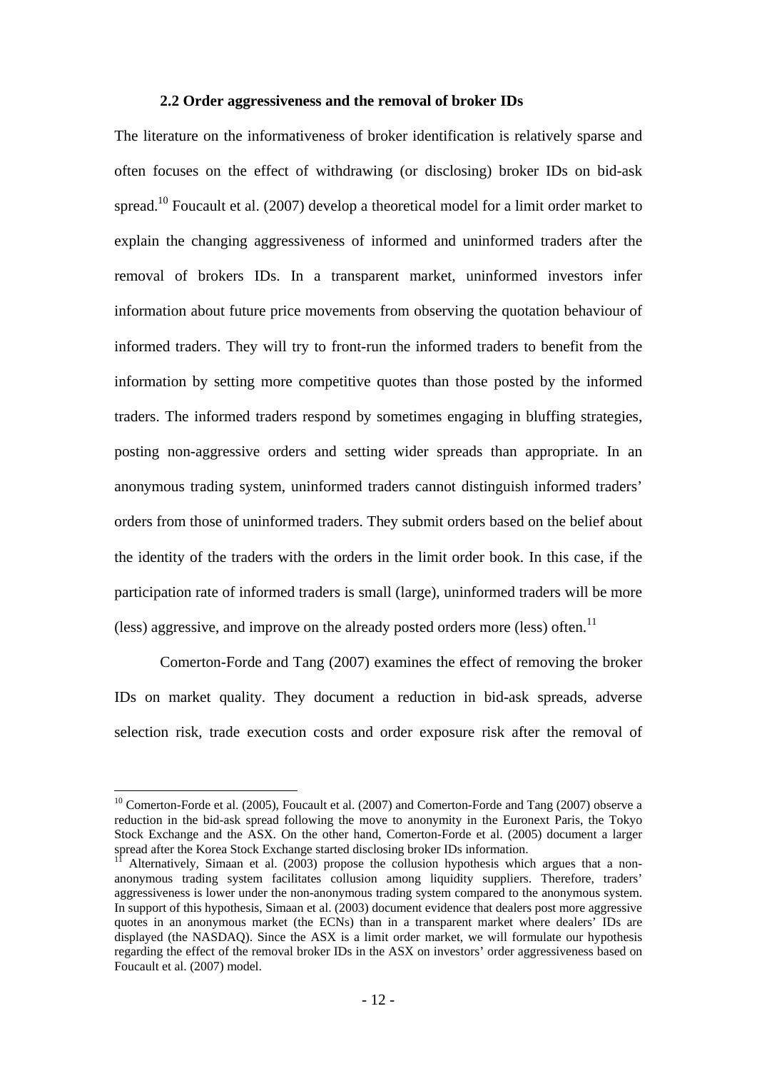### 2.2 Order aggressiveness and the removal of broker IDs

The literature on the informativeness of broker identification is relatively sparse and often focuses on the effect of withdrawing (or disclosing) broker IDs on bid-ask spread.[10] Foucault et al. (2007) develop a theoretical model for a limit order market to explain the changing aggressiveness of informed and uninformed traders after the removal of brokers IDs. In a transparent market, uninformed investors infer information about future price movements from observing the quotation behaviour of informed traders. They will try to front-run the informed traders to benefit from the information by setting more competitive quotes than those posted by the informed traders. The informed traders respond by sometimes engaging in bluffing strategies, posting non-aggressive orders and setting wider spreads than appropriate. In an anonymous trading system, uninformed traders cannot distinguish informed traders' orders from those of uninformed traders. They submit orders based on the belief about the identity of the traders with the orders in the limit order book. In this case, if the participation rate of informed traders is small (large), uninformed traders will be more (less) aggressive, and improve on the already posted orders more (less) often.[11]

Comerton-Forde and Tang (2007) examines the effect of removing the broker IDs on market quality. They document a reduction in bid-ask spreads, adverse selection risk, trade execution costs and order exposure risk after the removal of

---

[10] Comerton-Forde et al. (2005), Foucault et al. (2007) and Comerton-Forde and Tang (2007) observe a reduction in the bid-ask spread following the move to anonymity in the Euronext Paris, the Tokyo Stock Exchange and the ASX. On the other hand, Comerton-Forde et al. (2005) document a larger spread after the Korea Stock Exchange started disclosing broker IDs information.

[11] Alternatively, Simaan et al. (2003) propose the collusion hypothesis which argues that a non-anonymous trading system facilitates collusion among liquidity suppliers. Therefore, traders' aggressiveness is lower under the non-anonymous trading system compared to the anonymous system. In support of this hypothesis, Simaan et al. (2003) document evidence that dealers post more aggressive quotes in an anonymous market (the ECNs) than in a transparent market where dealers' IDs are displayed (the NASDAQ). Since the ASX is a limit order market, we will formulate our hypothesis regarding the effect of the removal broker IDs in the ASX on investors' order aggressiveness based on Foucault et al. (2007) model.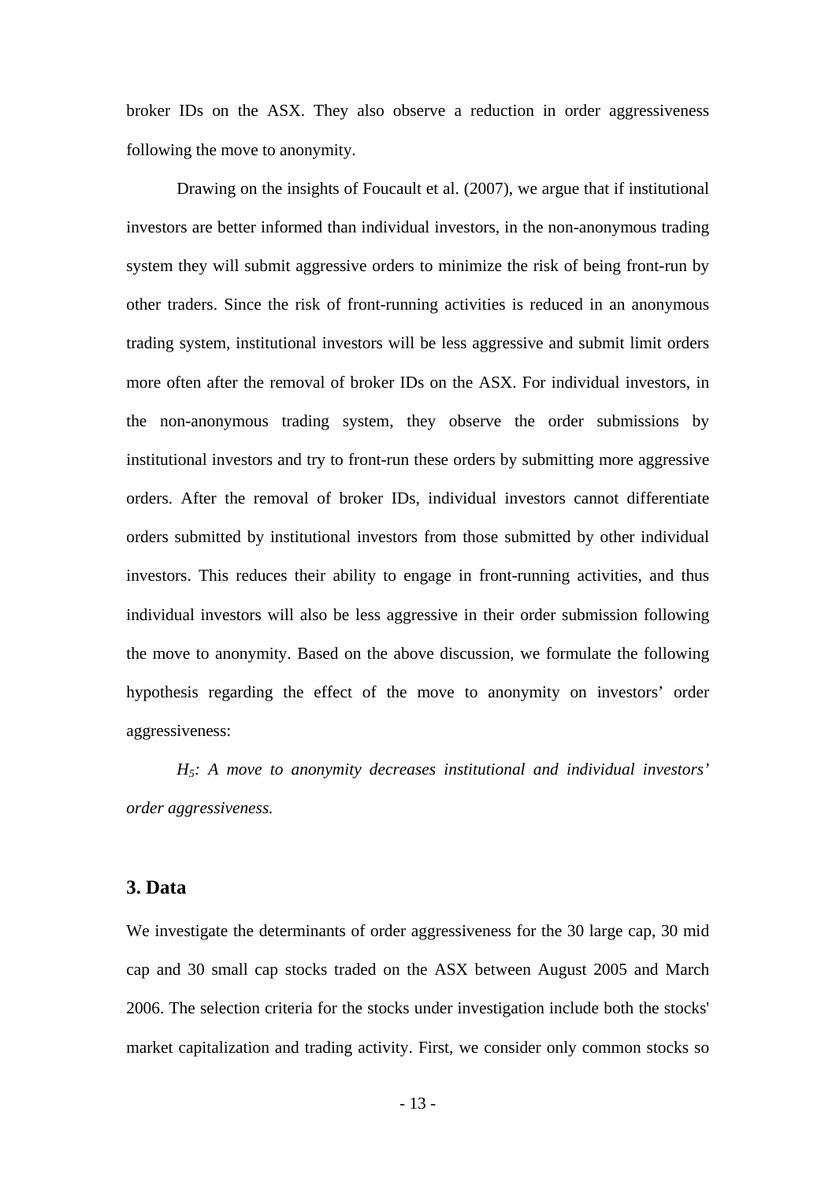broker IDs on the ASX. They also observe a reduction in order aggressiveness following the move to anonymity.

Drawing on the insights of Foucault et al. (2007), we argue that if institutional investors are better informed than individual investors, in the non-anonymous trading system they will submit aggressive orders to minimize the risk of being front-run by other traders. Since the risk of front-running activities is reduced in an anonymous trading system, institutional investors will be less aggressive and submit limit orders more often after the removal of broker IDs on the ASX. For individual investors, in the non-anonymous trading system, they observe the order submissions by institutional investors and try to front-run these orders by submitting more aggressive orders. After the removal of broker IDs, individual investors cannot differentiate orders submitted by institutional investors from those submitted by other individual investors. This reduces their ability to engage in front-running activities, and thus individual investors will also be less aggressive in their order submission following the move to anonymity. Based on the above discussion, we formulate the following hypothesis regarding the effect of the move to anonymity on investors' order aggressiveness:

*$H_5$: A move to anonymity decreases institutional and individual investors' order aggressiveness.*

## 3. Data

We investigate the determinants of order aggressiveness for the 30 large cap, 30 mid cap and 30 small cap stocks traded on the ASX between August 2005 and March 2006. The selection criteria for the stocks under investigation include both the stocks' market capitalization and trading activity. First, we consider only common stocks so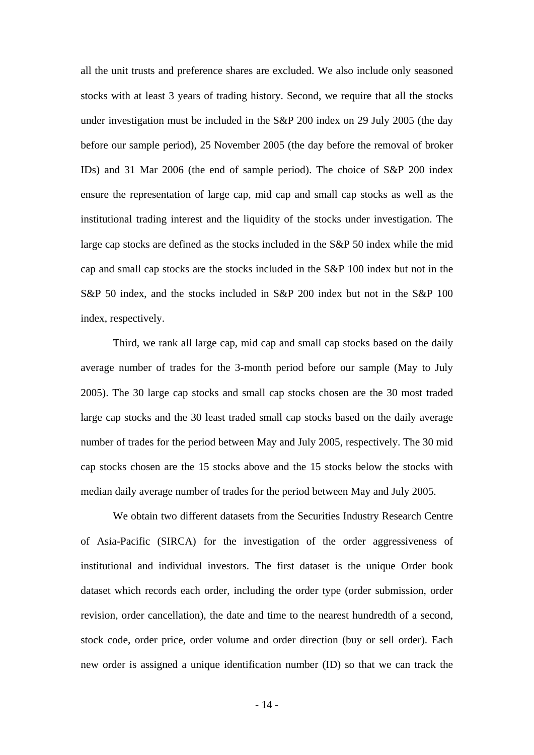all the unit trusts and preference shares are excluded. We also include only seasoned stocks with at least 3 years of trading history. Second, we require that all the stocks under investigation must be included in the S&P 200 index on 29 July 2005 (the day before our sample period), 25 November 2005 (the day before the removal of broker IDs) and 31 Mar 2006 (the end of sample period). The choice of S&P 200 index ensure the representation of large cap, mid cap and small cap stocks as well as the institutional trading interest and the liquidity of the stocks under investigation. The large cap stocks are defined as the stocks included in the S&P 50 index while the mid cap and small cap stocks are the stocks included in the S&P 100 index but not in the S&P 50 index, and the stocks included in S&P 200 index but not in the S&P 100 index, respectively.

Third, we rank all large cap, mid cap and small cap stocks based on the daily average number of trades for the 3-month period before our sample (May to July 2005). The 30 large cap stocks and small cap stocks chosen are the 30 most traded large cap stocks and the 30 least traded small cap stocks based on the daily average number of trades for the period between May and July 2005, respectively. The 30 mid cap stocks chosen are the 15 stocks above and the 15 stocks below the stocks with median daily average number of trades for the period between May and July 2005.

We obtain two different datasets from the Securities Industry Research Centre of Asia-Pacific (SIRCA) for the investigation of the order aggressiveness of institutional and individual investors. The first dataset is the unique Order book dataset which records each order, including the order type (order submission, order revision, order cancellation), the date and time to the nearest hundredth of a second, stock code, order price, order volume and order direction (buy or sell order). Each new order is assigned a unique identification number (ID) so that we can track the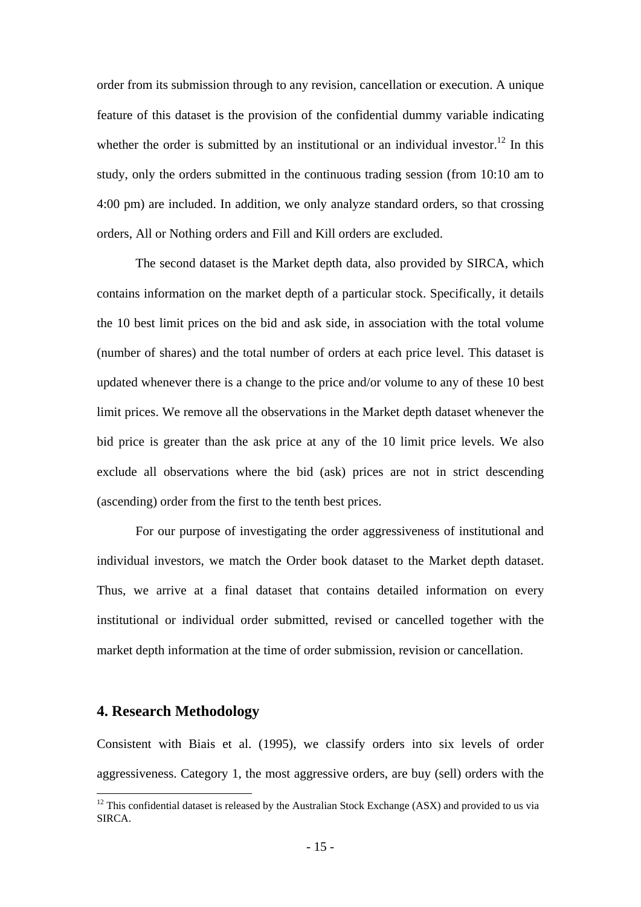order from its submission through to any revision, cancellation or execution. A unique feature of this dataset is the provision of the confidential dummy variable indicating whether the order is submitted by an institutional or an individual investor.[12] In this study, only the orders submitted in the continuous trading session (from 10:10 am to 4:00 pm) are included. In addition, we only analyze standard orders, so that crossing orders, All or Nothing orders and Fill and Kill orders are excluded.

The second dataset is the Market depth data, also provided by SIRCA, which contains information on the market depth of a particular stock. Specifically, it details the 10 best limit prices on the bid and ask side, in association with the total volume (number of shares) and the total number of orders at each price level. This dataset is updated whenever there is a change to the price and/or volume to any of these 10 best limit prices. We remove all the observations in the Market depth dataset whenever the bid price is greater than the ask price at any of the 10 limit price levels. We also exclude all observations where the bid (ask) prices are not in strict descending (ascending) order from the first to the tenth best prices.

For our purpose of investigating the order aggressiveness of institutional and individual investors, we match the Order book dataset to the Market depth dataset. Thus, we arrive at a final dataset that contains detailed information on every institutional or individual order submitted, revised or cancelled together with the market depth information at the time of order submission, revision or cancellation.

## 4. Research Methodology

Consistent with Biais et al. (1995), we classify orders into six levels of order aggressiveness. Category 1, the most aggressive orders, are buy (sell) orders with the

[12] This confidential dataset is released by the Australian Stock Exchange (ASX) and provided to us via SIRCA.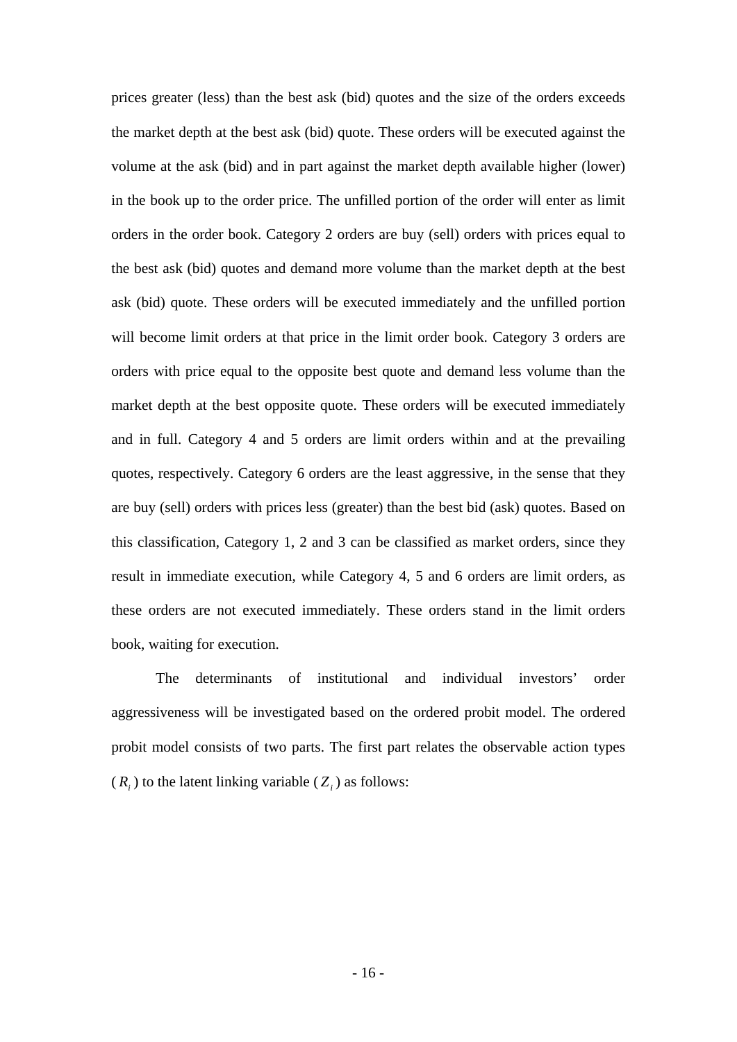prices greater (less) than the best ask (bid) quotes and the size of the orders exceeds the market depth at the best ask (bid) quote. These orders will be executed against the volume at the ask (bid) and in part against the market depth available higher (lower) in the book up to the order price. The unfilled portion of the order will enter as limit orders in the order book. Category 2 orders are buy (sell) orders with prices equal to the best ask (bid) quotes and demand more volume than the market depth at the best ask (bid) quote. These orders will be executed immediately and the unfilled portion will become limit orders at that price in the limit order book. Category 3 orders are orders with price equal to the opposite best quote and demand less volume than the market depth at the best opposite quote. These orders will be executed immediately and in full. Category 4 and 5 orders are limit orders within and at the prevailing quotes, respectively. Category 6 orders are the least aggressive, in the sense that they are buy (sell) orders with prices less (greater) than the best bid (ask) quotes. Based on this classification, Category 1, 2 and 3 can be classified as market orders, since they result in immediate execution, while Category 4, 5 and 6 orders are limit orders, as these orders are not executed immediately. These orders stand in the limit orders book, waiting for execution.

The determinants of institutional and individual investors' order aggressiveness will be investigated based on the ordered probit model. The ordered probit model consists of two parts. The first part relates the observable action types ($R_i$) to the latent linking variable ($Z_i$) as follows: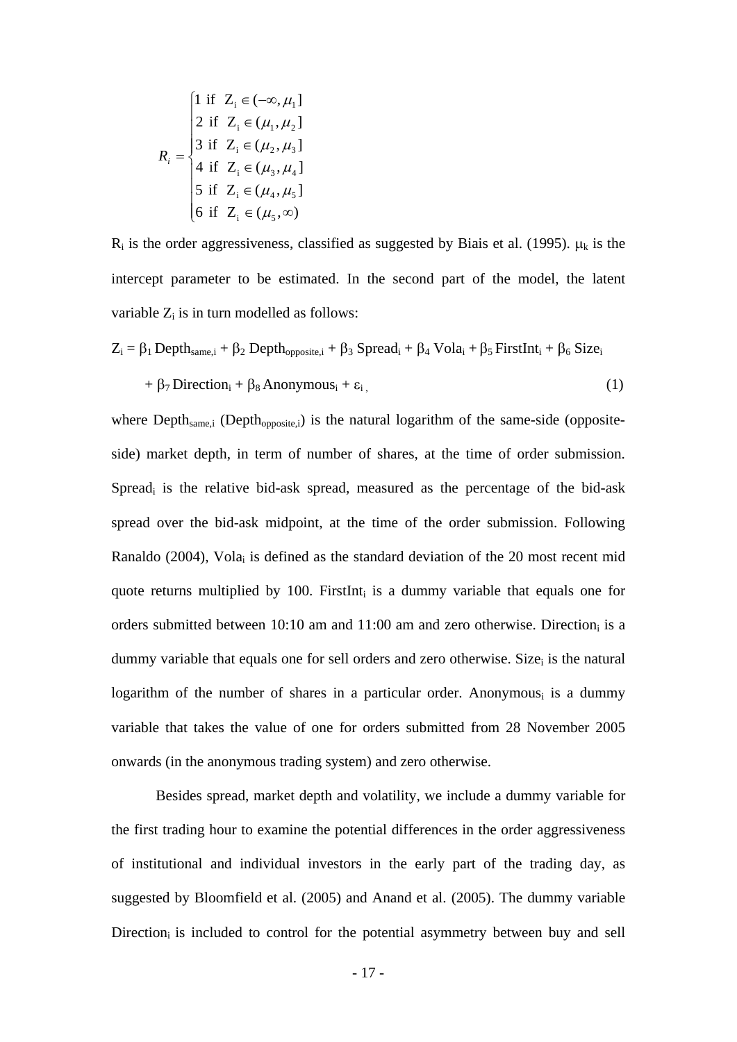$$R_i = \begin{cases} 1 \text{ if } Z_i \in (-\infty, \mu_1] \\ 2 \text{ if } Z_i \in (\mu_1, \mu_2] \\ 3 \text{ if } Z_i \in (\mu_2, \mu_3] \\ 4 \text{ if } Z_i \in (\mu_3, \mu_4] \\ 5 \text{ if } Z_i \in (\mu_4, \mu_5] \\ 6 \text{ if } Z_i \in (\mu_5, \infty) \end{cases}$$

$R_i$ is the order aggressiveness, classified as suggested by Biais et al. (1995). $\mu_k$ is the intercept parameter to be estimated. In the second part of the model, the latent variable $Z_i$ is in turn modelled as follows:

$$Z_i = \beta_1 \text{Depth}_{same,i} + \beta_2 \text{Depth}_{opposite,i} + \beta_3 \text{Spread}_i + \beta_4 \text{Vola}_i + \beta_5 \text{FirstInt}_i + \beta_6 \text{Size}_i + \beta_7 \text{Direction}_i + \beta_8 \text{Anonymous}_i + \varepsilon_i \, , \quad (1)$$

where $\text{Depth}_{same,i}$ ($\text{Depth}_{opposite,i}$) is the natural logarithm of the same-side (opposite-side) market depth, in term of number of shares, at the time of order submission. $\text{Spread}_i$ is the relative bid-ask spread, measured as the percentage of the bid-ask spread over the bid-ask midpoint, at the time of the order submission. Following Ranaldo (2004), $\text{Vola}_i$ is defined as the standard deviation of the 20 most recent mid quote returns multiplied by 100. $\text{FirstInt}_i$ is a dummy variable that equals one for orders submitted between 10:10 am and 11:00 am and zero otherwise. $\text{Direction}_i$ is a dummy variable that equals one for sell orders and zero otherwise. $\text{Size}_i$ is the natural logarithm of the number of shares in a particular order. $\text{Anonymous}_i$ is a dummy variable that takes the value of one for orders submitted from 28 November 2005 onwards (in the anonymous trading system) and zero otherwise.

Besides spread, market depth and volatility, we include a dummy variable for the first trading hour to examine the potential differences in the order aggressiveness of institutional and individual investors in the early part of the trading day, as suggested by Bloomfield et al. (2005) and Anand et al. (2005). The dummy variable $\text{Direction}_i$ is included to control for the potential asymmetry between buy and sell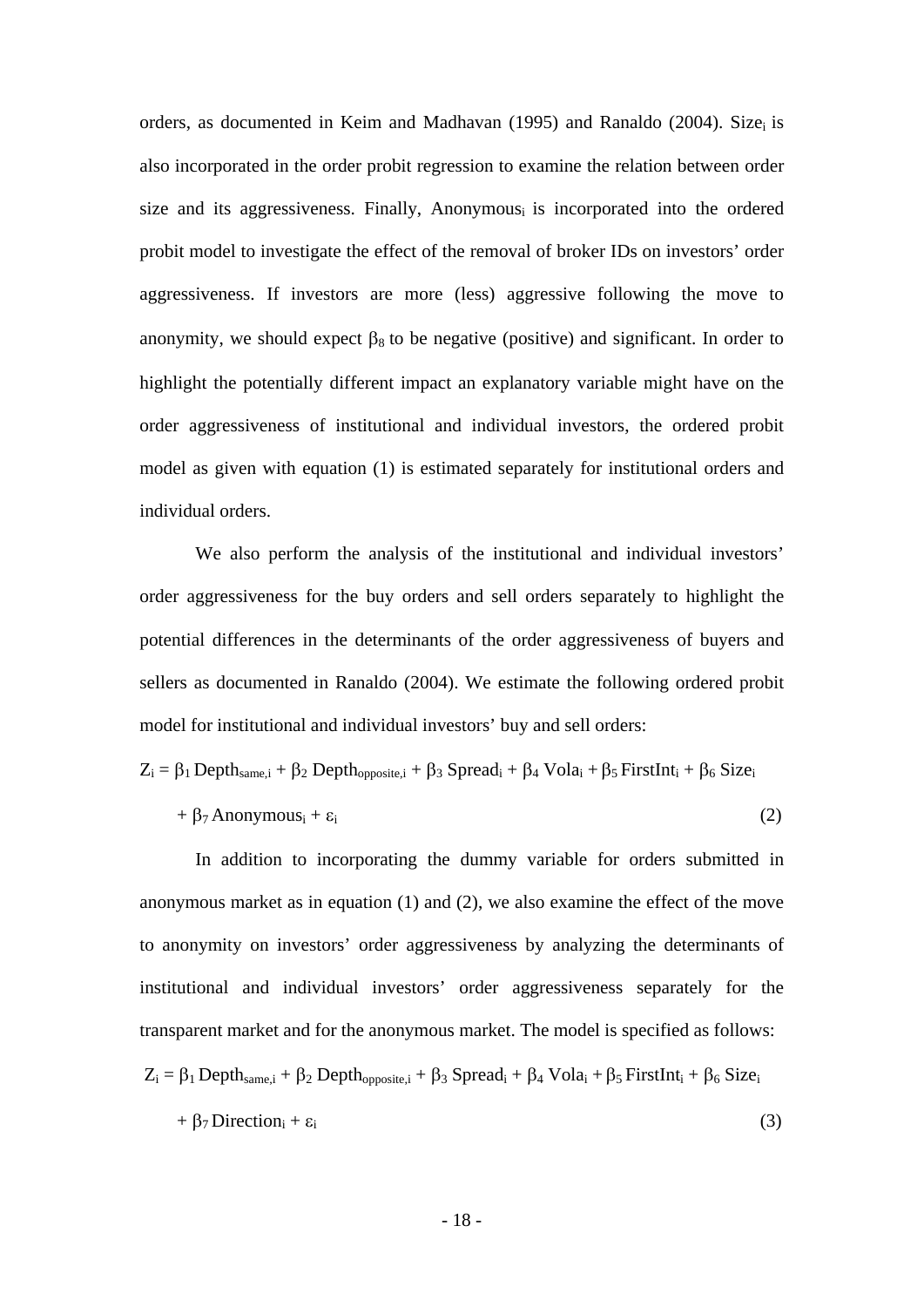orders, as documented in Keim and Madhavan (1995) and Ranaldo (2004). $Size_i$ is also incorporated in the order probit regression to examine the relation between order size and its aggressiveness. Finally, $Anonymous_i$ is incorporated into the ordered probit model to investigate the effect of the removal of broker IDs on investors' order aggressiveness. If investors are more (less) aggressive following the move to anonymity, we should expect $\beta_8$ to be negative (positive) and significant. In order to highlight the potentially different impact an explanatory variable might have on the order aggressiveness of institutional and individual investors, the ordered probit model as given with equation (1) is estimated separately for institutional orders and individual orders.

We also perform the analysis of the institutional and individual investors' order aggressiveness for the buy orders and sell orders separately to highlight the potential differences in the determinants of the order aggressiveness of buyers and sellers as documented in Ranaldo (2004). We estimate the following ordered probit model for institutional and individual investors' buy and sell orders:

$$Z_i = \beta_1 \, Depth_{same,i} + \beta_2 \, Depth_{opposite,i} + \beta_3 \, Spread_i + \beta_4 \, Vola_i + \beta_5 \, FirstInt_i + \beta_6 \, Size_i + \beta_7 \, Anonymous_i + \varepsilon_i \quad (2)$$

In addition to incorporating the dummy variable for orders submitted in anonymous market as in equation (1) and (2), we also examine the effect of the move to anonymity on investors' order aggressiveness by analyzing the determinants of institutional and individual investors' order aggressiveness separately for the transparent market and for the anonymous market. The model is specified as follows:

$$Z_i = \beta_1 \, Depth_{same,i} + \beta_2 \, Depth_{opposite,i} + \beta_3 \, Spread_i + \beta_4 \, Vola_i + \beta_5 \, FirstInt_i + \beta_6 \, Size_i + \beta_7 \, Direction_i + \varepsilon_i \quad (3)$$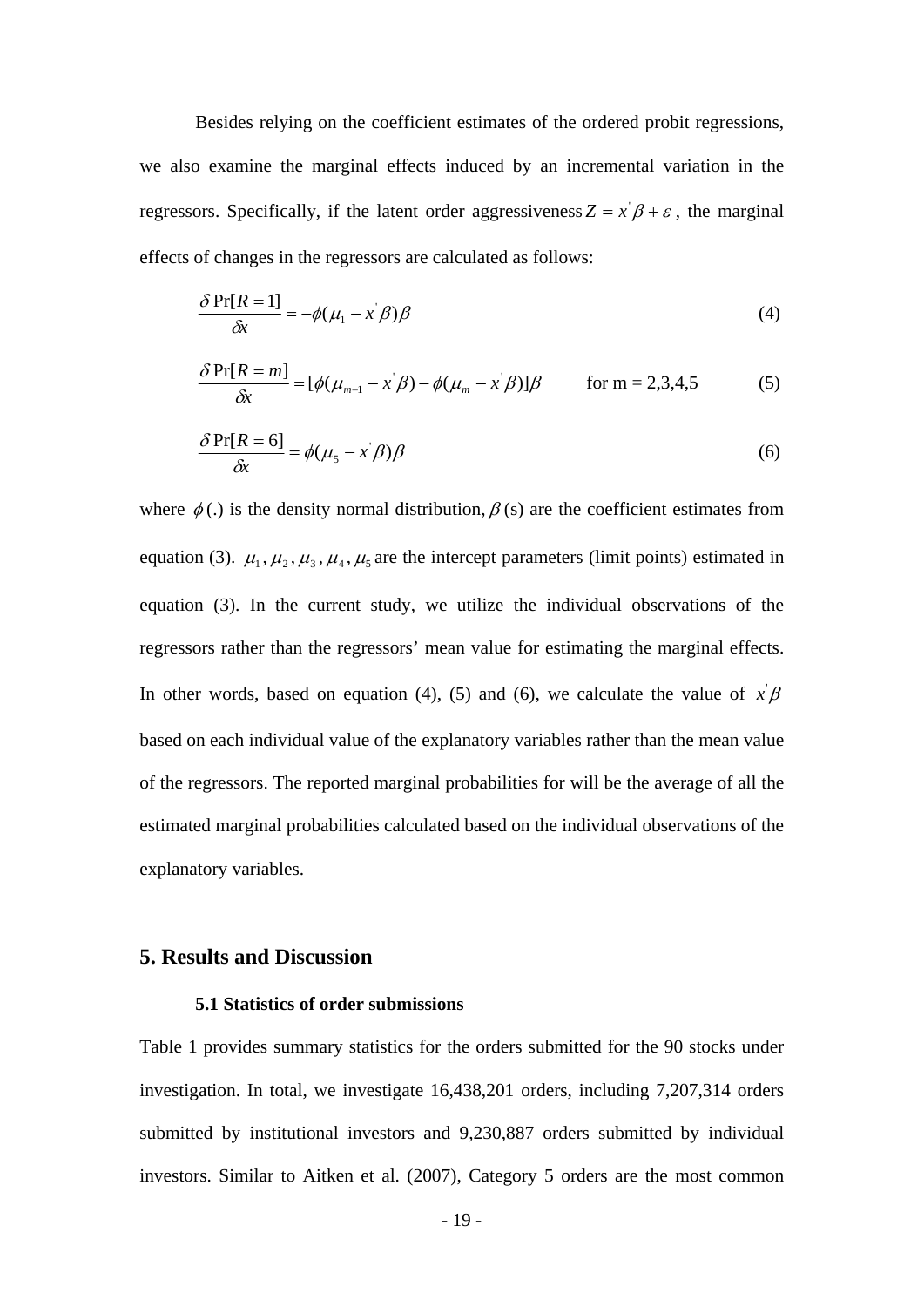Besides relying on the coefficient estimates of the ordered probit regressions, we also examine the marginal effects induced by an incremental variation in the regressors. Specifically, if the latent order aggressiveness $Z = x^{'}\beta + \varepsilon$, the marginal effects of changes in the regressors are calculated as follows:

$$\frac{\delta \Pr[R=1]}{\delta x} = -\phi(\mu_1 - x^{'}\beta)\beta \tag{4}$$

$$\frac{\delta \Pr[R=m]}{\delta x} = [\phi(\mu_{m-1} - x^{'}\beta) - \phi(\mu_m - x^{'}\beta)]\beta \qquad \text{for m = 2,3,4,5} \tag{5}$$

$$\frac{\delta \Pr[R=6]}{\delta x} = \phi(\mu_5 - x^{'}\beta)\beta \tag{6}$$

where $\phi(.)$ is the density normal distribution, $\beta$ (s) are the coefficient estimates from equation (3). $\mu_1, \mu_2, \mu_3, \mu_4, \mu_5$ are the intercept parameters (limit points) estimated in equation (3). In the current study, we utilize the individual observations of the regressors rather than the regressors' mean value for estimating the marginal effects. In other words, based on equation (4), (5) and (6), we calculate the value of $x^{'}\beta$ based on each individual value of the explanatory variables rather than the mean value of the regressors. The reported marginal probabilities for will be the average of all the estimated marginal probabilities calculated based on the individual observations of the explanatory variables.

## 5. Results and Discussion

### 5.1 Statistics of order submissions

Table 1 provides summary statistics for the orders submitted for the 90 stocks under investigation. In total, we investigate 16,438,201 orders, including 7,207,314 orders submitted by institutional investors and 9,230,887 orders submitted by individual investors. Similar to Aitken et al. (2007), Category 5 orders are the most common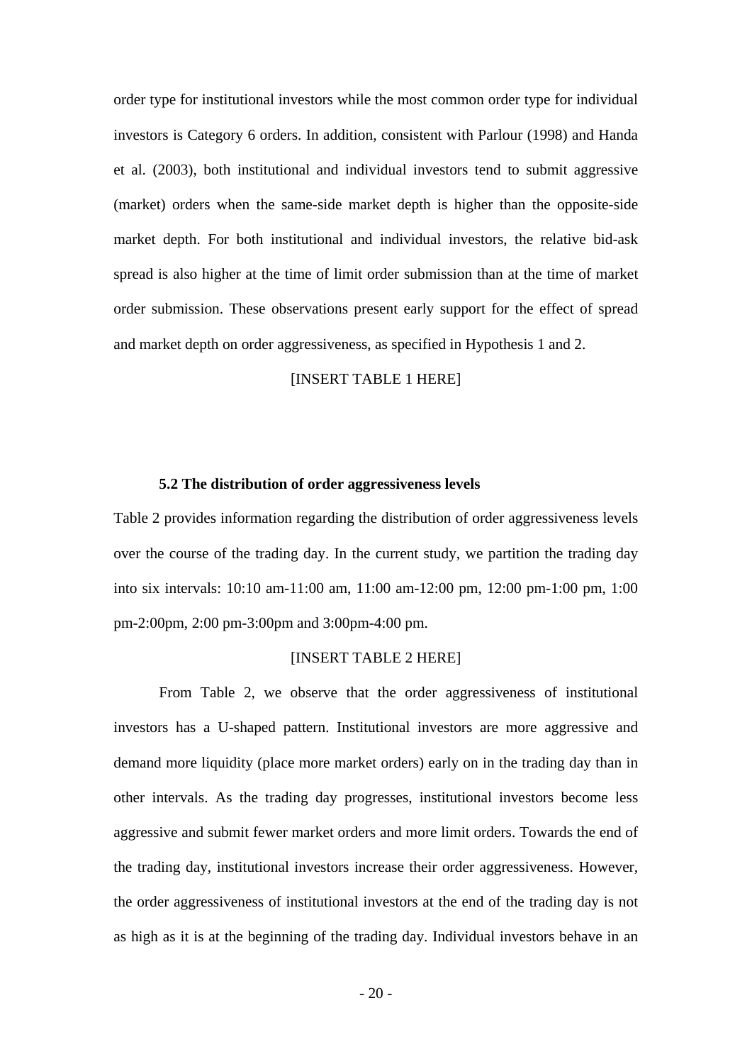order type for institutional investors while the most common order type for individual investors is Category 6 orders. In addition, consistent with Parlour (1998) and Handa et al. (2003), both institutional and individual investors tend to submit aggressive (market) orders when the same-side market depth is higher than the opposite-side market depth. For both institutional and individual investors, the relative bid-ask spread is also higher at the time of limit order submission than at the time of market order submission. These observations present early support for the effect of spread and market depth on order aggressiveness, as specified in Hypothesis 1 and 2.

[INSERT TABLE 1 HERE]

### 5.2 The distribution of order aggressiveness levels

Table 2 provides information regarding the distribution of order aggressiveness levels over the course of the trading day. In the current study, we partition the trading day into six intervals: 10:10 am-11:00 am, 11:00 am-12:00 pm, 12:00 pm-1:00 pm, 1:00 pm-2:00pm, 2:00 pm-3:00pm and 3:00pm-4:00 pm.

[INSERT TABLE 2 HERE]

From Table 2, we observe that the order aggressiveness of institutional investors has a U-shaped pattern. Institutional investors are more aggressive and demand more liquidity (place more market orders) early on in the trading day than in other intervals. As the trading day progresses, institutional investors become less aggressive and submit fewer market orders and more limit orders. Towards the end of the trading day, institutional investors increase their order aggressiveness. However, the order aggressiveness of institutional investors at the end of the trading day is not as high as it is at the beginning of the trading day. Individual investors behave in an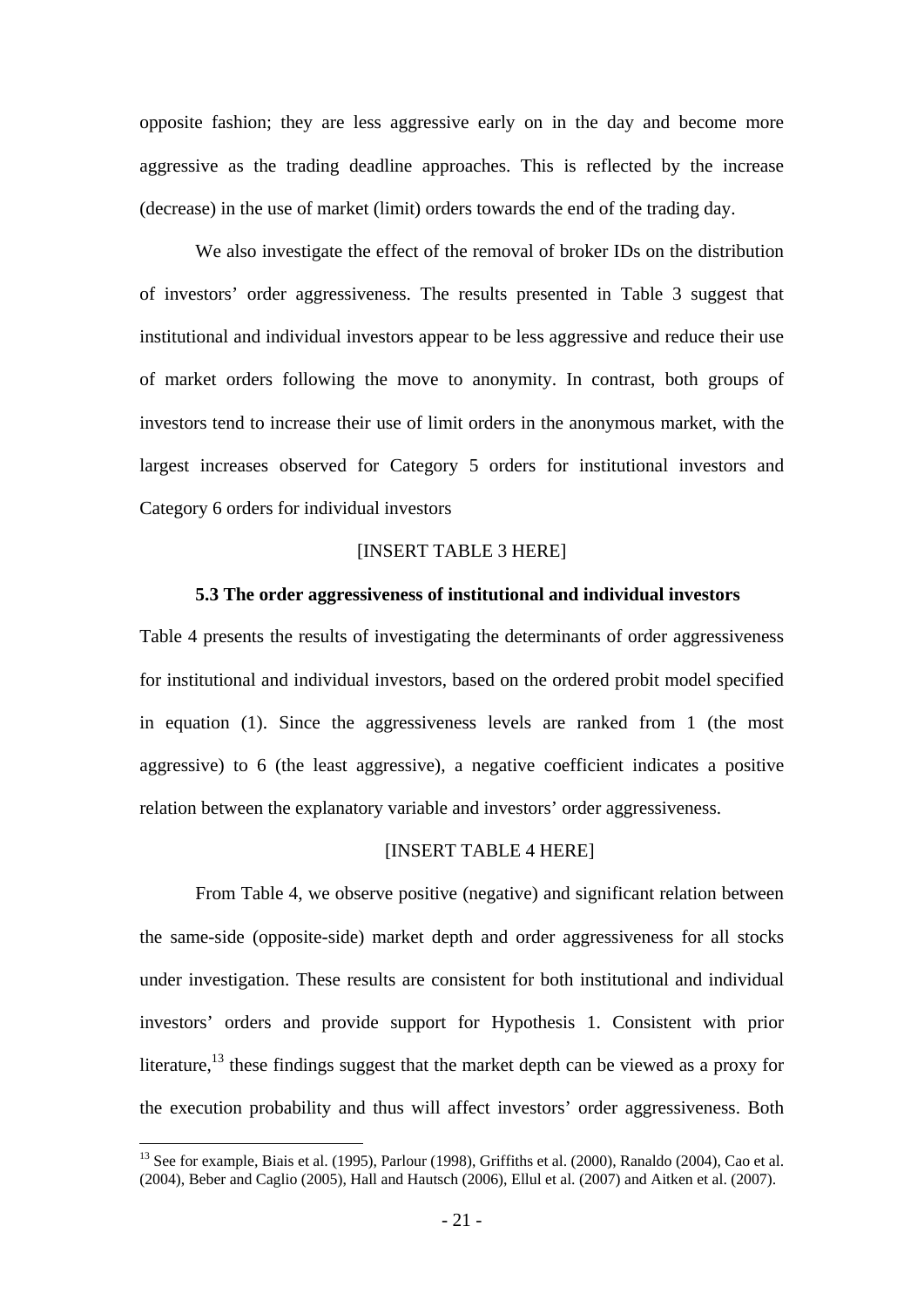opposite fashion; they are less aggressive early on in the day and become more aggressive as the trading deadline approaches. This is reflected by the increase (decrease) in the use of market (limit) orders towards the end of the trading day.

We also investigate the effect of the removal of broker IDs on the distribution of investors' order aggressiveness. The results presented in Table 3 suggest that institutional and individual investors appear to be less aggressive and reduce their use of market orders following the move to anonymity. In contrast, both groups of investors tend to increase their use of limit orders in the anonymous market, with the largest increases observed for Category 5 orders for institutional investors and Category 6 orders for individual investors

[INSERT TABLE 3 HERE]

### 5.3 The order aggressiveness of institutional and individual investors

Table 4 presents the results of investigating the determinants of order aggressiveness for institutional and individual investors, based on the ordered probit model specified in equation (1). Since the aggressiveness levels are ranked from 1 (the most aggressive) to 6 (the least aggressive), a negative coefficient indicates a positive relation between the explanatory variable and investors' order aggressiveness.

[INSERT TABLE 4 HERE]

From Table 4, we observe positive (negative) and significant relation between the same-side (opposite-side) market depth and order aggressiveness for all stocks under investigation. These results are consistent for both institutional and individual investors' orders and provide support for Hypothesis 1. Consistent with prior literature,[13] these findings suggest that the market depth can be viewed as a proxy for the execution probability and thus will affect investors' order aggressiveness. Both

[13] See for example, Biais et al. (1995), Parlour (1998), Griffiths et al. (2000), Ranaldo (2004), Cao et al. (2004), Beber and Caglio (2005), Hall and Hautsch (2006), Ellul et al. (2007) and Aitken et al. (2007).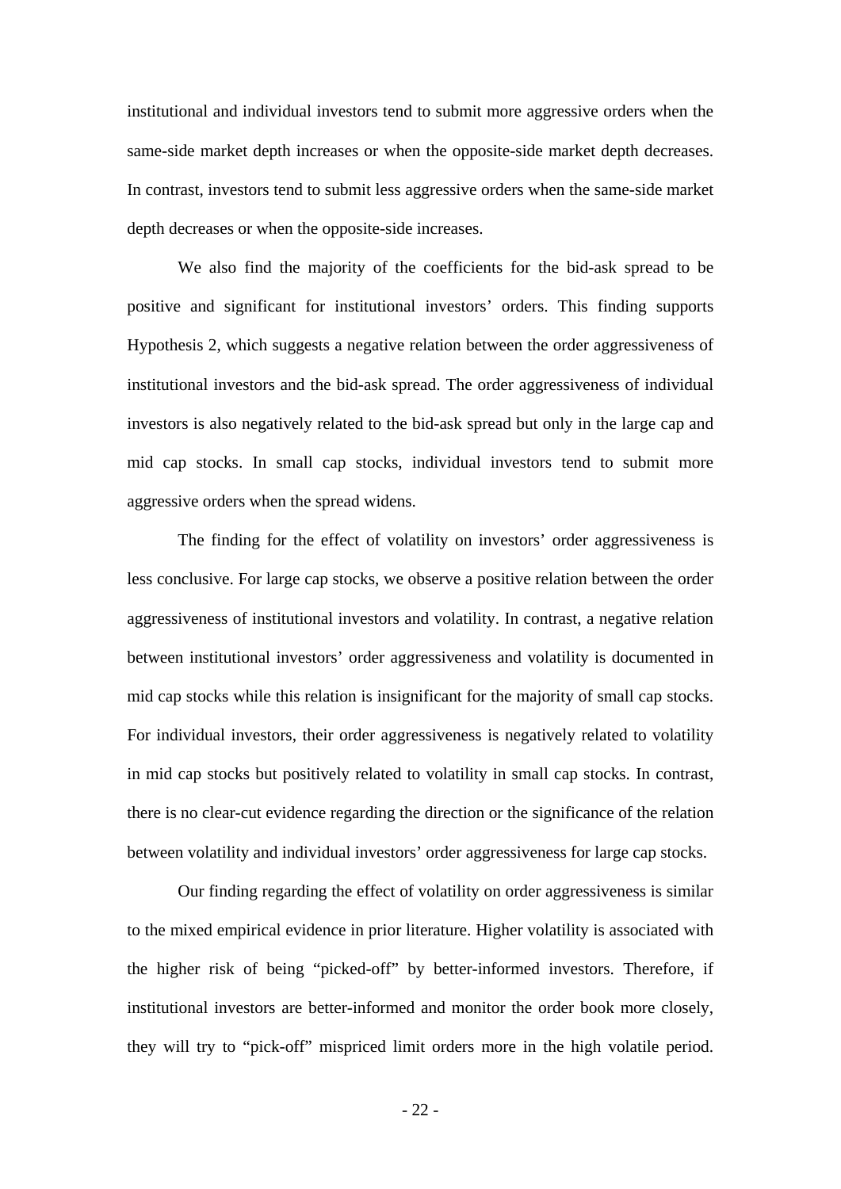institutional and individual investors tend to submit more aggressive orders when the same-side market depth increases or when the opposite-side market depth decreases. In contrast, investors tend to submit less aggressive orders when the same-side market depth decreases or when the opposite-side increases.

We also find the majority of the coefficients for the bid-ask spread to be positive and significant for institutional investors' orders. This finding supports Hypothesis 2, which suggests a negative relation between the order aggressiveness of institutional investors and the bid-ask spread. The order aggressiveness of individual investors is also negatively related to the bid-ask spread but only in the large cap and mid cap stocks. In small cap stocks, individual investors tend to submit more aggressive orders when the spread widens.

The finding for the effect of volatility on investors' order aggressiveness is less conclusive. For large cap stocks, we observe a positive relation between the order aggressiveness of institutional investors and volatility. In contrast, a negative relation between institutional investors' order aggressiveness and volatility is documented in mid cap stocks while this relation is insignificant for the majority of small cap stocks. For individual investors, their order aggressiveness is negatively related to volatility in mid cap stocks but positively related to volatility in small cap stocks. In contrast, there is no clear-cut evidence regarding the direction or the significance of the relation between volatility and individual investors' order aggressiveness for large cap stocks.

Our finding regarding the effect of volatility on order aggressiveness is similar to the mixed empirical evidence in prior literature. Higher volatility is associated with the higher risk of being "picked-off" by better-informed investors. Therefore, if institutional investors are better-informed and monitor the order book more closely, they will try to "pick-off" mispriced limit orders more in the high volatile period.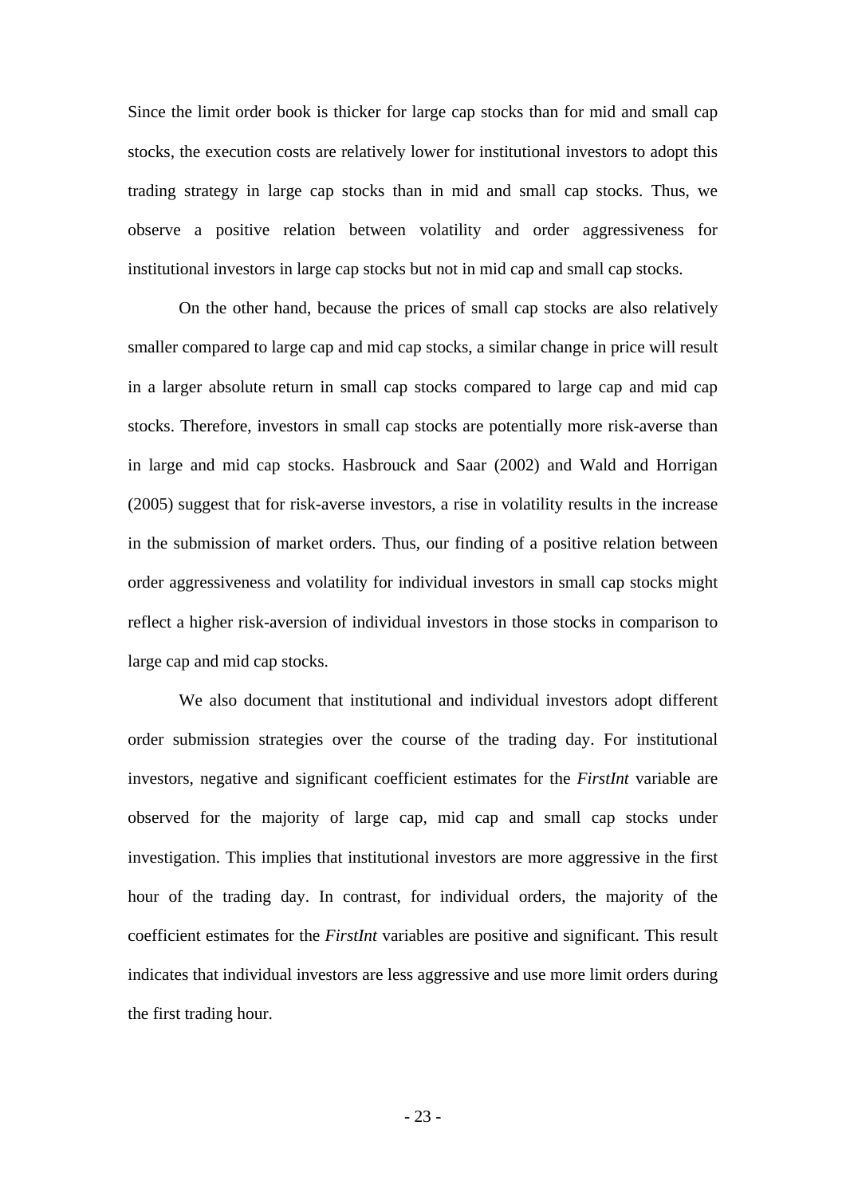Since the limit order book is thicker for large cap stocks than for mid and small cap stocks, the execution costs are relatively lower for institutional investors to adopt this trading strategy in large cap stocks than in mid and small cap stocks. Thus, we observe a positive relation between volatility and order aggressiveness for institutional investors in large cap stocks but not in mid cap and small cap stocks.

On the other hand, because the prices of small cap stocks are also relatively smaller compared to large cap and mid cap stocks, a similar change in price will result in a larger absolute return in small cap stocks compared to large cap and mid cap stocks. Therefore, investors in small cap stocks are potentially more risk-averse than in large and mid cap stocks. Hasbrouck and Saar (2002) and Wald and Horrigan (2005) suggest that for risk-averse investors, a rise in volatility results in the increase in the submission of market orders. Thus, our finding of a positive relation between order aggressiveness and volatility for individual investors in small cap stocks might reflect a higher risk-aversion of individual investors in those stocks in comparison to large cap and mid cap stocks.

We also document that institutional and individual investors adopt different order submission strategies over the course of the trading day. For institutional investors, negative and significant coefficient estimates for the *FirstInt* variable are observed for the majority of large cap, mid cap and small cap stocks under investigation. This implies that institutional investors are more aggressive in the first hour of the trading day. In contrast, for individual orders, the majority of the coefficient estimates for the *FirstInt* variables are positive and significant. This result indicates that individual investors are less aggressive and use more limit orders during the first trading hour.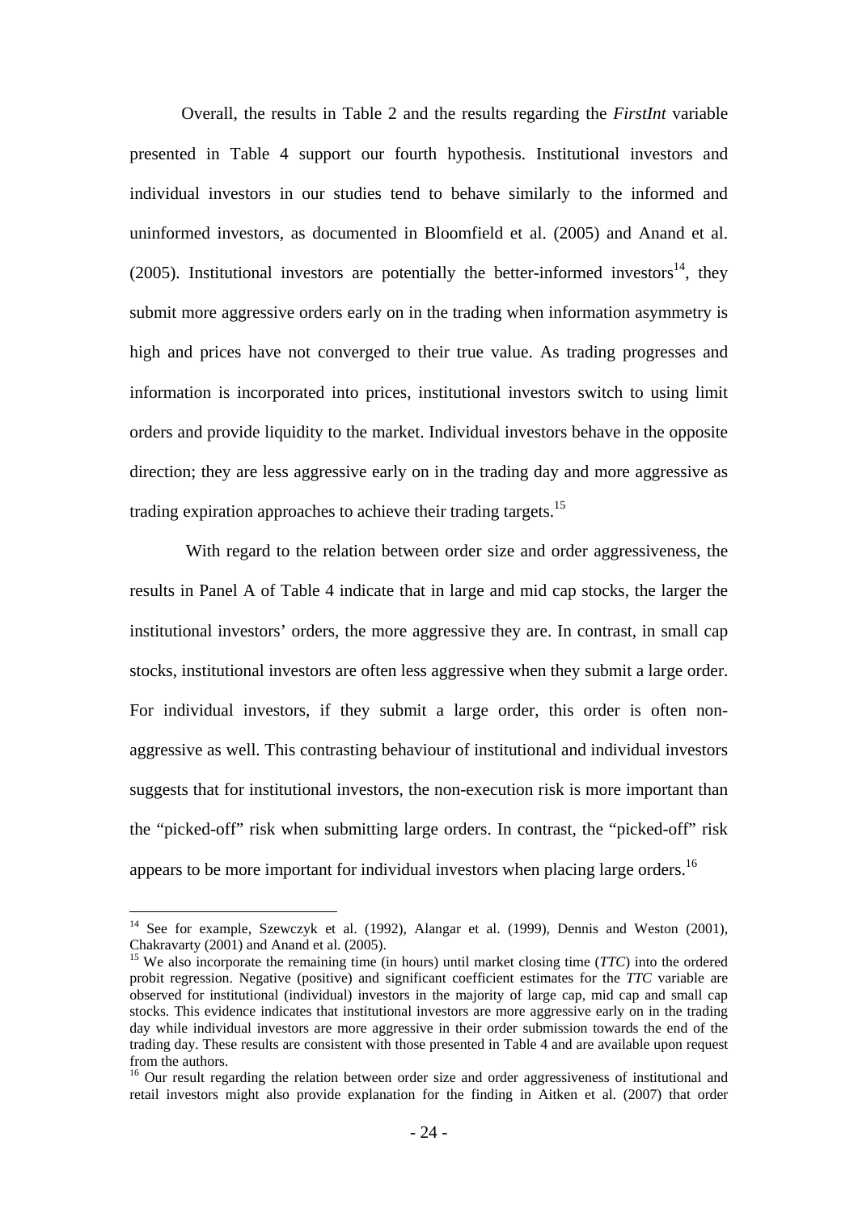Overall, the results in Table 2 and the results regarding the *FirstInt* variable presented in Table 4 support our fourth hypothesis. Institutional investors and individual investors in our studies tend to behave similarly to the informed and uninformed investors, as documented in Bloomfield et al. (2005) and Anand et al. (2005). Institutional investors are potentially the better-informed investors[14], they submit more aggressive orders early on in the trading when information asymmetry is high and prices have not converged to their true value. As trading progresses and information is incorporated into prices, institutional investors switch to using limit orders and provide liquidity to the market. Individual investors behave in the opposite direction; they are less aggressive early on in the trading day and more aggressive as trading expiration approaches to achieve their trading targets.[15]

With regard to the relation between order size and order aggressiveness, the results in Panel A of Table 4 indicate that in large and mid cap stocks, the larger the institutional investors' orders, the more aggressive they are. In contrast, in small cap stocks, institutional investors are often less aggressive when they submit a large order. For individual investors, if they submit a large order, this order is often non-aggressive as well. This contrasting behaviour of institutional and individual investors suggests that for institutional investors, the non-execution risk is more important than the "picked-off" risk when submitting large orders. In contrast, the "picked-off" risk appears to be more important for individual investors when placing large orders.[16]

---

[14] See for example, Szewczyk et al. (1992), Alangar et al. (1999), Dennis and Weston (2001), Chakravarty (2001) and Anand et al. (2005).

[15] We also incorporate the remaining time (in hours) until market closing time (*TTC*) into the ordered probit regression. Negative (positive) and significant coefficient estimates for the *TTC* variable are observed for institutional (individual) investors in the majority of large cap, mid cap and small cap stocks. This evidence indicates that institutional investors are more aggressive early on in the trading day while individual investors are more aggressive in their order submission towards the end of the trading day. These results are consistent with those presented in Table 4 and are available upon request from the authors.

[16] Our result regarding the relation between order size and order aggressiveness of institutional and retail investors might also provide explanation for the finding in Aitken et al. (2007) that order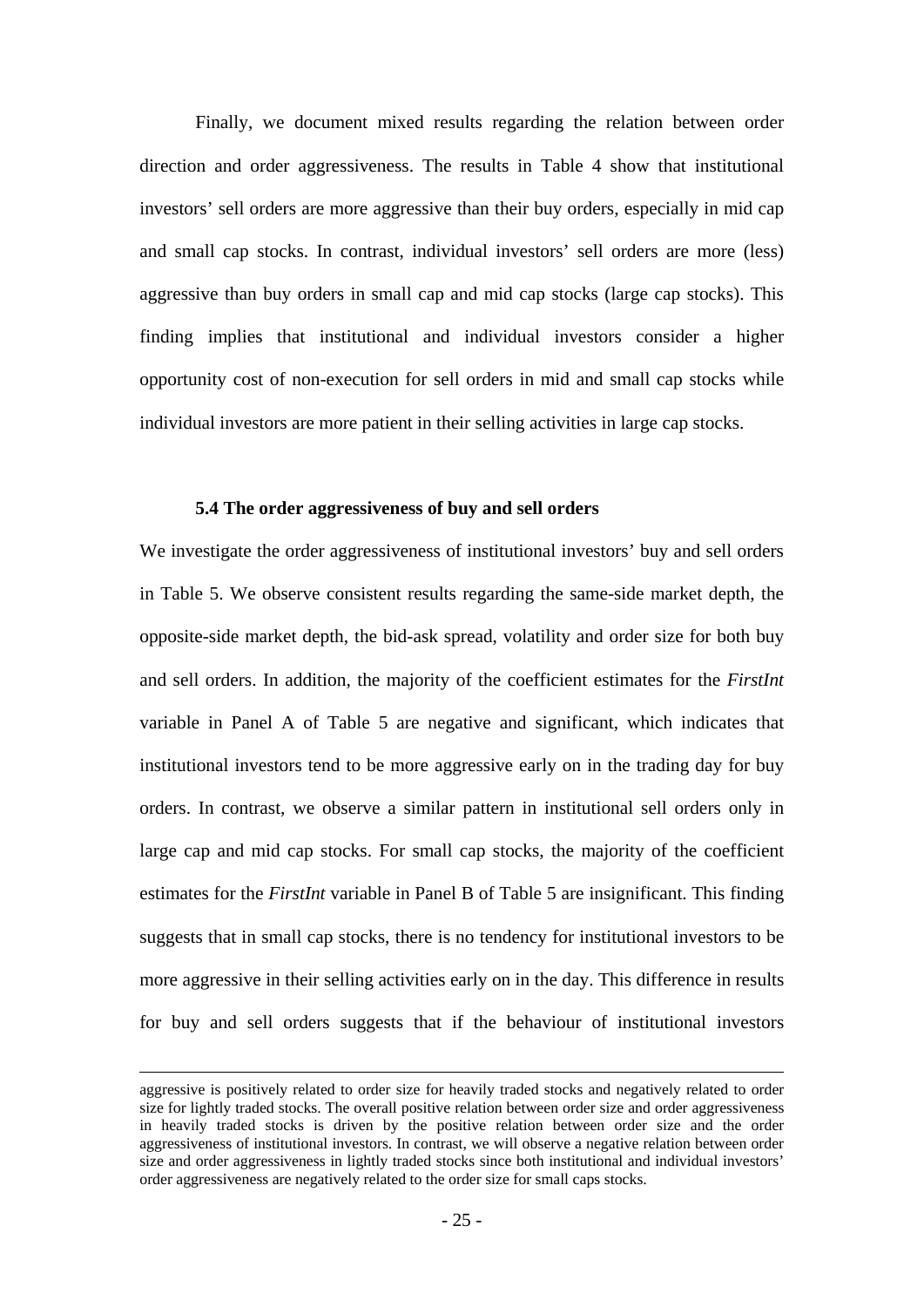Finally, we document mixed results regarding the relation between order direction and order aggressiveness. The results in Table 4 show that institutional investors' sell orders are more aggressive than their buy orders, especially in mid cap and small cap stocks. In contrast, individual investors' sell orders are more (less) aggressive than buy orders in small cap and mid cap stocks (large cap stocks). This finding implies that institutional and individual investors consider a higher opportunity cost of non-execution for sell orders in mid and small cap stocks while individual investors are more patient in their selling activities in large cap stocks.

### 5.4 The order aggressiveness of buy and sell orders

We investigate the order aggressiveness of institutional investors' buy and sell orders in Table 5. We observe consistent results regarding the same-side market depth, the opposite-side market depth, the bid-ask spread, volatility and order size for both buy and sell orders. In addition, the majority of the coefficient estimates for the *FirstInt* variable in Panel A of Table 5 are negative and significant, which indicates that institutional investors tend to be more aggressive early on in the trading day for buy orders. In contrast, we observe a similar pattern in institutional sell orders only in large cap and mid cap stocks. For small cap stocks, the majority of the coefficient estimates for the *FirstInt* variable in Panel B of Table 5 are insignificant. This finding suggests that in small cap stocks, there is no tendency for institutional investors to be more aggressive in their selling activities early on in the day. This difference in results for buy and sell orders suggests that if the behaviour of institutional investors

---

aggressive is positively related to order size for heavily traded stocks and negatively related to order size for lightly traded stocks. The overall positive relation between order size and order aggressiveness in heavily traded stocks is driven by the positive relation between order size and the order aggressiveness of institutional investors. In contrast, we will observe a negative relation between order size and order aggressiveness in lightly traded stocks since both institutional and individual investors' order aggressiveness are negatively related to the order size for small caps stocks.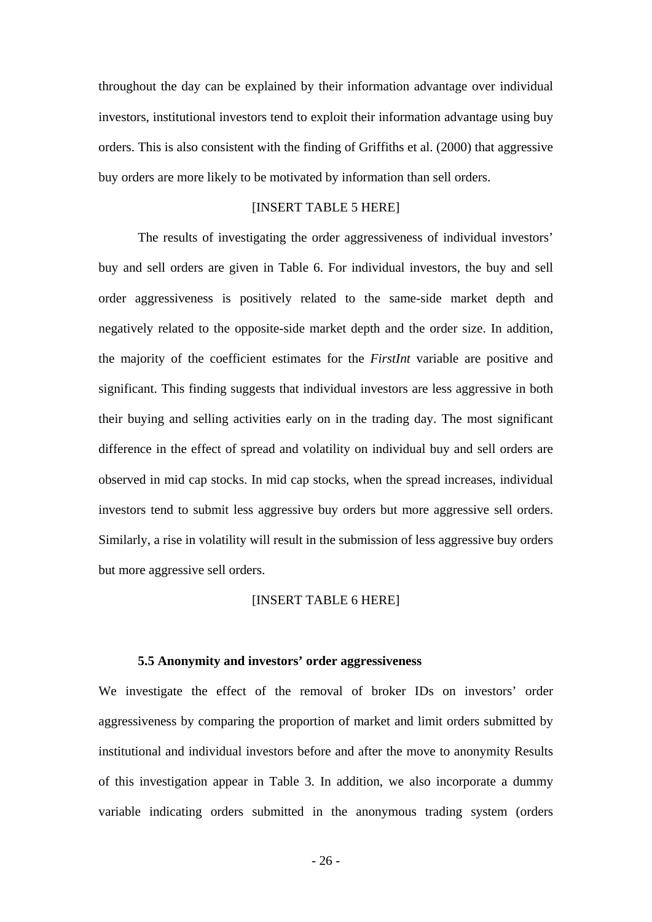throughout the day can be explained by their information advantage over individual investors, institutional investors tend to exploit their information advantage using buy orders. This is also consistent with the finding of Griffiths et al. (2000) that aggressive buy orders are more likely to be motivated by information than sell orders.

[INSERT TABLE 5 HERE]

The results of investigating the order aggressiveness of individual investors' buy and sell orders are given in Table 6. For individual investors, the buy and sell order aggressiveness is positively related to the same-side market depth and negatively related to the opposite-side market depth and the order size. In addition, the majority of the coefficient estimates for the *FirstInt* variable are positive and significant. This finding suggests that individual investors are less aggressive in both their buying and selling activities early on in the trading day. The most significant difference in the effect of spread and volatility on individual buy and sell orders are observed in mid cap stocks. In mid cap stocks, when the spread increases, individual investors tend to submit less aggressive buy orders but more aggressive sell orders. Similarly, a rise in volatility will result in the submission of less aggressive buy orders but more aggressive sell orders.

[INSERT TABLE 6 HERE]

### 5.5 Anonymity and investors' order aggressiveness

We investigate the effect of the removal of broker IDs on investors' order aggressiveness by comparing the proportion of market and limit orders submitted by institutional and individual investors before and after the move to anonymity Results of this investigation appear in Table 3. In addition, we also incorporate a dummy variable indicating orders submitted in the anonymous trading system (orders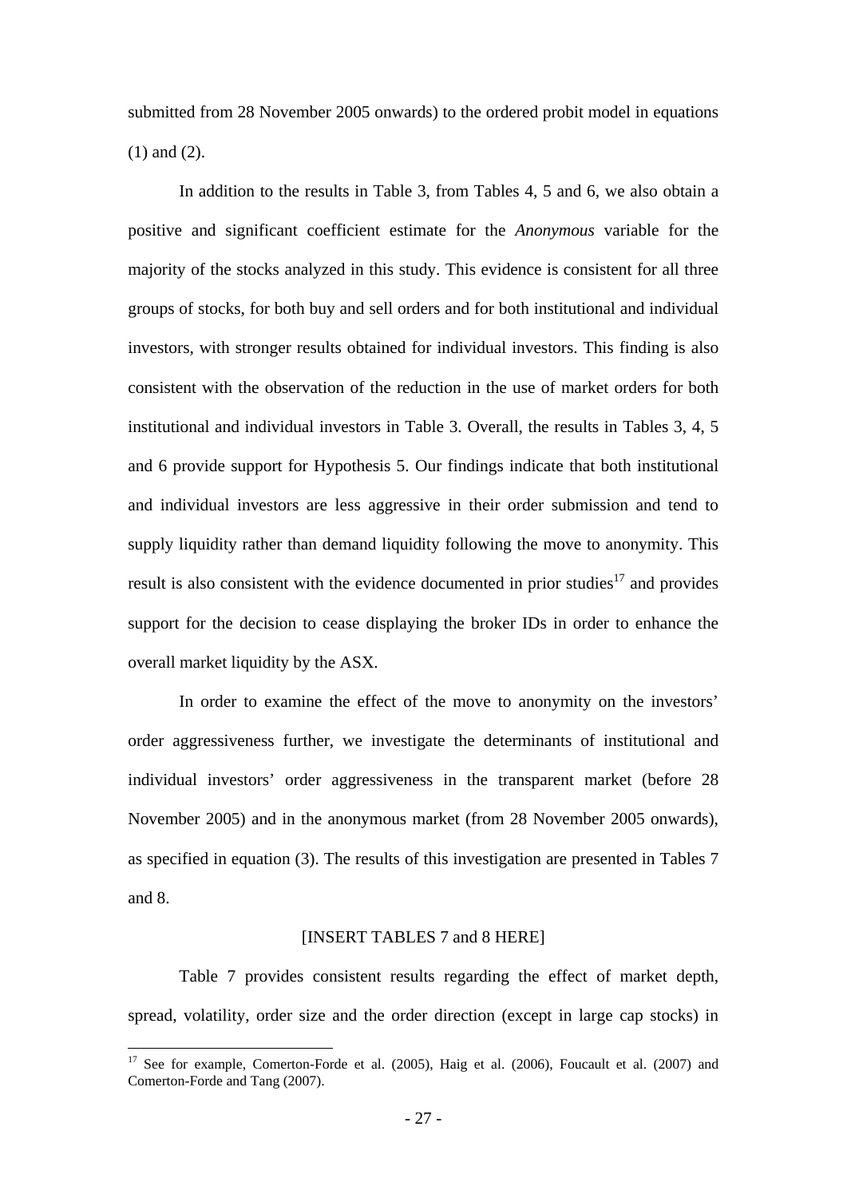submitted from 28 November 2005 onwards) to the ordered probit model in equations (1) and (2).

In addition to the results in Table 3, from Tables 4, 5 and 6, we also obtain a positive and significant coefficient estimate for the *Anonymous* variable for the majority of the stocks analyzed in this study. This evidence is consistent for all three groups of stocks, for both buy and sell orders and for both institutional and individual investors, with stronger results obtained for individual investors. This finding is also consistent with the observation of the reduction in the use of market orders for both institutional and individual investors in Table 3. Overall, the results in Tables 3, 4, 5 and 6 provide support for Hypothesis 5. Our findings indicate that both institutional and individual investors are less aggressive in their order submission and tend to supply liquidity rather than demand liquidity following the move to anonymity. This result is also consistent with the evidence documented in prior studies[17] and provides support for the decision to cease displaying the broker IDs in order to enhance the overall market liquidity by the ASX.

In order to examine the effect of the move to anonymity on the investors' order aggressiveness further, we investigate the determinants of institutional and individual investors' order aggressiveness in the transparent market (before 28 November 2005) and in the anonymous market (from 28 November 2005 onwards), as specified in equation (3). The results of this investigation are presented in Tables 7 and 8.

[INSERT TABLES 7 and 8 HERE]

Table 7 provides consistent results regarding the effect of market depth, spread, volatility, order size and the order direction (except in large cap stocks) in

---

[17] See for example, Comerton-Forde et al. (2005), Haig et al. (2006), Foucault et al. (2007) and Comerton-Forde and Tang (2007).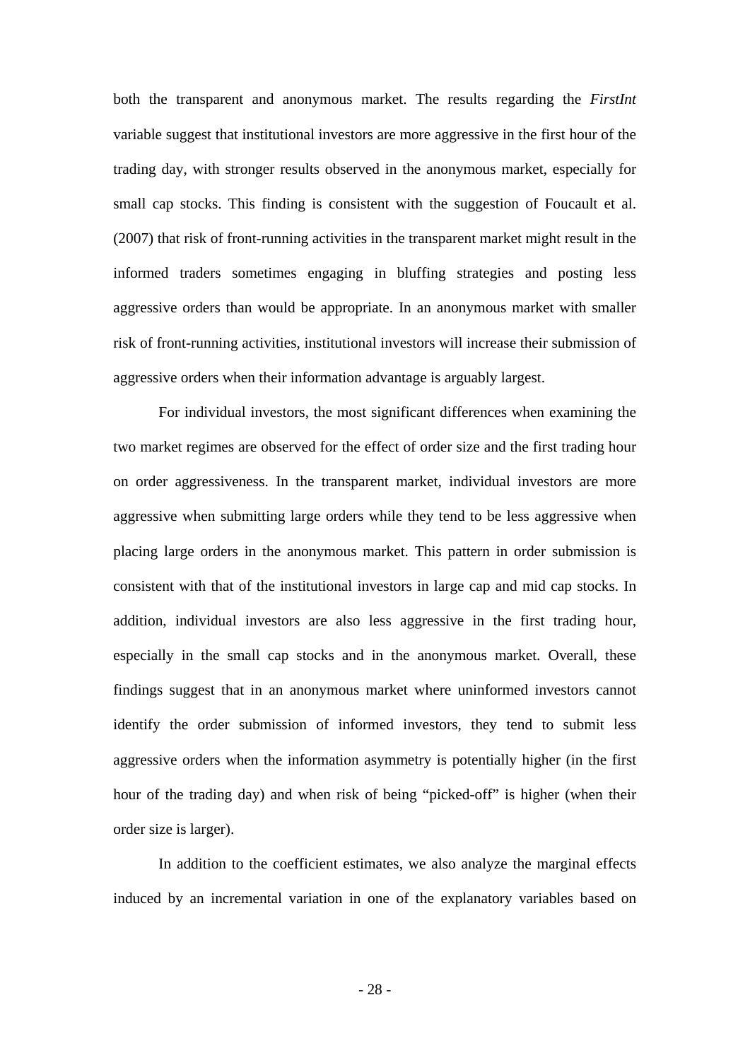both the transparent and anonymous market. The results regarding the *FirstInt* variable suggest that institutional investors are more aggressive in the first hour of the trading day, with stronger results observed in the anonymous market, especially for small cap stocks. This finding is consistent with the suggestion of Foucault et al. (2007) that risk of front-running activities in the transparent market might result in the informed traders sometimes engaging in bluffing strategies and posting less aggressive orders than would be appropriate. In an anonymous market with smaller risk of front-running activities, institutional investors will increase their submission of aggressive orders when their information advantage is arguably largest.

For individual investors, the most significant differences when examining the two market regimes are observed for the effect of order size and the first trading hour on order aggressiveness. In the transparent market, individual investors are more aggressive when submitting large orders while they tend to be less aggressive when placing large orders in the anonymous market. This pattern in order submission is consistent with that of the institutional investors in large cap and mid cap stocks. In addition, individual investors are also less aggressive in the first trading hour, especially in the small cap stocks and in the anonymous market. Overall, these findings suggest that in an anonymous market where uninformed investors cannot identify the order submission of informed investors, they tend to submit less aggressive orders when the information asymmetry is potentially higher (in the first hour of the trading day) and when risk of being "picked-off" is higher (when their order size is larger).

In addition to the coefficient estimates, we also analyze the marginal effects induced by an incremental variation in one of the explanatory variables based on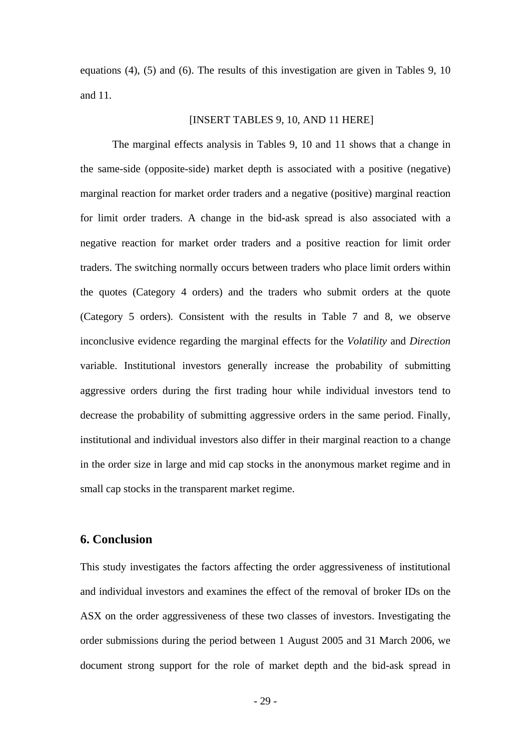equations (4), (5) and (6). The results of this investigation are given in Tables 9, 10 and 11.

[INSERT TABLES 9, 10, AND 11 HERE]

The marginal effects analysis in Tables 9, 10 and 11 shows that a change in the same-side (opposite-side) market depth is associated with a positive (negative) marginal reaction for market order traders and a negative (positive) marginal reaction for limit order traders. A change in the bid-ask spread is also associated with a negative reaction for market order traders and a positive reaction for limit order traders. The switching normally occurs between traders who place limit orders within the quotes (Category 4 orders) and the traders who submit orders at the quote (Category 5 orders). Consistent with the results in Table 7 and 8, we observe inconclusive evidence regarding the marginal effects for the *Volatility* and *Direction* variable. Institutional investors generally increase the probability of submitting aggressive orders during the first trading hour while individual investors tend to decrease the probability of submitting aggressive orders in the same period. Finally, institutional and individual investors also differ in their marginal reaction to a change in the order size in large and mid cap stocks in the anonymous market regime and in small cap stocks in the transparent market regime.

## 6. Conclusion

This study investigates the factors affecting the order aggressiveness of institutional and individual investors and examines the effect of the removal of broker IDs on the ASX on the order aggressiveness of these two classes of investors. Investigating the order submissions during the period between 1 August 2005 and 31 March 2006, we document strong support for the role of market depth and the bid-ask spread in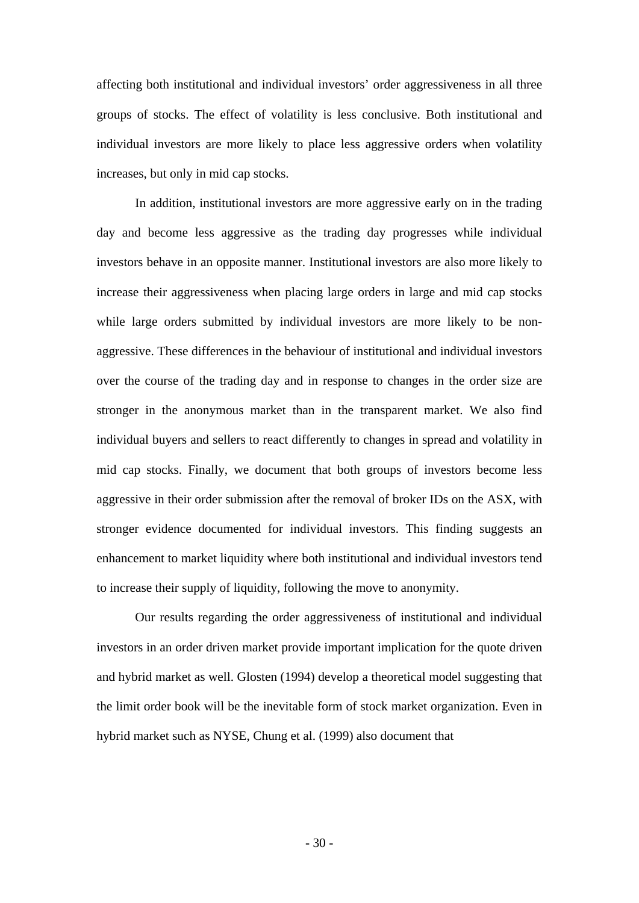affecting both institutional and individual investors' order aggressiveness in all three groups of stocks. The effect of volatility is less conclusive. Both institutional and individual investors are more likely to place less aggressive orders when volatility increases, but only in mid cap stocks.

In addition, institutional investors are more aggressive early on in the trading day and become less aggressive as the trading day progresses while individual investors behave in an opposite manner. Institutional investors are also more likely to increase their aggressiveness when placing large orders in large and mid cap stocks while large orders submitted by individual investors are more likely to be non-aggressive. These differences in the behaviour of institutional and individual investors over the course of the trading day and in response to changes in the order size are stronger in the anonymous market than in the transparent market. We also find individual buyers and sellers to react differently to changes in spread and volatility in mid cap stocks. Finally, we document that both groups of investors become less aggressive in their order submission after the removal of broker IDs on the ASX, with stronger evidence documented for individual investors. This finding suggests an enhancement to market liquidity where both institutional and individual investors tend to increase their supply of liquidity, following the move to anonymity.

Our results regarding the order aggressiveness of institutional and individual investors in an order driven market provide important implication for the quote driven and hybrid market as well. Glosten (1994) develop a theoretical model suggesting that the limit order book will be the inevitable form of stock market organization. Even in hybrid market such as NYSE, Chung et al. (1999) also document that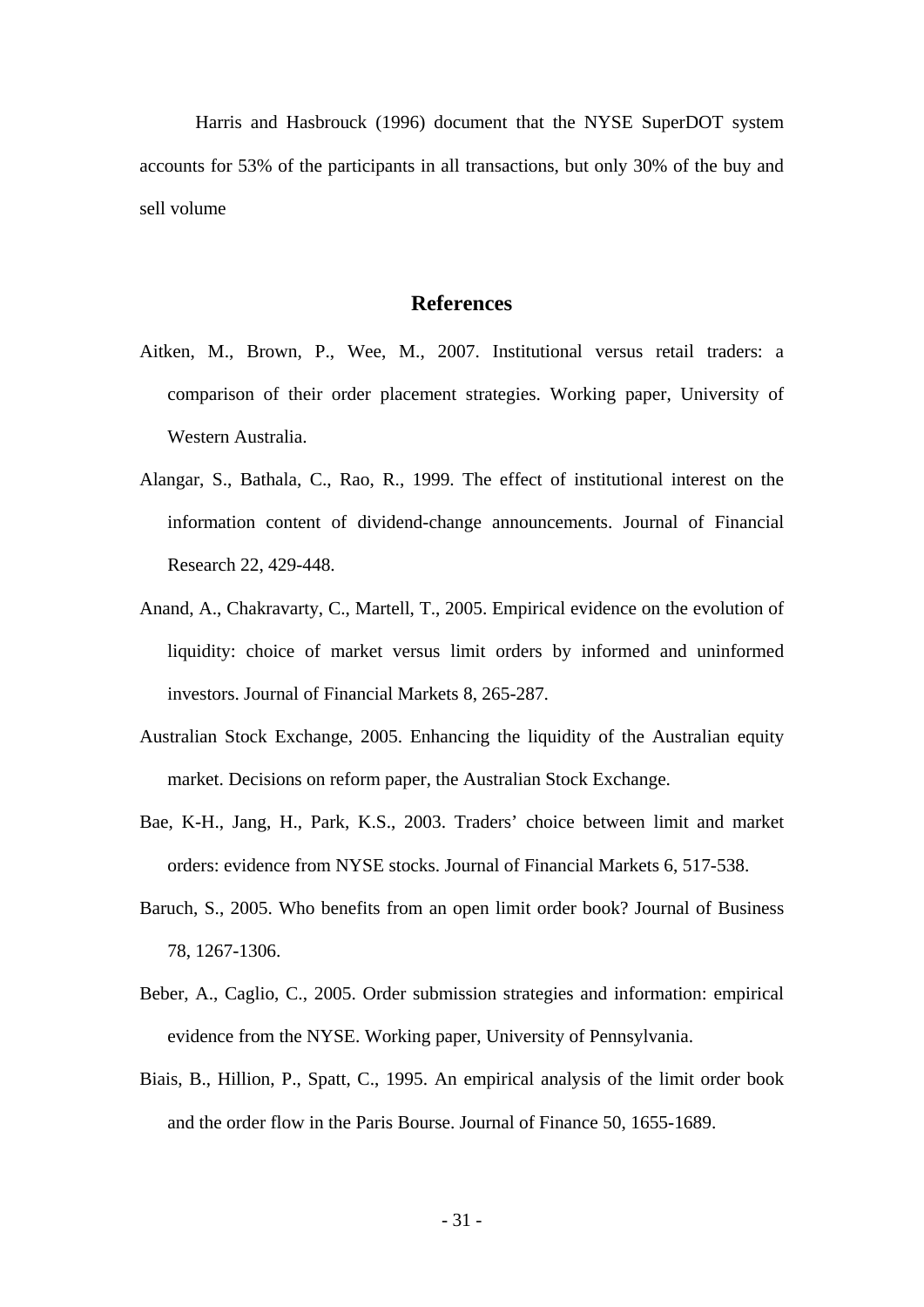Harris and Hasbrouck (1996) document that the NYSE SuperDOT system accounts for 53% of the participants in all transactions, but only 30% of the buy and sell volume

## References

Aitken, M., Brown, P., Wee, M., 2007. Institutional versus retail traders: a comparison of their order placement strategies. Working paper, University of Western Australia.

Alangar, S., Bathala, C., Rao, R., 1999. The effect of institutional interest on the information content of dividend-change announcements. Journal of Financial Research 22, 429-448.

Anand, A., Chakravarty, C., Martell, T., 2005. Empirical evidence on the evolution of liquidity: choice of market versus limit orders by informed and uninformed investors. Journal of Financial Markets 8, 265-287.

Australian Stock Exchange, 2005. Enhancing the liquidity of the Australian equity market. Decisions on reform paper, the Australian Stock Exchange.

Bae, K-H., Jang, H., Park, K.S., 2003. Traders' choice between limit and market orders: evidence from NYSE stocks. Journal of Financial Markets 6, 517-538.

Baruch, S., 2005. Who benefits from an open limit order book? Journal of Business 78, 1267-1306.

Beber, A., Caglio, C., 2005. Order submission strategies and information: empirical evidence from the NYSE. Working paper, University of Pennsylvania.

Biais, B., Hillion, P., Spatt, C., 1995. An empirical analysis of the limit order book and the order flow in the Paris Bourse. Journal of Finance 50, 1655-1689.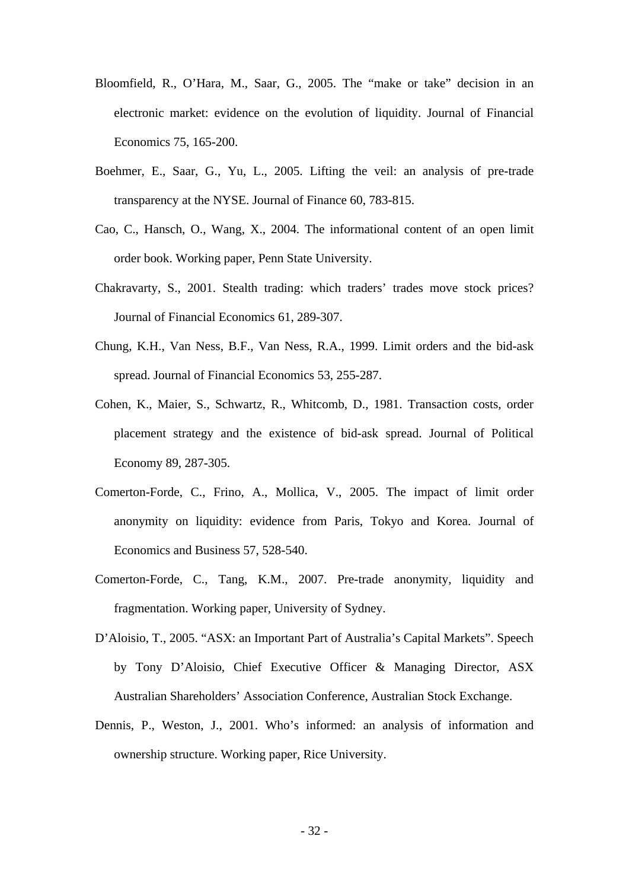Bloomfield, R., O'Hara, M., Saar, G., 2005. The "make or take" decision in an electronic market: evidence on the evolution of liquidity. Journal of Financial Economics 75, 165-200.

Boehmer, E., Saar, G., Yu, L., 2005. Lifting the veil: an analysis of pre-trade transparency at the NYSE. Journal of Finance 60, 783-815.

Cao, C., Hansch, O., Wang, X., 2004. The informational content of an open limit order book. Working paper, Penn State University.

Chakravarty, S., 2001. Stealth trading: which traders' trades move stock prices? Journal of Financial Economics 61, 289-307.

Chung, K.H., Van Ness, B.F., Van Ness, R.A., 1999. Limit orders and the bid-ask spread. Journal of Financial Economics 53, 255-287.

Cohen, K., Maier, S., Schwartz, R., Whitcomb, D., 1981. Transaction costs, order placement strategy and the existence of bid-ask spread. Journal of Political Economy 89, 287-305.

Comerton-Forde, C., Frino, A., Mollica, V., 2005. The impact of limit order anonymity on liquidity: evidence from Paris, Tokyo and Korea. Journal of Economics and Business 57, 528-540.

Comerton-Forde, C., Tang, K.M., 2007. Pre-trade anonymity, liquidity and fragmentation. Working paper, University of Sydney.

D'Aloisio, T., 2005. "ASX: an Important Part of Australia's Capital Markets". Speech by Tony D'Aloisio, Chief Executive Officer & Managing Director, ASX Australian Shareholders' Association Conference, Australian Stock Exchange.

Dennis, P., Weston, J., 2001. Who's informed: an analysis of information and ownership structure. Working paper, Rice University.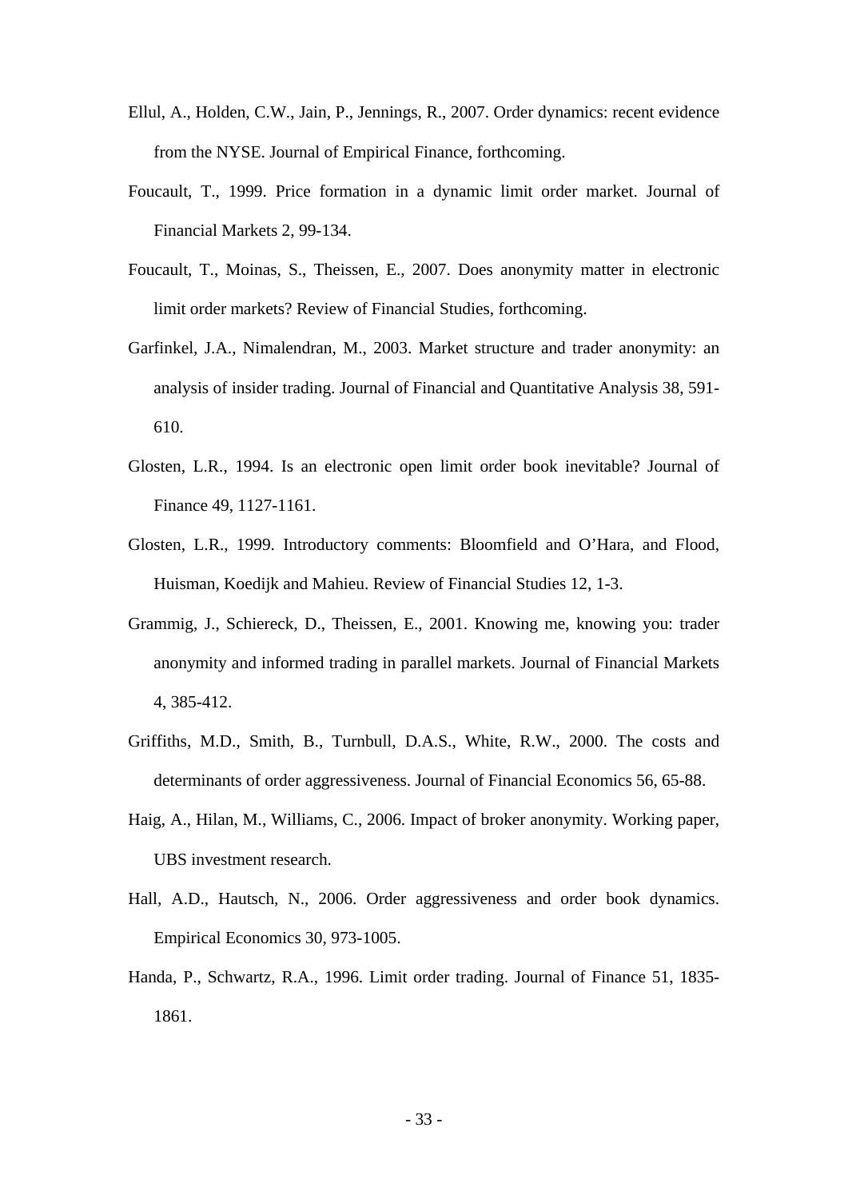Ellul, A., Holden, C.W., Jain, P., Jennings, R., 2007. Order dynamics: recent evidence from the NYSE. Journal of Empirical Finance, forthcoming.

Foucault, T., 1999. Price formation in a dynamic limit order market. Journal of Financial Markets 2, 99-134.

Foucault, T., Moinas, S., Theissen, E., 2007. Does anonymity matter in electronic limit order markets? Review of Financial Studies, forthcoming.

Garfinkel, J.A., Nimalendran, M., 2003. Market structure and trader anonymity: an analysis of insider trading. Journal of Financial and Quantitative Analysis 38, 591-610.

Glosten, L.R., 1994. Is an electronic open limit order book inevitable? Journal of Finance 49, 1127-1161.

Glosten, L.R., 1999. Introductory comments: Bloomfield and O'Hara, and Flood, Huisman, Koedijk and Mahieu. Review of Financial Studies 12, 1-3.

Grammig, J., Schiereck, D., Theissen, E., 2001. Knowing me, knowing you: trader anonymity and informed trading in parallel markets. Journal of Financial Markets 4, 385-412.

Griffiths, M.D., Smith, B., Turnbull, D.A.S., White, R.W., 2000. The costs and determinants of order aggressiveness. Journal of Financial Economics 56, 65-88.

Haig, A., Hilan, M., Williams, C., 2006. Impact of broker anonymity. Working paper, UBS investment research.

Hall, A.D., Hautsch, N., 2006. Order aggressiveness and order book dynamics. Empirical Economics 30, 973-1005.

Handa, P., Schwartz, R.A., 1996. Limit order trading. Journal of Finance 51, 1835-1861.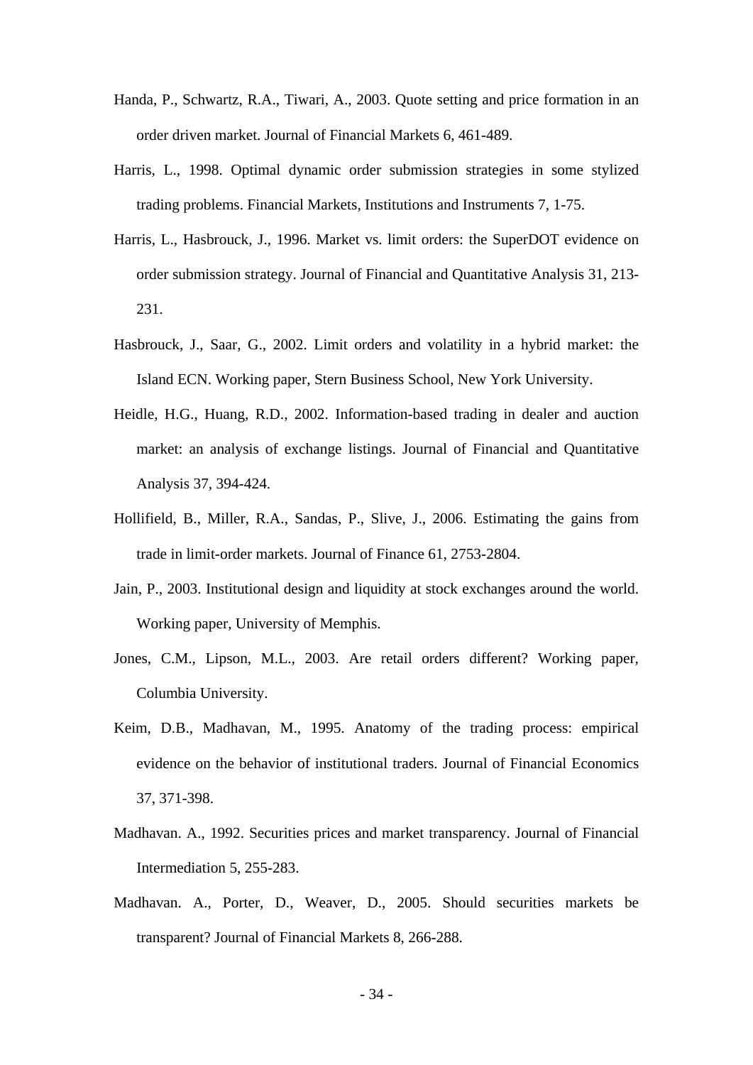Handa, P., Schwartz, R.A., Tiwari, A., 2003. Quote setting and price formation in an order driven market. Journal of Financial Markets 6, 461-489.

Harris, L., 1998. Optimal dynamic order submission strategies in some stylized trading problems. Financial Markets, Institutions and Instruments 7, 1-75.

Harris, L., Hasbrouck, J., 1996. Market vs. limit orders: the SuperDOT evidence on order submission strategy. Journal of Financial and Quantitative Analysis 31, 213-231.

Hasbrouck, J., Saar, G., 2002. Limit orders and volatility in a hybrid market: the Island ECN. Working paper, Stern Business School, New York University.

Heidle, H.G., Huang, R.D., 2002. Information-based trading in dealer and auction market: an analysis of exchange listings. Journal of Financial and Quantitative Analysis 37, 394-424.

Hollifield, B., Miller, R.A., Sandas, P., Slive, J., 2006. Estimating the gains from trade in limit-order markets. Journal of Finance 61, 2753-2804.

Jain, P., 2003. Institutional design and liquidity at stock exchanges around the world. Working paper, University of Memphis.

Jones, C.M., Lipson, M.L., 2003. Are retail orders different? Working paper, Columbia University.

Keim, D.B., Madhavan, M., 1995. Anatomy of the trading process: empirical evidence on the behavior of institutional traders. Journal of Financial Economics 37, 371-398.

Madhavan. A., 1992. Securities prices and market transparency. Journal of Financial Intermediation 5, 255-283.

Madhavan. A., Porter, D., Weaver, D., 2005. Should securities markets be transparent? Journal of Financial Markets 8, 266-288.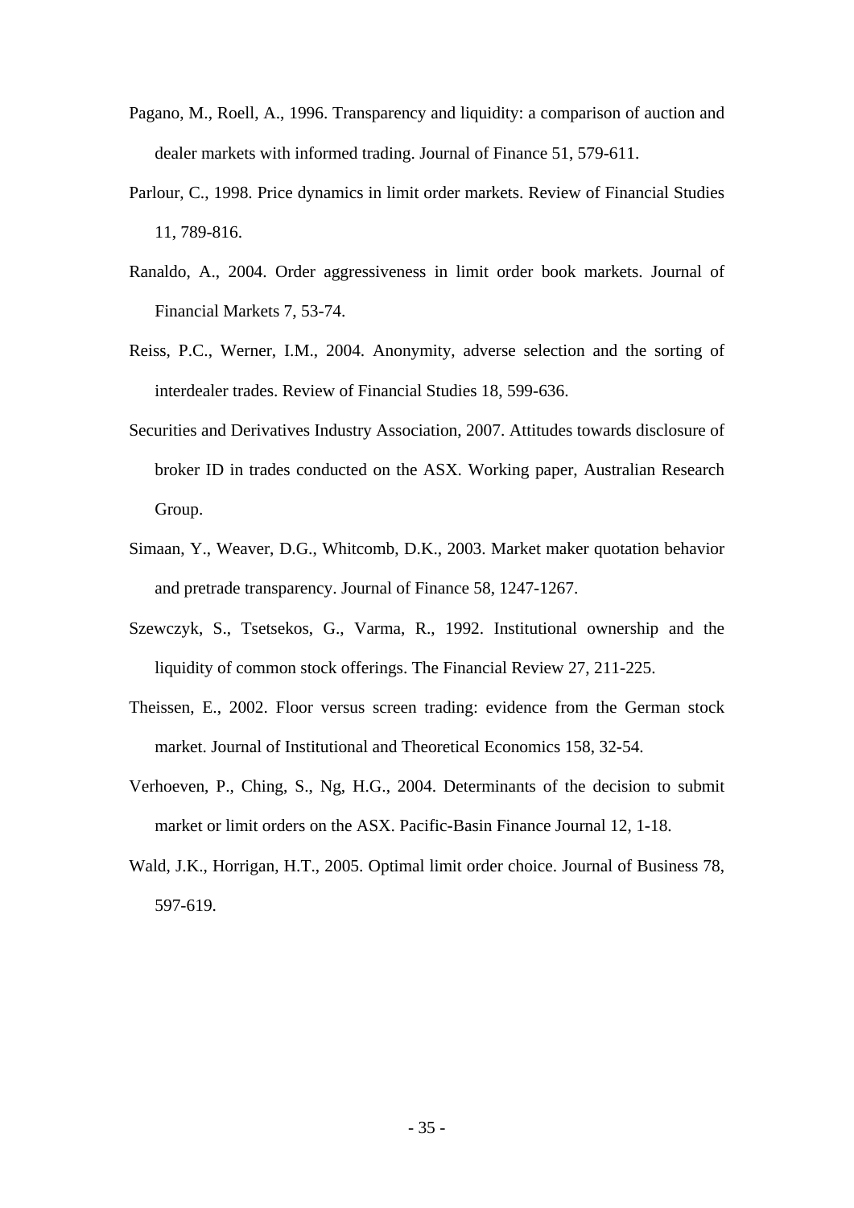Pagano, M., Roell, A., 1996. Transparency and liquidity: a comparison of auction and dealer markets with informed trading. Journal of Finance 51, 579-611.

Parlour, C., 1998. Price dynamics in limit order markets. Review of Financial Studies 11, 789-816.

Ranaldo, A., 2004. Order aggressiveness in limit order book markets. Journal of Financial Markets 7, 53-74.

Reiss, P.C., Werner, I.M., 2004. Anonymity, adverse selection and the sorting of interdealer trades. Review of Financial Studies 18, 599-636.

Securities and Derivatives Industry Association, 2007. Attitudes towards disclosure of broker ID in trades conducted on the ASX. Working paper, Australian Research Group.

Simaan, Y., Weaver, D.G., Whitcomb, D.K., 2003. Market maker quotation behavior and pretrade transparency. Journal of Finance 58, 1247-1267.

Szewczyk, S., Tsetsekos, G., Varma, R., 1992. Institutional ownership and the liquidity of common stock offerings. The Financial Review 27, 211-225.

Theissen, E., 2002. Floor versus screen trading: evidence from the German stock market. Journal of Institutional and Theoretical Economics 158, 32-54.

Verhoeven, P., Ching, S., Ng, H.G., 2004. Determinants of the decision to submit market or limit orders on the ASX. Pacific-Basin Finance Journal 12, 1-18.

Wald, J.K., Horrigan, H.T., 2005. Optimal limit order choice. Journal of Business 78, 597-619.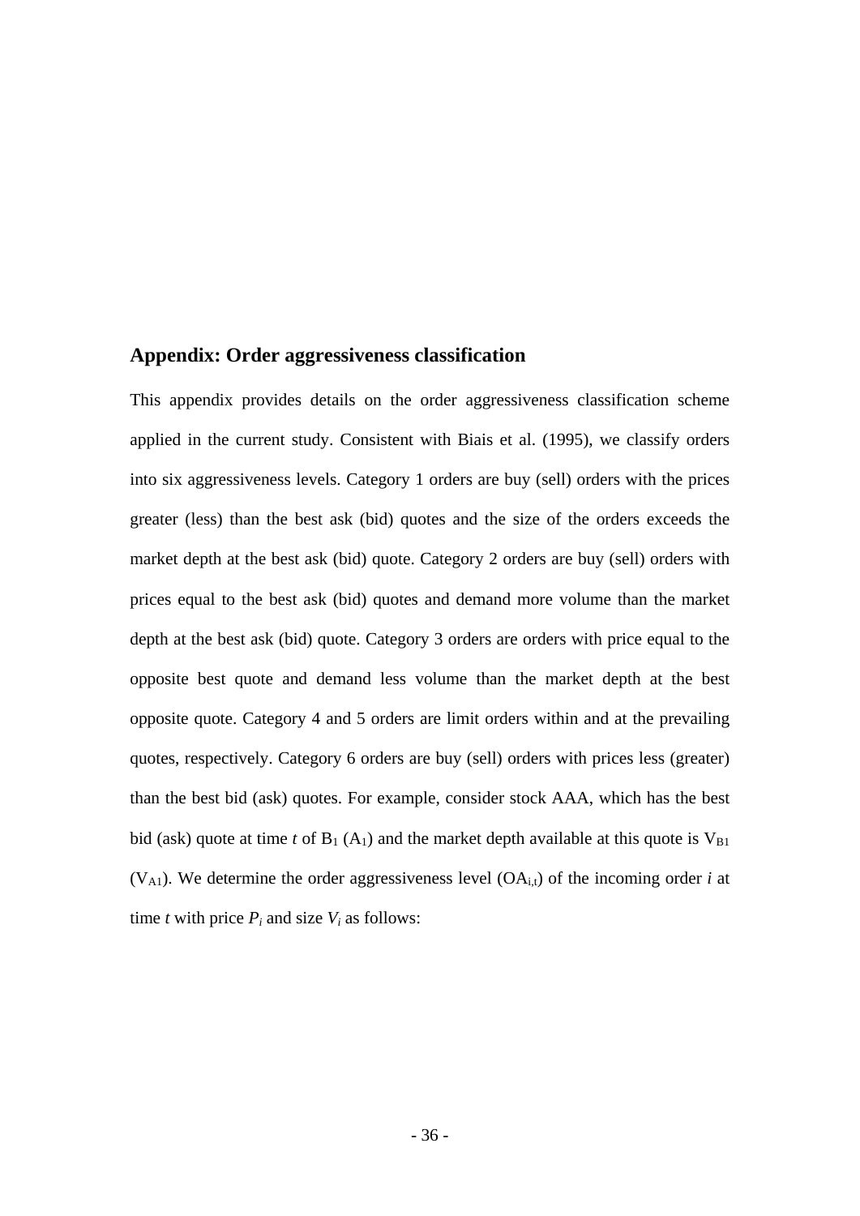## Appendix: Order aggressiveness classification

This appendix provides details on the order aggressiveness classification scheme applied in the current study. Consistent with Biais et al. (1995), we classify orders into six aggressiveness levels. Category 1 orders are buy (sell) orders with the prices greater (less) than the best ask (bid) quotes and the size of the orders exceeds the market depth at the best ask (bid) quote. Category 2 orders are buy (sell) orders with prices equal to the best ask (bid) quotes and demand more volume than the market depth at the best ask (bid) quote. Category 3 orders are orders with price equal to the opposite best quote and demand less volume than the market depth at the best opposite quote. Category 4 and 5 orders are limit orders within and at the prevailing quotes, respectively. Category 6 orders are buy (sell) orders with prices less (greater) than the best bid (ask) quotes. For example, consider stock AAA, which has the best bid (ask) quote at time $t$ of $B_1$ ($A_1$) and the market depth available at this quote is $V_{B1}$ ($V_{A1}$). We determine the order aggressiveness level ($OA_{i,t}$) of the incoming order $i$ at time $t$ with price $P_i$ and size $V_i$ as follows: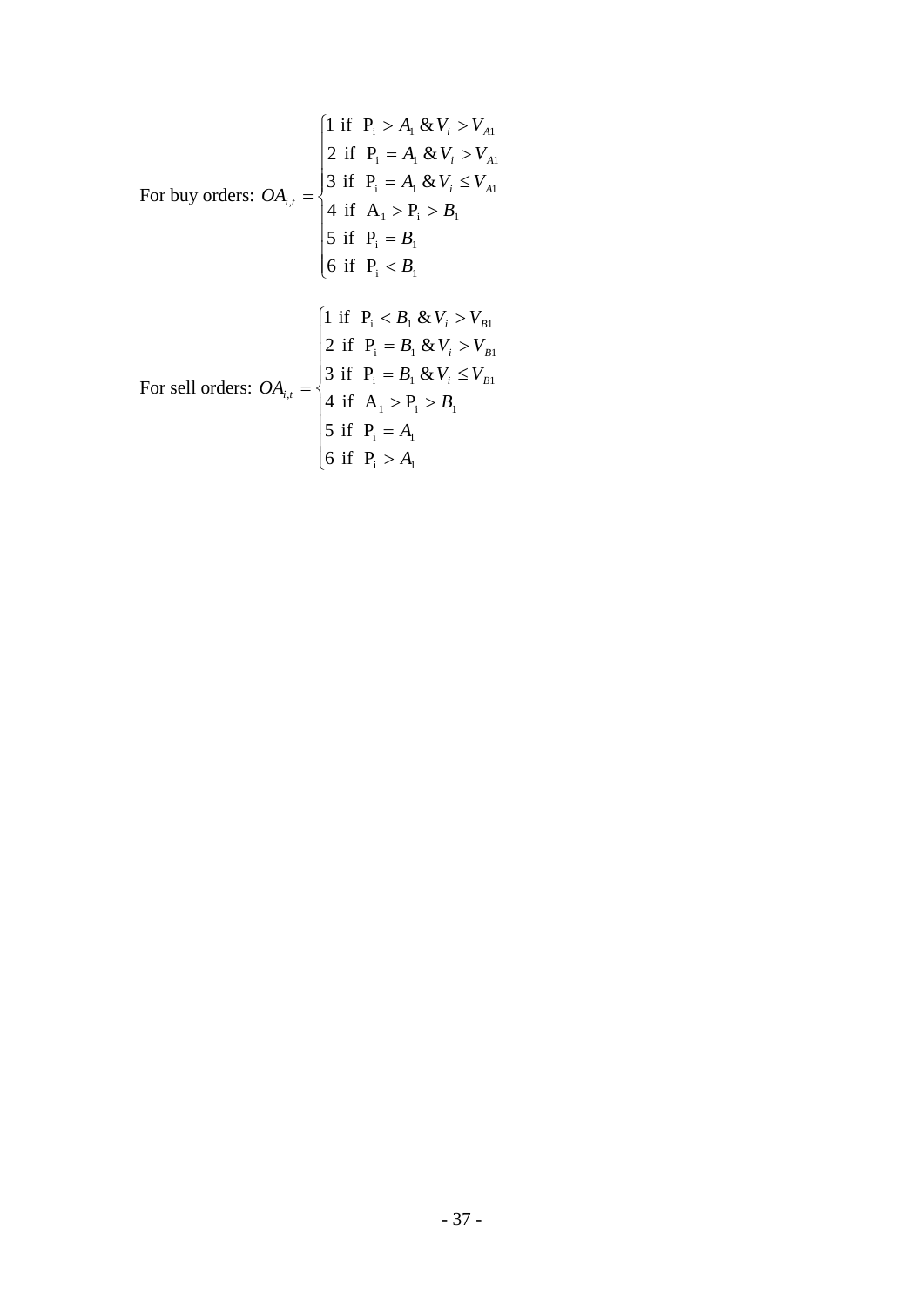$$\text{For buy orders: } OA_{i,t} = \begin{cases} 1 \text{ if } \mathrm{P_i} > A_1 \,\&\, V_i > V_{A1} \\ 2 \text{ if } \mathrm{P_i} = A_1 \,\&\, V_i > V_{A1} \\ 3 \text{ if } \mathrm{P_i} = A_1 \,\&\, V_i \leq V_{A1} \\ 4 \text{ if } \mathrm{A_1} > \mathrm{P_i} > B_1 \\ 5 \text{ if } \mathrm{P_i} = B_1 \\ 6 \text{ if } \mathrm{P_i} < B_1 \end{cases}$$

$$\text{For sell orders: } OA_{i,t} = \begin{cases} 1 \text{ if } \mathrm{P_i} < B_1 \,\&\, V_i > V_{B1} \\ 2 \text{ if } \mathrm{P_i} = B_1 \,\&\, V_i > V_{B1} \\ 3 \text{ if } \mathrm{P_i} = B_1 \,\&\, V_i \leq V_{B1} \\ 4 \text{ if } \mathrm{A_1} > \mathrm{P_i} > B_1 \\ 5 \text{ if } \mathrm{P_i} = A_1 \\ 6 \text{ if } \mathrm{P_i} > A_1 \end{cases}$$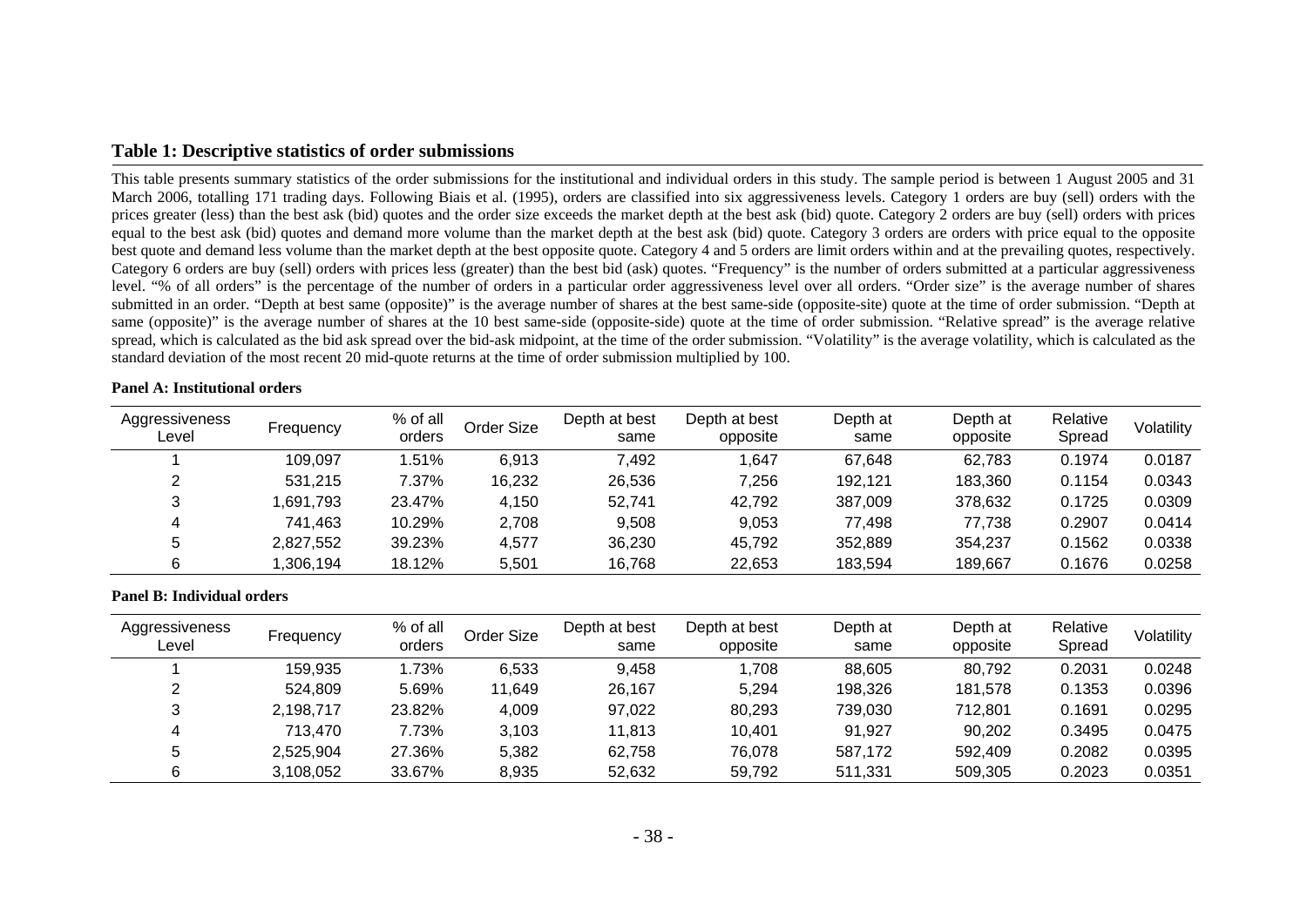**Table 1: Descriptive statistics of order submissions**

This table presents summary statistics of the order submissions for the institutional and individual orders in this study. The sample period is between 1 August 2005 and 31 March 2006, totalling 171 trading days. Following Biais et al. (1995), orders are classified into six aggressiveness levels. Category 1 orders are buy (sell) orders with the prices greater (less) than the best ask (bid) quotes and the order size exceeds the market depth at the best ask (bid) quote. Category 2 orders are buy (sell) orders with prices equal to the best ask (bid) quotes and demand more volume than the market depth at the best ask (bid) quote. Category 3 orders are orders with price equal to the opposite best quote and demand less volume than the market depth at the best opposite quote. Category 4 and 5 orders are limit orders within and at the prevailing quotes, respectively. Category 6 orders are buy (sell) orders with prices less (greater) than the best bid (ask) quotes. "Frequency" is the number of orders submitted at a particular aggressiveness level. "% of all orders" is the percentage of the number of orders in a particular order aggressiveness level over all orders. "Order size" is the average number of shares submitted in an order. "Depth at best same (opposite)" is the average number of shares at the best same-side (opposite-site) quote at the time of order submission. "Depth at same (opposite)" is the average number of shares at the 10 best same-side (opposite-side) quote at the time of order submission. "Relative spread" is the average relative spread, which is calculated as the bid ask spread over the bid-ask midpoint, at the time of the order submission. "Volatility" is the average volatility, which is calculated as the standard deviation of the most recent 20 mid-quote returns at the time of order submission multiplied by 100.

**Panel A: Institutional orders**

| Aggressiveness Level | Frequency | % of all orders | Order Size | Depth at best same | Depth at best opposite | Depth at same | Depth at opposite | Relative Spread | Volatility |
|---|---|---|---|---|---|---|---|---|---|
| 1 | 109,097 | 1.51% | 6,913 | 7,492 | 1,647 | 67,648 | 62,783 | 0.1974 | 0.0187 |
| 2 | 531,215 | 7.37% | 16,232 | 26,536 | 7,256 | 192,121 | 183,360 | 0.1154 | 0.0343 |
| 3 | 1,691,793 | 23.47% | 4,150 | 52,741 | 42,792 | 387,009 | 378,632 | 0.1725 | 0.0309 |
| 4 | 741,463 | 10.29% | 2,708 | 9,508 | 9,053 | 77,498 | 77,738 | 0.2907 | 0.0414 |
| 5 | 2,827,552 | 39.23% | 4,577 | 36,230 | 45,792 | 352,889 | 354,237 | 0.1562 | 0.0338 |
| 6 | 1,306,194 | 18.12% | 5,501 | 16,768 | 22,653 | 183,594 | 189,667 | 0.1676 | 0.0258 |

**Panel B: Individual orders**

| Aggressiveness Level | Frequency | % of all orders | Order Size | Depth at best same | Depth at best opposite | Depth at same | Depth at opposite | Relative Spread | Volatility |
|---|---|---|---|---|---|---|---|---|---|
| 1 | 159,935 | 1.73% | 6,533 | 9,458 | 1,708 | 88,605 | 80,792 | 0.2031 | 0.0248 |
| 2 | 524,809 | 5.69% | 11,649 | 26,167 | 5,294 | 198,326 | 181,578 | 0.1353 | 0.0396 |
| 3 | 2,198,717 | 23.82% | 4,009 | 97,022 | 80,293 | 739,030 | 712,801 | 0.1691 | 0.0295 |
| 4 | 713,470 | 7.73% | 3,103 | 11,813 | 10,401 | 91,927 | 90,202 | 0.3495 | 0.0475 |
| 5 | 2,525,904 | 27.36% | 5,382 | 62,758 | 76,078 | 587,172 | 592,409 | 0.2082 | 0.0395 |
| 6 | 3,108,052 | 33.67% | 8,935 | 52,632 | 59,792 | 511,331 | 509,305 | 0.2023 | 0.0351 |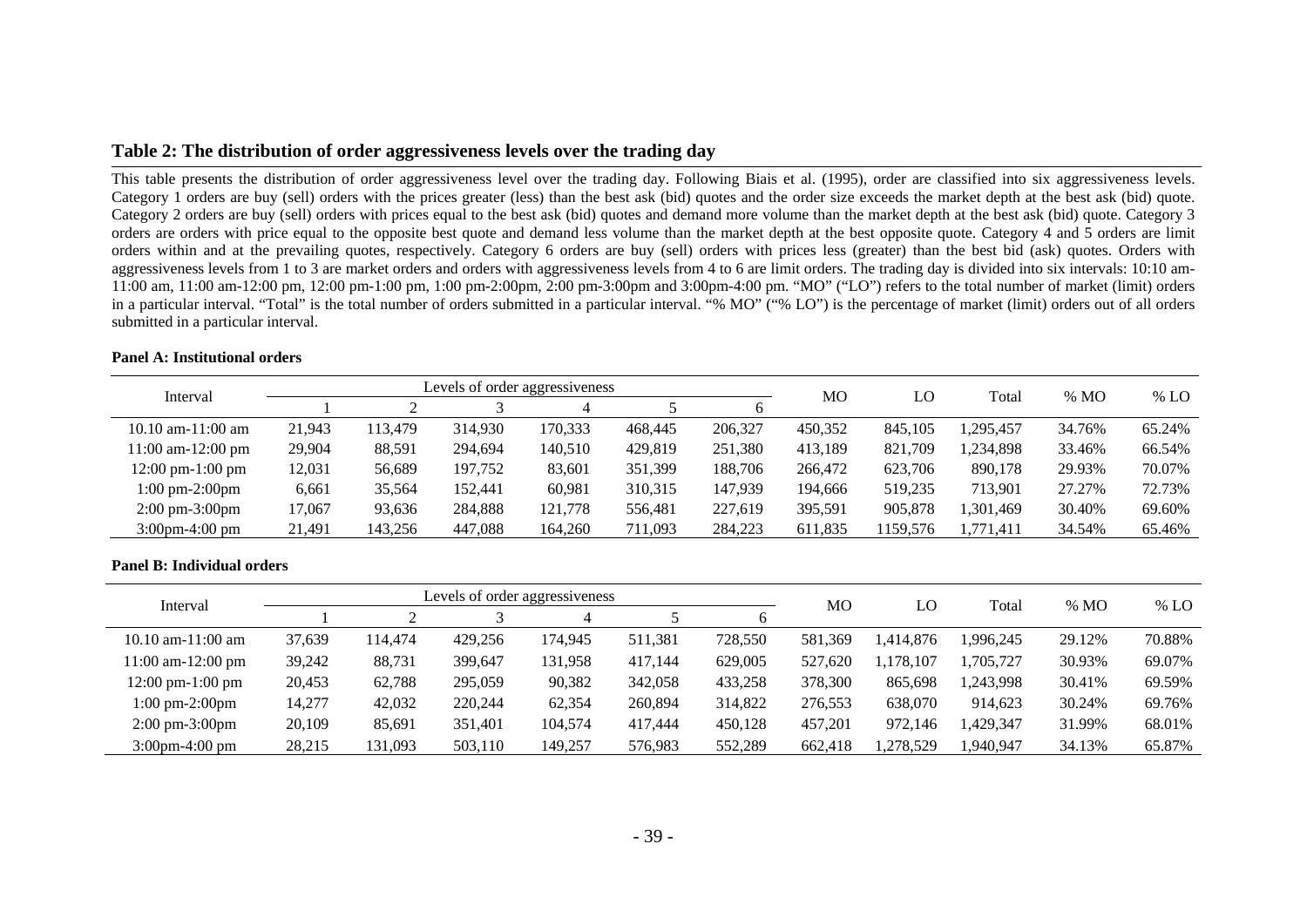### Table 2: The distribution of order aggressiveness levels over the trading day

This table presents the distribution of order aggressiveness level over the trading day. Following Biais et al. (1995), order are classified into six aggressiveness levels. Category 1 orders are buy (sell) orders with the prices greater (less) than the best ask (bid) quotes and the order size exceeds the market depth at the best ask (bid) quote. Category 2 orders are buy (sell) orders with prices equal to the best ask (bid) quotes and demand more volume than the market depth at the best ask (bid) quote. Category 3 orders are orders with price equal to the opposite best quote and demand less volume than the market depth at the best opposite quote. Category 4 and 5 orders are limit orders within and at the prevailing quotes, respectively. Category 6 orders are buy (sell) orders with prices less (greater) than the best bid (ask) quotes. Orders with aggressiveness levels from 1 to 3 are market orders and orders with aggressiveness levels from 4 to 6 are limit orders. The trading day is divided into six intervals: 10:10 am-11:00 am, 11:00 am-12:00 pm, 12:00 pm-1:00 pm, 1:00 pm-2:00pm, 2:00 pm-3:00pm and 3:00pm-4:00 pm. "MO" ("LO") refers to the total number of market (limit) orders in a particular interval. "Total" is the total number of orders submitted in a particular interval. "% MO" ("% LO") is the percentage of market (limit) orders out of all orders submitted in a particular interval.

**Panel A: Institutional orders**

| Interval | Levels of order aggressiveness | | | | | | MO | LO | Total | % MO | % LO |
|---|---|---|---|---|---|---|---|---|---|---|---|
| | 1 | 2 | 3 | 4 | 5 | 6 | | | | | |
| 10.10 am-11:00 am | 21,943 | 113,479 | 314,930 | 170,333 | 468,445 | 206,327 | 450,352 | 845,105 | 1,295,457 | 34.76% | 65.24% |
| 11:00 am-12:00 pm | 29,904 | 88,591 | 294,694 | 140,510 | 429,819 | 251,380 | 413,189 | 821,709 | 1,234,898 | 33.46% | 66.54% |
| 12:00 pm-1:00 pm | 12,031 | 56,689 | 197,752 | 83,601 | 351,399 | 188,706 | 266,472 | 623,706 | 890,178 | 29.93% | 70.07% |
| 1:00 pm-2:00pm | 6,661 | 35,564 | 152,441 | 60,981 | 310,315 | 147,939 | 194,666 | 519,235 | 713,901 | 27.27% | 72.73% |
| 2:00 pm-3:00pm | 17,067 | 93,636 | 284,888 | 121,778 | 556,481 | 227,619 | 395,591 | 905,878 | 1,301,469 | 30.40% | 69.60% |
| 3:00pm-4:00 pm | 21,491 | 143,256 | 447,088 | 164,260 | 711,093 | 284,223 | 611,835 | 1159,576 | 1,771,411 | 34.54% | 65.46% |

**Panel B: Individual orders**

| Interval | Levels of order aggressiveness | | | | | | MO | LO | Total | % MO | % LO |
|---|---|---|---|---|---|---|---|---|---|---|---|
| | 1 | 2 | 3 | 4 | 5 | 6 | | | | | |
| 10.10 am-11:00 am | 37,639 | 114,474 | 429,256 | 174,945 | 511,381 | 728,550 | 581,369 | 1,414,876 | 1,996,245 | 29.12% | 70.88% |
| 11:00 am-12:00 pm | 39,242 | 88,731 | 399,647 | 131,958 | 417,144 | 629,005 | 527,620 | 1,178,107 | 1,705,727 | 30.93% | 69.07% |
| 12:00 pm-1:00 pm | 20,453 | 62,788 | 295,059 | 90,382 | 342,058 | 433,258 | 378,300 | 865,698 | 1,243,998 | 30.41% | 69.59% |
| 1:00 pm-2:00pm | 14,277 | 42,032 | 220,244 | 62,354 | 260,894 | 314,822 | 276,553 | 638,070 | 914,623 | 30.24% | 69.76% |
| 2:00 pm-3:00pm | 20,109 | 85,691 | 351,401 | 104,574 | 417,444 | 450,128 | 457,201 | 972,146 | 1,429,347 | 31.99% | 68.01% |
| 3:00pm-4:00 pm | 28,215 | 131,093 | 503,110 | 149,257 | 576,983 | 552,289 | 662,418 | 1,278,529 | 1,940,947 | 34.13% | 65.87% |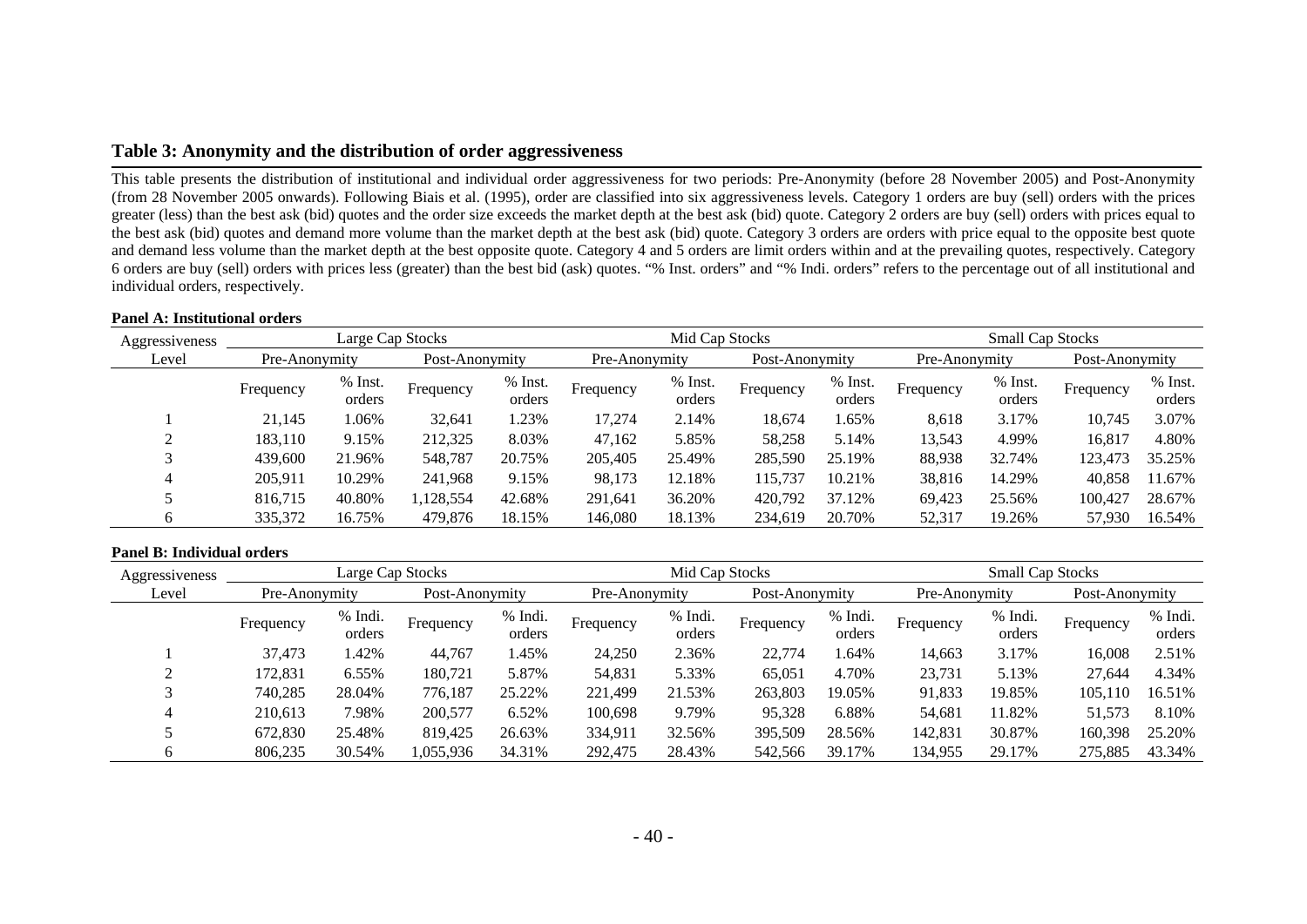## Table 3: Anonymity and the distribution of order aggressiveness

This table presents the distribution of institutional and individual order aggressiveness for two periods: Pre-Anonymity (before 28 November 2005) and Post-Anonymity (from 28 November 2005 onwards). Following Biais et al. (1995), order are classified into six aggressiveness levels. Category 1 orders are buy (sell) orders with the prices greater (less) than the best ask (bid) quotes and the order size exceeds the market depth at the best ask (bid) quote. Category 2 orders are buy (sell) orders with prices equal to the best ask (bid) quotes and demand more volume than the market depth at the best ask (bid) quote. Category 3 orders are orders with price equal to the opposite best quote and demand less volume than the market depth at the best opposite quote. Category 4 and 5 orders are limit orders within and at the prevailing quotes, respectively. Category 6 orders are buy (sell) orders with prices less (greater) than the best bid (ask) quotes. "% Inst. orders" and "% Indi. orders" refers to the percentage out of all institutional and individual orders, respectively.

**Panel A: Institutional orders**

| Aggressiveness | Large Cap Stocks | | | | Mid Cap Stocks | | | | Small Cap Stocks | | | |
|---|---|---|---|---|---|---|---|---|---|---|---|---|
| Level | Pre-Anonymity | | Post-Anonymity | | Pre-Anonymity | | Post-Anonymity | | Pre-Anonymity | | Post-Anonymity | |
| | Frequency | % Inst. orders | Frequency | % Inst. orders | Frequency | % Inst. orders | Frequency | % Inst. orders | Frequency | % Inst. orders | Frequency | % Inst. orders |
| 1 | 21,145 | 1.06% | 32,641 | 1.23% | 17,274 | 2.14% | 18,674 | 1.65% | 8,618 | 3.17% | 10,745 | 3.07% |
| 2 | 183,110 | 9.15% | 212,325 | 8.03% | 47,162 | 5.85% | 58,258 | 5.14% | 13,543 | 4.99% | 16,817 | 4.80% |
| 3 | 439,600 | 21.96% | 548,787 | 20.75% | 205,405 | 25.49% | 285,590 | 25.19% | 88,938 | 32.74% | 123,473 | 35.25% |
| 4 | 205,911 | 10.29% | 241,968 | 9.15% | 98,173 | 12.18% | 115,737 | 10.21% | 38,816 | 14.29% | 40,858 | 11.67% |
| 5 | 816,715 | 40.80% | 1,128,554 | 42.68% | 291,641 | 36.20% | 420,792 | 37.12% | 69,423 | 25.56% | 100,427 | 28.67% |
| 6 | 335,372 | 16.75% | 479,876 | 18.15% | 146,080 | 18.13% | 234,619 | 20.70% | 52,317 | 19.26% | 57,930 | 16.54% |

**Panel B: Individual orders**

| Aggressiveness | Large Cap Stocks | | | | Mid Cap Stocks | | | | Small Cap Stocks | | | |
|---|---|---|---|---|---|---|---|---|---|---|---|---|
| Level | Pre-Anonymity | | Post-Anonymity | | Pre-Anonymity | | Post-Anonymity | | Pre-Anonymity | | Post-Anonymity | |
| | Frequency | % Indi. orders | Frequency | % Indi. orders | Frequency | % Indi. orders | Frequency | % Indi. orders | Frequency | % Indi. orders | Frequency | % Indi. orders |
| 1 | 37,473 | 1.42% | 44,767 | 1.45% | 24,250 | 2.36% | 22,774 | 1.64% | 14,663 | 3.17% | 16,008 | 2.51% |
| 2 | 172,831 | 6.55% | 180,721 | 5.87% | 54,831 | 5.33% | 65,051 | 4.70% | 23,731 | 5.13% | 27,644 | 4.34% |
| 3 | 740,285 | 28.04% | 776,187 | 25.22% | 221,499 | 21.53% | 263,803 | 19.05% | 91,833 | 19.85% | 105,110 | 16.51% |
| 4 | 210,613 | 7.98% | 200,577 | 6.52% | 100,698 | 9.79% | 95,328 | 6.88% | 54,681 | 11.82% | 51,573 | 8.10% |
| 5 | 672,830 | 25.48% | 819,425 | 26.63% | 334,911 | 32.56% | 395,509 | 28.56% | 142,831 | 30.87% | 160,398 | 25.20% |
| 6 | 806,235 | 30.54% | 1,055,936 | 34.31% | 292,475 | 28.43% | 542,566 | 39.17% | 134,955 | 29.17% | 275,885 | 43.34% |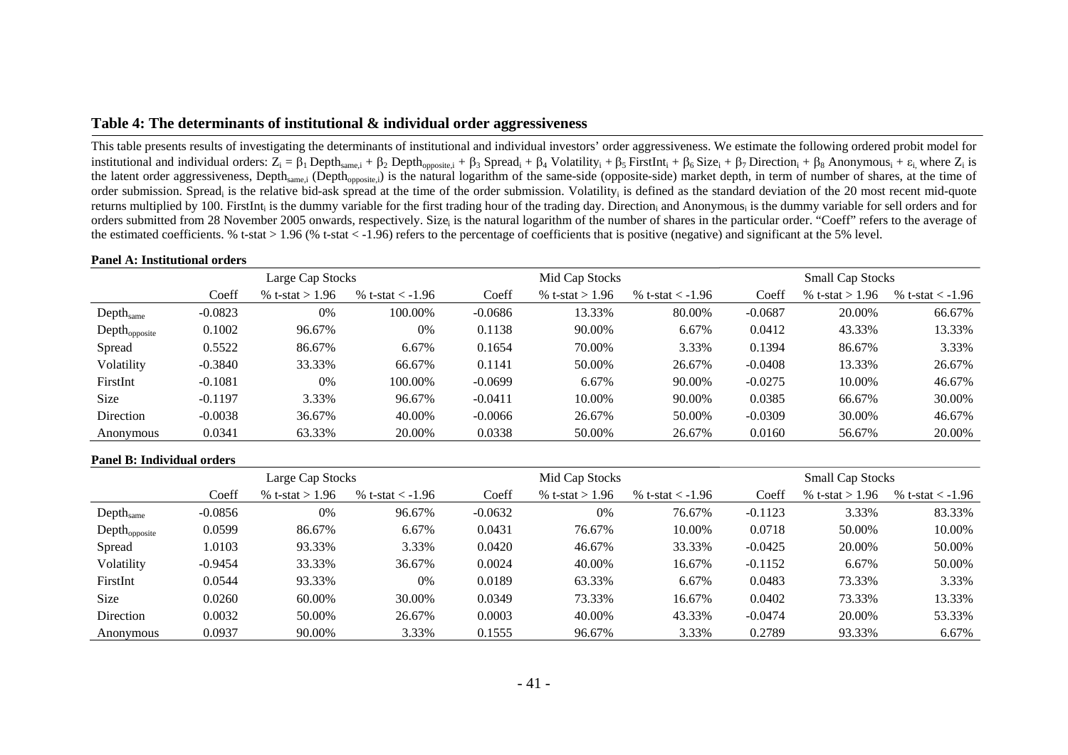## Table 4: The determinants of institutional & individual order aggressiveness

This table presents results of investigating the determinants of institutional and individual investors' order aggressiveness. We estimate the following ordered probit model for institutional and individual orders: $Z_i = \beta_1 \text{Depth}_{\text{same},i} + \beta_2 \text{Depth}_{\text{opposite},i} + \beta_3 \text{Spread}_i + \beta_4 \text{Volatility}_i + \beta_5 \text{FirstInt}_i + \beta_6 \text{Size}_i + \beta_7 \text{Direction}_i + \beta_8 \text{Anonymous}_i + \varepsilon_i$, where $Z_i$ is the latent order aggressiveness, $\text{Depth}_{\text{same},i}$ ($\text{Depth}_{\text{opposite},i}$) is the natural logarithm of the same-side (opposite-side) market depth, in term of number of shares, at the time of order submission. $\text{Spread}_i$ is the relative bid-ask spread at the time of the order submission. $\text{Volatility}_i$ is defined as the standard deviation of the 20 most recent mid-quote returns multiplied by 100. $\text{FirstInt}_i$ is the dummy variable for the first trading hour of the trading day. $\text{Direction}_i$ and $\text{Anonymous}_i$ is the dummy variable for sell orders and for orders submitted from 28 November 2005 onwards, respectively. $\text{Size}_i$ is the natural logarithm of the number of shares in the particular order. "Coeff" refers to the average of the estimated coefficients. % t-stat > 1.96 (% t-stat < -1.96) refers to the percentage of coefficients that is positive (negative) and significant at the 5% level.

**Panel A: Institutional orders**

| | Large Cap Stocks | | | Mid Cap Stocks | | | Small Cap Stocks | | |
|---|---|---|---|---|---|---|---|---|---|
| | Coeff | % t-stat > 1.96 | % t-stat < -1.96 | Coeff | % t-stat > 1.96 | % t-stat < -1.96 | Coeff | % t-stat > 1.96 | % t-stat < -1.96 |
| $\text{Depth}_{\text{same}}$ | -0.0823 | 0% | 100.00% | -0.0686 | 13.33% | 80.00% | -0.0687 | 20.00% | 66.67% |
| $\text{Depth}_{\text{opposite}}$ | 0.1002 | 96.67% | 0% | 0.1138 | 90.00% | 6.67% | 0.0412 | 43.33% | 13.33% |
| Spread | 0.5522 | 86.67% | 6.67% | 0.1654 | 70.00% | 3.33% | 0.1394 | 86.67% | 3.33% |
| Volatility | -0.3840 | 33.33% | 66.67% | 0.1141 | 50.00% | 26.67% | -0.0408 | 13.33% | 26.67% |
| FirstInt | -0.1081 | 0% | 100.00% | -0.0699 | 6.67% | 90.00% | -0.0275 | 10.00% | 46.67% |
| Size | -0.1197 | 3.33% | 96.67% | -0.0411 | 10.00% | 90.00% | 0.0385 | 66.67% | 30.00% |
| Direction | -0.0038 | 36.67% | 40.00% | -0.0066 | 26.67% | 50.00% | -0.0309 | 30.00% | 46.67% |
| Anonymous | 0.0341 | 63.33% | 20.00% | 0.0338 | 50.00% | 26.67% | 0.0160 | 56.67% | 20.00% |

**Panel B: Individual orders**

| | Large Cap Stocks | | | Mid Cap Stocks | | | Small Cap Stocks | | |
|---|---|---|---|---|---|---|---|---|---|
| | Coeff | % t-stat > 1.96 | % t-stat < -1.96 | Coeff | % t-stat > 1.96 | % t-stat < -1.96 | Coeff | % t-stat > 1.96 | % t-stat < -1.96 |
| $\text{Depth}_{\text{same}}$ | -0.0856 | 0% | 96.67% | -0.0632 | 0% | 76.67% | -0.1123 | 3.33% | 83.33% |
| $\text{Depth}_{\text{opposite}}$ | 0.0599 | 86.67% | 6.67% | 0.0431 | 76.67% | 10.00% | 0.0718 | 50.00% | 10.00% |
| Spread | 1.0103 | 93.33% | 3.33% | 0.0420 | 46.67% | 33.33% | -0.0425 | 20.00% | 50.00% |
| Volatility | -0.9454 | 33.33% | 36.67% | 0.0024 | 40.00% | 16.67% | -0.1152 | 6.67% | 50.00% |
| FirstInt | 0.0544 | 93.33% | 0% | 0.0189 | 63.33% | 6.67% | 0.0483 | 73.33% | 3.33% |
| Size | 0.0260 | 60.00% | 30.00% | 0.0349 | 73.33% | 16.67% | 0.0402 | 73.33% | 13.33% |
| Direction | 0.0032 | 50.00% | 26.67% | 0.0003 | 40.00% | 43.33% | -0.0474 | 20.00% | 53.33% |
| Anonymous | 0.0937 | 90.00% | 3.33% | 0.1555 | 96.67% | 3.33% | 0.2789 | 93.33% | 6.67% |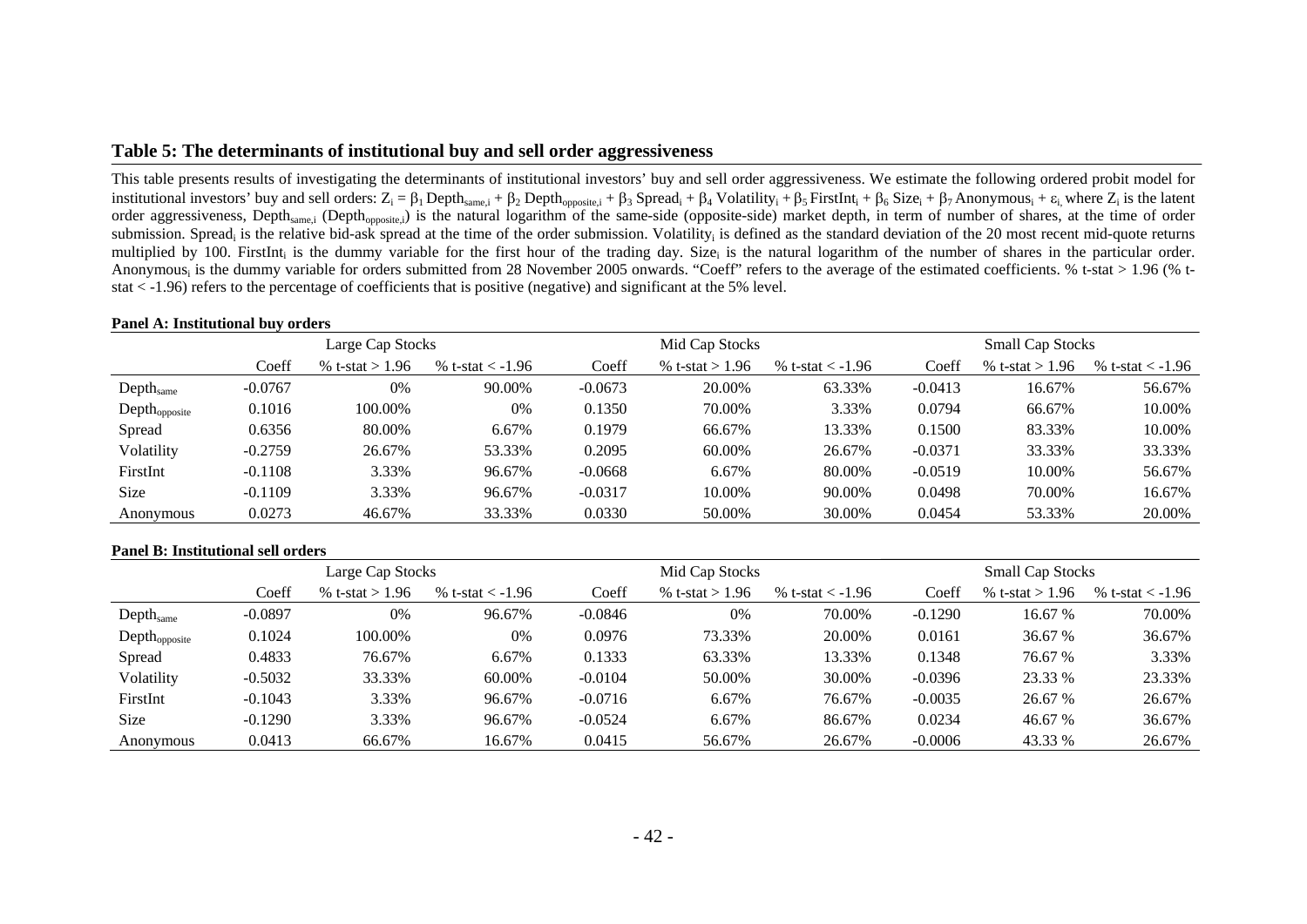### Table 5: The determinants of institutional buy and sell order aggressiveness

This table presents results of investigating the determinants of institutional investors' buy and sell order aggressiveness. We estimate the following ordered probit model for institutional investors' buy and sell orders: $Z_i = \beta_1 \text{Depth}_{\text{same},i} + \beta_2 \text{Depth}_{\text{opposite},i} + \beta_3 \text{Spread}_i + \beta_4 \text{Volatility}_i + \beta_5 \text{FirstInt}_i + \beta_6 \text{Size}_i + \beta_7 \text{Anonymous}_i + \varepsilon_i$, where $Z_i$ is the latent order aggressiveness, $\text{Depth}_{\text{same},i}$ ($\text{Depth}_{\text{opposite},i}$) is the natural logarithm of the same-side (opposite-side) market depth, in term of number of shares, at the time of order submission. $\text{Spread}_i$ is the relative bid-ask spread at the time of the order submission. $\text{Volatility}_i$ is defined as the standard deviation of the 20 most recent mid-quote returns multiplied by 100. $\text{FirstInt}_i$ is the dummy variable for the first hour of the trading day. $\text{Size}_i$ is the natural logarithm of the number of shares in the particular order. $\text{Anonymous}_i$ is the dummy variable for orders submitted from 28 November 2005 onwards. "Coeff" refers to the average of the estimated coefficients. % t-stat > 1.96 (% t-stat < -1.96) refers to the percentage of coefficients that is positive (negative) and significant at the 5% level.

**Panel A: Institutional buy orders**

| | Large Cap Stocks | | | Mid Cap Stocks | | | Small Cap Stocks | | |
|---|---|---|---|---|---|---|---|---|---|
| | Coeff | % t-stat > 1.96 | % t-stat < -1.96 | Coeff | % t-stat > 1.96 | % t-stat < -1.96 | Coeff | % t-stat > 1.96 | % t-stat < -1.96 |
| $\text{Depth}_{\text{same}}$ | -0.0767 | 0% | 90.00% | -0.0673 | 20.00% | 63.33% | -0.0413 | 16.67% | 56.67% |
| $\text{Depth}_{\text{opposite}}$ | 0.1016 | 100.00% | 0% | 0.1350 | 70.00% | 3.33% | 0.0794 | 66.67% | 10.00% |
| Spread | 0.6356 | 80.00% | 6.67% | 0.1979 | 66.67% | 13.33% | 0.1500 | 83.33% | 10.00% |
| Volatility | -0.2759 | 26.67% | 53.33% | 0.2095 | 60.00% | 26.67% | -0.0371 | 33.33% | 33.33% |
| FirstInt | -0.1108 | 3.33% | 96.67% | -0.0668 | 6.67% | 80.00% | -0.0519 | 10.00% | 56.67% |
| Size | -0.1109 | 3.33% | 96.67% | -0.0317 | 10.00% | 90.00% | 0.0498 | 70.00% | 16.67% |
| Anonymous | 0.0273 | 46.67% | 33.33% | 0.0330 | 50.00% | 30.00% | 0.0454 | 53.33% | 20.00% |

**Panel B: Institutional sell orders**

| | Large Cap Stocks | | | Mid Cap Stocks | | | Small Cap Stocks | | |
|---|---|---|---|---|---|---|---|---|---|
| | Coeff | % t-stat > 1.96 | % t-stat < -1.96 | Coeff | % t-stat > 1.96 | % t-stat < -1.96 | Coeff | % t-stat > 1.96 | % t-stat < -1.96 |
| $\text{Depth}_{\text{same}}$ | -0.0897 | 0% | 96.67% | -0.0846 | 0% | 70.00% | -0.1290 | 16.67 % | 70.00% |
| $\text{Depth}_{\text{opposite}}$ | 0.1024 | 100.00% | 0% | 0.0976 | 73.33% | 20.00% | 0.0161 | 36.67 % | 36.67% |
| Spread | 0.4833 | 76.67% | 6.67% | 0.1333 | 63.33% | 13.33% | 0.1348 | 76.67 % | 3.33% |
| Volatility | -0.5032 | 33.33% | 60.00% | -0.0104 | 50.00% | 30.00% | -0.0396 | 23.33 % | 23.33% |
| FirstInt | -0.1043 | 3.33% | 96.67% | -0.0716 | 6.67% | 76.67% | -0.0035 | 26.67 % | 26.67% |
| Size | -0.1290 | 3.33% | 96.67% | -0.0524 | 6.67% | 86.67% | 0.0234 | 46.67 % | 36.67% |
| Anonymous | 0.0413 | 66.67% | 16.67% | 0.0415 | 56.67% | 26.67% | -0.0006 | 43.33 % | 26.67% |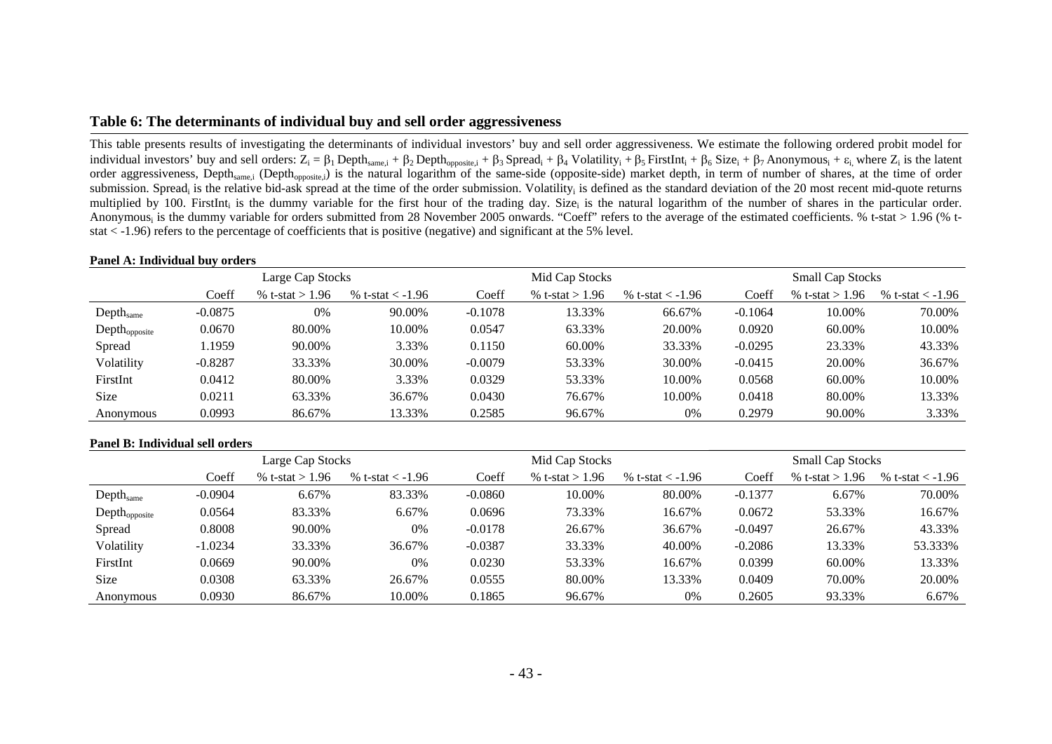### Table 6: The determinants of individual buy and sell order aggressiveness

This table presents results of investigating the determinants of individual investors' buy and sell order aggressiveness. We estimate the following ordered probit model for individual investors' buy and sell orders: $Z_i = \beta_1 \text{Depth}_{\text{same},i} + \beta_2 \text{Depth}_{\text{opposite},i} + \beta_3 \text{Spread}_i + \beta_4 \text{Volatility}_i + \beta_5 \text{FirstInt}_i + \beta_6 \text{Size}_i + \beta_7 \text{Anonymous}_i + \varepsilon_i$, where $Z_i$ is the latent order aggressiveness, $\text{Depth}_{\text{same},i}$ ($\text{Depth}_{\text{opposite},i}$) is the natural logarithm of the same-side (opposite-side) market depth, in term of number of shares, at the time of order submission. $\text{Spread}_i$ is the relative bid-ask spread at the time of the order submission. $\text{Volatility}_i$ is defined as the standard deviation of the 20 most recent mid-quote returns multiplied by 100. $\text{FirstInt}_i$ is the dummy variable for the first hour of the trading day. $\text{Size}_i$ is the natural logarithm of the number of shares in the particular order. $\text{Anonymous}_i$ is the dummy variable for orders submitted from 28 November 2005 onwards. "Coeff" refers to the average of the estimated coefficients. % t-stat > 1.96 (% t-stat < -1.96) refers to the percentage of coefficients that is positive (negative) and significant at the 5% level.

**Panel A: Individual buy orders**

| | Large Cap Stocks | | | Mid Cap Stocks | | | Small Cap Stocks | | |
|---|---|---|---|---|---|---|---|---|---|
| | Coeff | % t-stat > 1.96 | % t-stat < -1.96 | Coeff | % t-stat > 1.96 | % t-stat < -1.96 | Coeff | % t-stat > 1.96 | % t-stat < -1.96 |
| $\text{Depth}_{\text{same}}$ | -0.0875 | 0% | 90.00% | -0.1078 | 13.33% | 66.67% | -0.1064 | 10.00% | 70.00% |
| $\text{Depth}_{\text{opposite}}$ | 0.0670 | 80.00% | 10.00% | 0.0547 | 63.33% | 20.00% | 0.0920 | 60.00% | 10.00% |
| Spread | 1.1959 | 90.00% | 3.33% | 0.1150 | 60.00% | 33.33% | -0.0295 | 23.33% | 43.33% |
| Volatility | -0.8287 | 33.33% | 30.00% | -0.0079 | 53.33% | 30.00% | -0.0415 | 20.00% | 36.67% |
| FirstInt | 0.0412 | 80.00% | 3.33% | 0.0329 | 53.33% | 10.00% | 0.0568 | 60.00% | 10.00% |
| Size | 0.0211 | 63.33% | 36.67% | 0.0430 | 76.67% | 10.00% | 0.0418 | 80.00% | 13.33% |
| Anonymous | 0.0993 | 86.67% | 13.33% | 0.2585 | 96.67% | 0% | 0.2979 | 90.00% | 3.33% |

**Panel B: Individual sell orders**

| | Large Cap Stocks | | | Mid Cap Stocks | | | Small Cap Stocks | | |
|---|---|---|---|---|---|---|---|---|---|
| | Coeff | % t-stat > 1.96 | % t-stat < -1.96 | Coeff | % t-stat > 1.96 | % t-stat < -1.96 | Coeff | % t-stat > 1.96 | % t-stat < -1.96 |
| $\text{Depth}_{\text{same}}$ | -0.0904 | 6.67% | 83.33% | -0.0860 | 10.00% | 80.00% | -0.1377 | 6.67% | 70.00% |
| $\text{Depth}_{\text{opposite}}$ | 0.0564 | 83.33% | 6.67% | 0.0696 | 73.33% | 16.67% | 0.0672 | 53.33% | 16.67% |
| Spread | 0.8008 | 90.00% | 0% | -0.0178 | 26.67% | 36.67% | -0.0497 | 26.67% | 43.33% |
| Volatility | -1.0234 | 33.33% | 36.67% | -0.0387 | 33.33% | 40.00% | -0.2086 | 13.33% | 53.333% |
| FirstInt | 0.0669 | 90.00% | 0% | 0.0230 | 53.33% | 16.67% | 0.0399 | 60.00% | 13.33% |
| Size | 0.0308 | 63.33% | 26.67% | 0.0555 | 80.00% | 13.33% | 0.0409 | 70.00% | 20.00% |
| Anonymous | 0.0930 | 86.67% | 10.00% | 0.1865 | 96.67% | 0% | 0.2605 | 93.33% | 6.67% |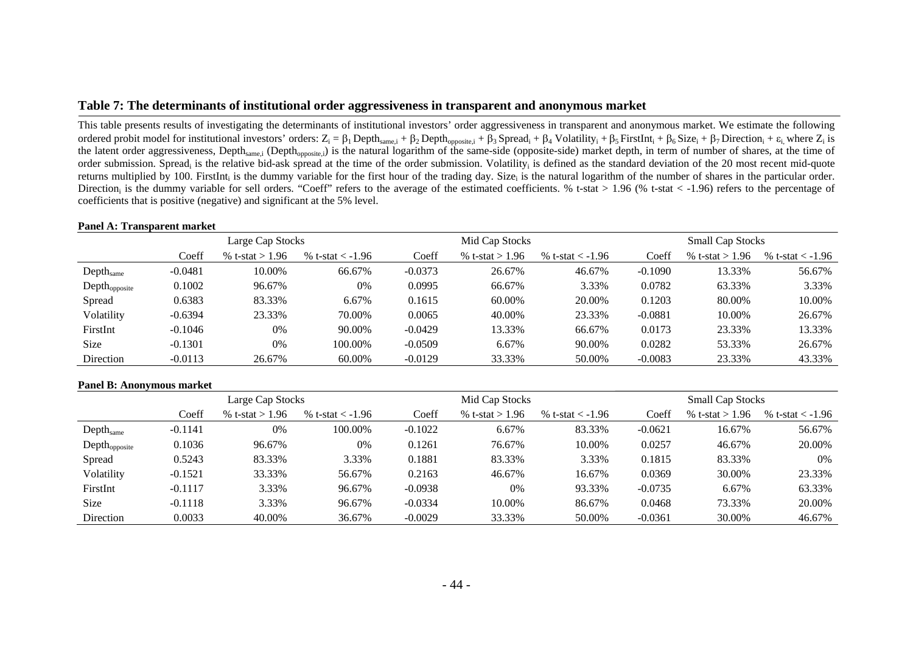### Table 7: The determinants of institutional order aggressiveness in transparent and anonymous market

This table presents results of investigating the determinants of institutional investors' order aggressiveness in transparent and anonymous market. We estimate the following ordered probit model for institutional investors' orders: $Z_i = \beta_1 \text{Depth}_{\text{same},i} + \beta_2 \text{Depth}_{\text{opposite},i} + \beta_3 \text{Spread}_i + \beta_4 \text{Volatility}_i + \beta_5 \text{FirstInt}_i + \beta_6 \text{Size}_i + \beta_7 \text{Direction}_i + \varepsilon_i$, where $Z_i$ is the latent order aggressiveness, $\text{Depth}_{\text{same},i}$ ($\text{Depth}_{\text{opposite},i}$) is the natural logarithm of the same-side (opposite-side) market depth, in term of number of shares, at the time of order submission. $\text{Spread}_i$ is the relative bid-ask spread at the time of the order submission. $\text{Volatility}_i$ is defined as the standard deviation of the 20 most recent mid-quote returns multiplied by 100. $\text{FirstInt}_i$ is the dummy variable for the first hour of the trading day. $\text{Size}_i$ is the natural logarithm of the number of shares in the particular order. $\text{Direction}_i$ is the dummy variable for sell orders. "Coeff" refers to the average of the estimated coefficients. % t-stat > 1.96 (% t-stat < -1.96) refers to the percentage of coefficients that is positive (negative) and significant at the 5% level.

**Panel A: Transparent market**

| | Large Cap Stocks | | | Mid Cap Stocks | | | Small Cap Stocks | | |
|---|---|---|---|---|---|---|---|---|---|
| | Coeff | % t-stat > 1.96 | % t-stat < -1.96 | Coeff | % t-stat > 1.96 | % t-stat < -1.96 | Coeff | % t-stat > 1.96 | % t-stat < -1.96 |
| $\text{Depth}_{\text{same}}$ | -0.0481 | 10.00% | 66.67% | -0.0373 | 26.67% | 46.67% | -0.1090 | 13.33% | 56.67% |
| $\text{Depth}_{\text{opposite}}$ | 0.1002 | 96.67% | 0% | 0.0995 | 66.67% | 3.33% | 0.0782 | 63.33% | 3.33% |
| Spread | 0.6383 | 83.33% | 6.67% | 0.1615 | 60.00% | 20.00% | 0.1203 | 80.00% | 10.00% |
| Volatility | -0.6394 | 23.33% | 70.00% | 0.0065 | 40.00% | 23.33% | -0.0881 | 10.00% | 26.67% |
| FirstInt | -0.1046 | 0% | 90.00% | -0.0429 | 13.33% | 66.67% | 0.0173 | 23.33% | 13.33% |
| Size | -0.1301 | 0% | 100.00% | -0.0509 | 6.67% | 90.00% | 0.0282 | 53.33% | 26.67% |
| Direction | -0.0113 | 26.67% | 60.00% | -0.0129 | 33.33% | 50.00% | -0.0083 | 23.33% | 43.33% |

**Panel B: Anonymous market**

| | Large Cap Stocks | | | Mid Cap Stocks | | | Small Cap Stocks | | |
|---|---|---|---|---|---|---|---|---|---|
| | Coeff | % t-stat > 1.96 | % t-stat < -1.96 | Coeff | % t-stat > 1.96 | % t-stat < -1.96 | Coeff | % t-stat > 1.96 | % t-stat < -1.96 |
| $\text{Depth}_{\text{same}}$ | -0.1141 | 0% | 100.00% | -0.1022 | 6.67% | 83.33% | -0.0621 | 16.67% | 56.67% |
| $\text{Depth}_{\text{opposite}}$ | 0.1036 | 96.67% | 0% | 0.1261 | 76.67% | 10.00% | 0.0257 | 46.67% | 20.00% |
| Spread | 0.5243 | 83.33% | 3.33% | 0.1881 | 83.33% | 3.33% | 0.1815 | 83.33% | 0% |
| Volatility | -0.1521 | 33.33% | 56.67% | 0.2163 | 46.67% | 16.67% | 0.0369 | 30.00% | 23.33% |
| FirstInt | -0.1117 | 3.33% | 96.67% | -0.0938 | 0% | 93.33% | -0.0735 | 6.67% | 63.33% |
| Size | -0.1118 | 3.33% | 96.67% | -0.0334 | 10.00% | 86.67% | 0.0468 | 73.33% | 20.00% |
| Direction | 0.0033 | 40.00% | 36.67% | -0.0029 | 33.33% | 50.00% | -0.0361 | 30.00% | 46.67% |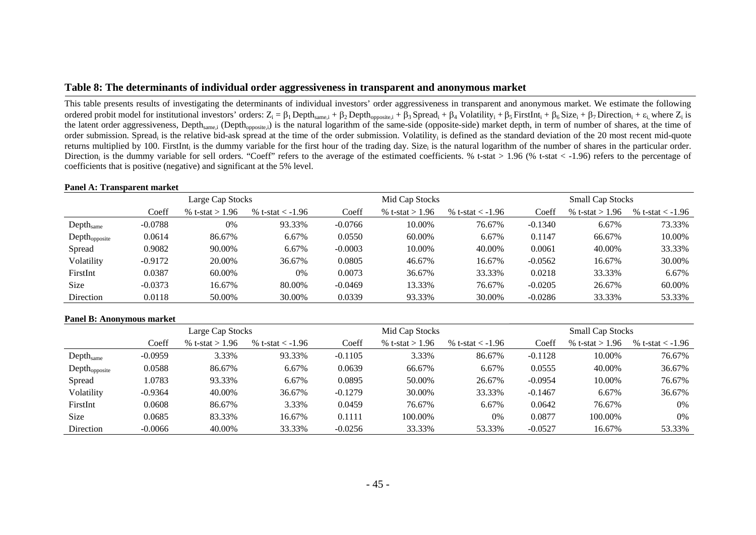## Table 8: The determinants of individual order aggressiveness in transparent and anonymous market

This table presents results of investigating the determinants of individual investors' order aggressiveness in transparent and anonymous market. We estimate the following ordered probit model for institutional investors' orders: $Z_i = \beta_1 Depth_{same,i} + \beta_2 Depth_{opposite,i} + \beta_3 Spread_i + \beta_4 Volatility_i + \beta_5 FirstInt_i + \beta_6 Size_i + \beta_7 Direction_i + \varepsilon_i$, where $Z_i$ is the latent order aggressiveness, $Depth_{same,i}$ ($Depth_{opposite,i}$) is the natural logarithm of the same-side (opposite-side) market depth, in term of number of shares, at the time of order submission. $Spread_i$ is the relative bid-ask spread at the time of the order submission. $Volatility_i$ is defined as the standard deviation of the 20 most recent mid-quote returns multiplied by 100. $FirstInt_i$ is the dummy variable for the first hour of the trading day. $Size_i$ is the natural logarithm of the number of shares in the particular order. $Direction_i$ is the dummy variable for sell orders. "Coeff" refers to the average of the estimated coefficients. % t-stat > 1.96 (% t-stat < -1.96) refers to the percentage of coefficients that is positive (negative) and significant at the 5% level.

**Panel A: Transparent market**

| | Large Cap Stocks | | | Mid Cap Stocks | | | Small Cap Stocks | | |
|---|---|---|---|---|---|---|---|---|---|
| | Coeff | % t-stat > 1.96 | % t-stat < -1.96 | Coeff | % t-stat > 1.96 | % t-stat < -1.96 | Coeff | % t-stat > 1.96 | % t-stat < -1.96 |
| $Depth_{same}$ | -0.0788 | 0% | 93.33% | -0.0766 | 10.00% | 76.67% | -0.1340 | 6.67% | 73.33% |
| $Depth_{opposite}$ | 0.0614 | 86.67% | 6.67% | 0.0550 | 60.00% | 6.67% | 0.1147 | 66.67% | 10.00% |
| Spread | 0.9082 | 90.00% | 6.67% | -0.0003 | 10.00% | 40.00% | 0.0061 | 40.00% | 33.33% |
| Volatility | -0.9172 | 20.00% | 36.67% | 0.0805 | 46.67% | 16.67% | -0.0562 | 16.67% | 30.00% |
| FirstInt | 0.0387 | 60.00% | 0% | 0.0073 | 36.67% | 33.33% | 0.0218 | 33.33% | 6.67% |
| Size | -0.0373 | 16.67% | 80.00% | -0.0469 | 13.33% | 76.67% | -0.0205 | 26.67% | 60.00% |
| Direction | 0.0118 | 50.00% | 30.00% | 0.0339 | 93.33% | 30.00% | -0.0286 | 33.33% | 53.33% |

**Panel B: Anonymous market**

| | Large Cap Stocks | | | Mid Cap Stocks | | | Small Cap Stocks | | |
|---|---|---|---|---|---|---|---|---|---|
| | Coeff | % t-stat > 1.96 | % t-stat < -1.96 | Coeff | % t-stat > 1.96 | % t-stat < -1.96 | Coeff | % t-stat > 1.96 | % t-stat < -1.96 |
| $Depth_{same}$ | -0.0959 | 3.33% | 93.33% | -0.1105 | 3.33% | 86.67% | -0.1128 | 10.00% | 76.67% |
| $Depth_{opposite}$ | 0.0588 | 86.67% | 6.67% | 0.0639 | 66.67% | 6.67% | 0.0555 | 40.00% | 36.67% |
| Spread | 1.0783 | 93.33% | 6.67% | 0.0895 | 50.00% | 26.67% | -0.0954 | 10.00% | 76.67% |
| Volatility | -0.9364 | 40.00% | 36.67% | -0.1279 | 30.00% | 33.33% | -0.1467 | 6.67% | 36.67% |
| FirstInt | 0.0608 | 86.67% | 3.33% | 0.0459 | 76.67% | 6.67% | 0.0642 | 76.67% | 0% |
| Size | 0.0685 | 83.33% | 16.67% | 0.1111 | 100.00% | 0% | 0.0877 | 100.00% | 0% |
| Direction | -0.0066 | 40.00% | 33.33% | -0.0256 | 33.33% | 53.33% | -0.0527 | 16.67% | 53.33% |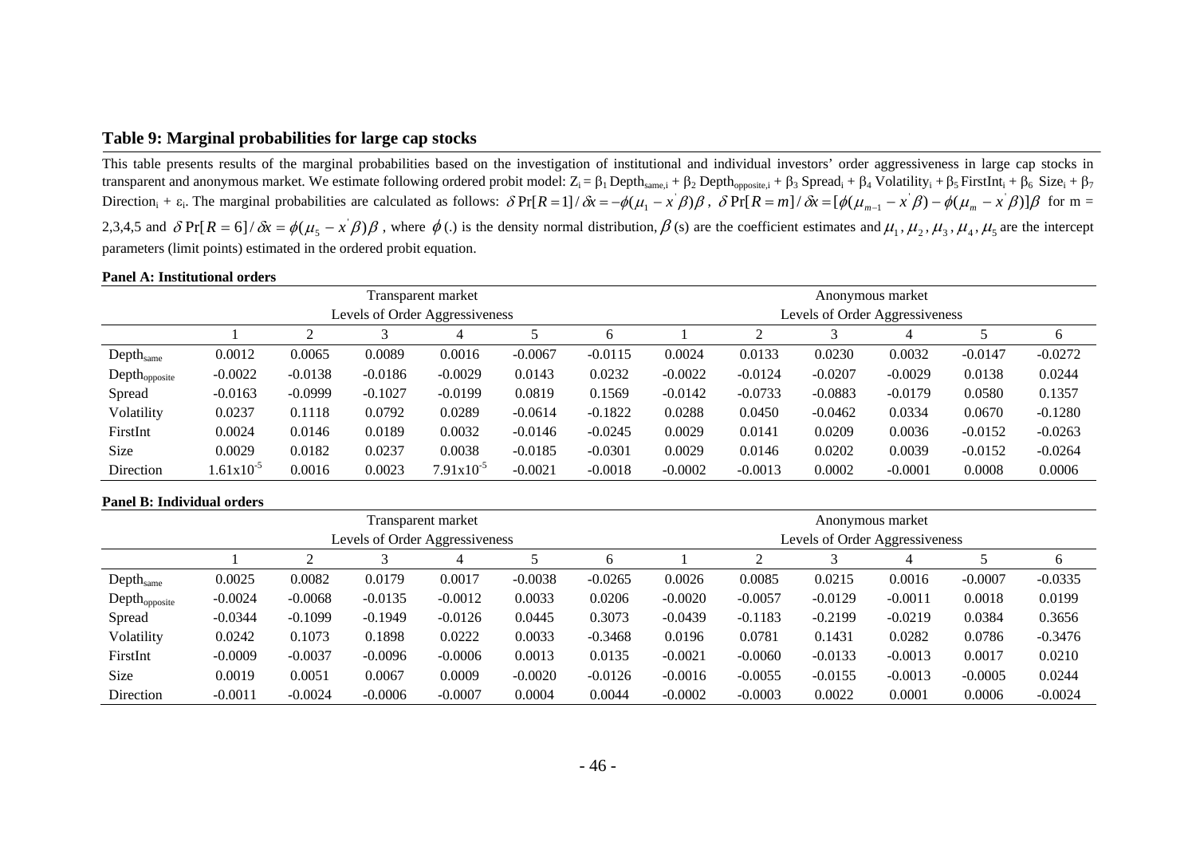## Table 9: Marginal probabilities for large cap stocks

This table presents results of the marginal probabilities based on the investigation of institutional and individual investors' order aggressiveness in large cap stocks in transparent and anonymous market. We estimate following ordered probit model: $Z_i = \beta_1 \text{Depth}_{same,i} + \beta_2 \text{Depth}_{opposite,i} + \beta_3 \text{Spread}_i + \beta_4 \text{Volatility}_i + \beta_5 \text{FirstInt}_i + \beta_6 \text{Size}_i + \beta_7 \text{Direction}_i + \varepsilon_i$. The marginal probabilities are calculated as follows: $\delta \Pr[R=1]/\delta x = -\phi(\mu_1 - x'\beta)\beta$, $\delta \Pr[R=m]/\delta x = [\phi(\mu_{m-1} - x'\beta) - \phi(\mu_m - x'\beta)]\beta$ for m = 2,3,4,5 and $\delta \Pr[R=6]/\delta x = \phi(\mu_5 - x'\beta)\beta$, where $\phi(.)$ is the density normal distribution, $\beta$ (s) are the coefficient estimates and $\mu_1, \mu_2, \mu_3, \mu_4, \mu_5$ are the intercept parameters (limit points) estimated in the ordered probit equation.

**Panel A: Institutional orders**

| | Transparent market | | | | | | Anonymous market | | | | | |
|---|---|---|---|---|---|---|---|---|---|---|---|---|
| | Levels of Order Aggressiveness | | | | | | Levels of Order Aggressiveness | | | | | |
| | 1 | 2 | 3 | 4 | 5 | 6 | 1 | 2 | 3 | 4 | 5 | 6 |
| $\text{Depth}_{same}$ | 0.0012 | 0.0065 | 0.0089 | 0.0016 | -0.0067 | -0.0115 | 0.0024 | 0.0133 | 0.0230 | 0.0032 | -0.0147 | -0.0272 |
| $\text{Depth}_{opposite}$ | -0.0022 | -0.0138 | -0.0186 | -0.0029 | 0.0143 | 0.0232 | -0.0022 | -0.0124 | -0.0207 | -0.0029 | 0.0138 | 0.0244 |
| Spread | -0.0163 | -0.0999 | -0.1027 | -0.0199 | 0.0819 | 0.1569 | -0.0142 | -0.0733 | -0.0883 | -0.0179 | 0.0580 | 0.1357 |
| Volatility | 0.0237 | 0.1118 | 0.0792 | 0.0289 | -0.0614 | -0.1822 | 0.0288 | 0.0450 | -0.0462 | 0.0334 | 0.0670 | -0.1280 |
| FirstInt | 0.0024 | 0.0146 | 0.0189 | 0.0032 | -0.0146 | -0.0245 | 0.0029 | 0.0141 | 0.0209 | 0.0036 | -0.0152 | -0.0263 |
| Size | 0.0029 | 0.0182 | 0.0237 | 0.0038 | -0.0185 | -0.0301 | 0.0029 | 0.0146 | 0.0202 | 0.0039 | -0.0152 | -0.0264 |
| Direction | $1.61\text{x}10^{-5}$ | 0.0016 | 0.0023 | $7.91\text{x}10^{-5}$ | -0.0021 | -0.0018 | -0.0002 | -0.0013 | 0.0002 | -0.0001 | 0.0008 | 0.0006 |

**Panel B: Individual orders**

| | Transparent market | | | | | | Anonymous market | | | | | |
|---|---|---|---|---|---|---|---|---|---|---|---|---|
| | Levels of Order Aggressiveness | | | | | | Levels of Order Aggressiveness | | | | | |
| | 1 | 2 | 3 | 4 | 5 | 6 | 1 | 2 | 3 | 4 | 5 | 6 |
| $\text{Depth}_{same}$ | 0.0025 | 0.0082 | 0.0179 | 0.0017 | -0.0038 | -0.0265 | 0.0026 | 0.0085 | 0.0215 | 0.0016 | -0.0007 | -0.0335 |
| $\text{Depth}_{opposite}$ | -0.0024 | -0.0068 | -0.0135 | -0.0012 | 0.0033 | 0.0206 | -0.0020 | -0.0057 | -0.0129 | -0.0011 | 0.0018 | 0.0199 |
| Spread | -0.0344 | -0.1099 | -0.1949 | -0.0126 | 0.0445 | 0.3073 | -0.0439 | -0.1183 | -0.2199 | -0.0219 | 0.0384 | 0.3656 |
| Volatility | 0.0242 | 0.1073 | 0.1898 | 0.0222 | 0.0033 | -0.3468 | 0.0196 | 0.0781 | 0.1431 | 0.0282 | 0.0786 | -0.3476 |
| FirstInt | -0.0009 | -0.0037 | -0.0096 | -0.0006 | 0.0013 | 0.0135 | -0.0021 | -0.0060 | -0.0133 | -0.0013 | 0.0017 | 0.0210 |
| Size | 0.0019 | 0.0051 | 0.0067 | 0.0009 | -0.0020 | -0.0126 | -0.0016 | -0.0055 | -0.0155 | -0.0013 | -0.0005 | 0.0244 |
| Direction | -0.0011 | -0.0024 | -0.0006 | -0.0007 | 0.0004 | 0.0044 | -0.0002 | -0.0003 | 0.0022 | 0.0001 | 0.0006 | -0.0024 |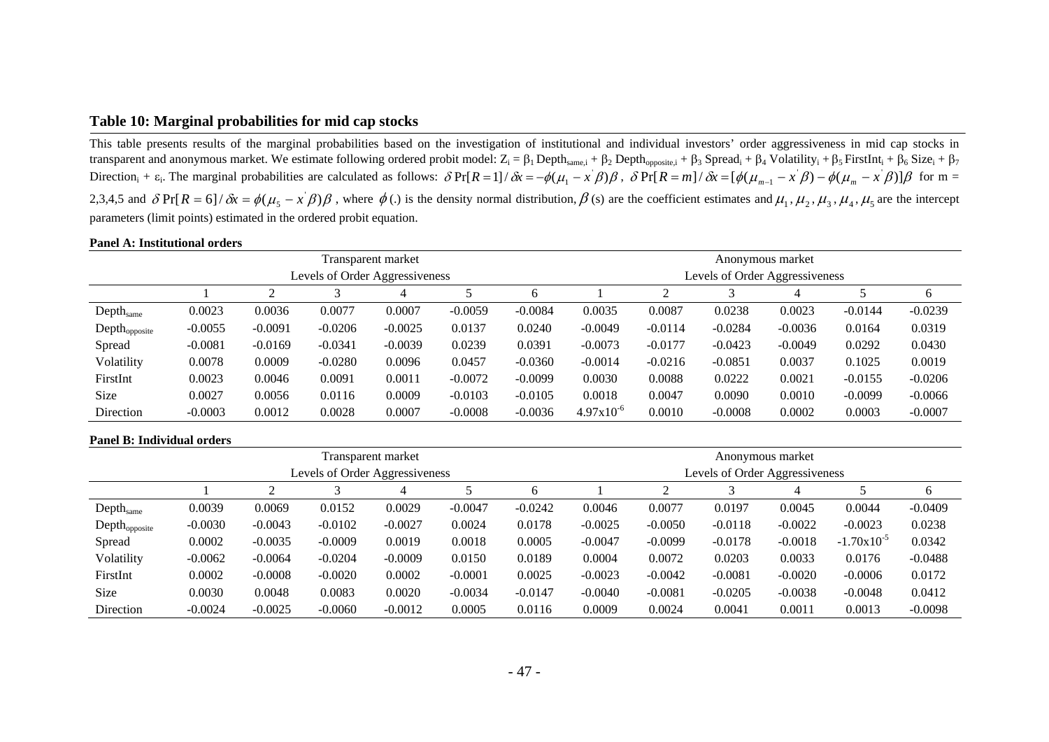### Table 10: Marginal probabilities for mid cap stocks

This table presents results of the marginal probabilities based on the investigation of institutional and individual investors' order aggressiveness in mid cap stocks in transparent and anonymous market. We estimate following ordered probit model: $Z_i = \beta_1 \text{Depth}_{\text{same},i} + \beta_2 \text{Depth}_{\text{opposite},i} + \beta_3 \text{Spread}_i + \beta_4 \text{Volatility}_i + \beta_5 \text{FirstInt}_i + \beta_6 \text{Size}_i + \beta_7 \text{Direction}_i + \varepsilon_i$. The marginal probabilities are calculated as follows: $\delta \Pr[R=1]/\delta x = -\phi(\mu_1 - x'\beta)\beta$, $\delta \Pr[R=m]/\delta x = [\phi(\mu_{m-1} - x'\beta) - \phi(\mu_m - x'\beta)]\beta$ for m = 2,3,4,5 and $\delta \Pr[R=6]/\delta x = \phi(\mu_5 - x'\beta)\beta$, where $\phi(.)$ is the density normal distribution, $\beta$ (s) are the coefficient estimates and $\mu_1, \mu_2, \mu_3, \mu_4, \mu_5$ are the intercept parameters (limit points) estimated in the ordered probit equation.

**Panel A: Institutional orders**

| | Transparent market | | | | | | Anonymous market | | | | | |
|---|---|---|---|---|---|---|---|---|---|---|---|---|
| | Levels of Order Aggressiveness | | | | | | Levels of Order Aggressiveness | | | | | |
| | 1 | 2 | 3 | 4 | 5 | 6 | 1 | 2 | 3 | 4 | 5 | 6 |
| $\text{Depth}_{\text{same}}$ | 0.0023 | 0.0036 | 0.0077 | 0.0007 | -0.0059 | -0.0084 | 0.0035 | 0.0087 | 0.0238 | 0.0023 | -0.0144 | -0.0239 |
| $\text{Depth}_{\text{opposite}}$ | -0.0055 | -0.0091 | -0.0206 | -0.0025 | 0.0137 | 0.0240 | -0.0049 | -0.0114 | -0.0284 | -0.0036 | 0.0164 | 0.0319 |
| Spread | -0.0081 | -0.0169 | -0.0341 | -0.0039 | 0.0239 | 0.0391 | -0.0073 | -0.0177 | -0.0423 | -0.0049 | 0.0292 | 0.0430 |
| Volatility | 0.0078 | 0.0009 | -0.0280 | 0.0096 | 0.0457 | -0.0360 | -0.0014 | -0.0216 | -0.0851 | 0.0037 | 0.1025 | 0.0019 |
| FirstInt | 0.0023 | 0.0046 | 0.0091 | 0.0011 | -0.0072 | -0.0099 | 0.0030 | 0.0088 | 0.0222 | 0.0021 | -0.0155 | -0.0206 |
| Size | 0.0027 | 0.0056 | 0.0116 | 0.0009 | -0.0103 | -0.0105 | 0.0018 | 0.0047 | 0.0090 | 0.0010 | -0.0099 | -0.0066 |
| Direction | -0.0003 | 0.0012 | 0.0028 | 0.0007 | -0.0008 | -0.0036 | $4.97\text{x}10^{-6}$ | 0.0010 | -0.0008 | 0.0002 | 0.0003 | -0.0007 |

**Panel B: Individual orders**

| | Transparent market | | | | | | Anonymous market | | | | | |
|---|---|---|---|---|---|---|---|---|---|---|---|---|
| | Levels of Order Aggressiveness | | | | | | Levels of Order Aggressiveness | | | | | |
| | 1 | 2 | 3 | 4 | 5 | 6 | 1 | 2 | 3 | 4 | 5 | 6 |
| $\text{Depth}_{\text{same}}$ | 0.0039 | 0.0069 | 0.0152 | 0.0029 | -0.0047 | -0.0242 | 0.0046 | 0.0077 | 0.0197 | 0.0045 | 0.0044 | -0.0409 |
| $\text{Depth}_{\text{opposite}}$ | -0.0030 | -0.0043 | -0.0102 | -0.0027 | 0.0024 | 0.0178 | -0.0025 | -0.0050 | -0.0118 | -0.0022 | -0.0023 | 0.0238 |
| Spread | 0.0002 | -0.0035 | -0.0009 | 0.0019 | 0.0018 | 0.0005 | -0.0047 | -0.0099 | -0.0178 | -0.0018 | $-1.70\text{x}10^{-5}$ | 0.0342 |
| Volatility | -0.0062 | -0.0064 | -0.0204 | -0.0009 | 0.0150 | 0.0189 | 0.0004 | 0.0072 | 0.0203 | 0.0033 | 0.0176 | -0.0488 |
| FirstInt | 0.0002 | -0.0008 | -0.0020 | 0.0002 | -0.0001 | 0.0025 | -0.0023 | -0.0042 | -0.0081 | -0.0020 | -0.0006 | 0.0172 |
| Size | 0.0030 | 0.0048 | 0.0083 | 0.0020 | -0.0034 | -0.0147 | -0.0040 | -0.0081 | -0.0205 | -0.0038 | -0.0048 | 0.0412 |
| Direction | -0.0024 | -0.0025 | -0.0060 | -0.0012 | 0.0005 | 0.0116 | 0.0009 | 0.0024 | 0.0041 | 0.0011 | 0.0013 | -0.0098 |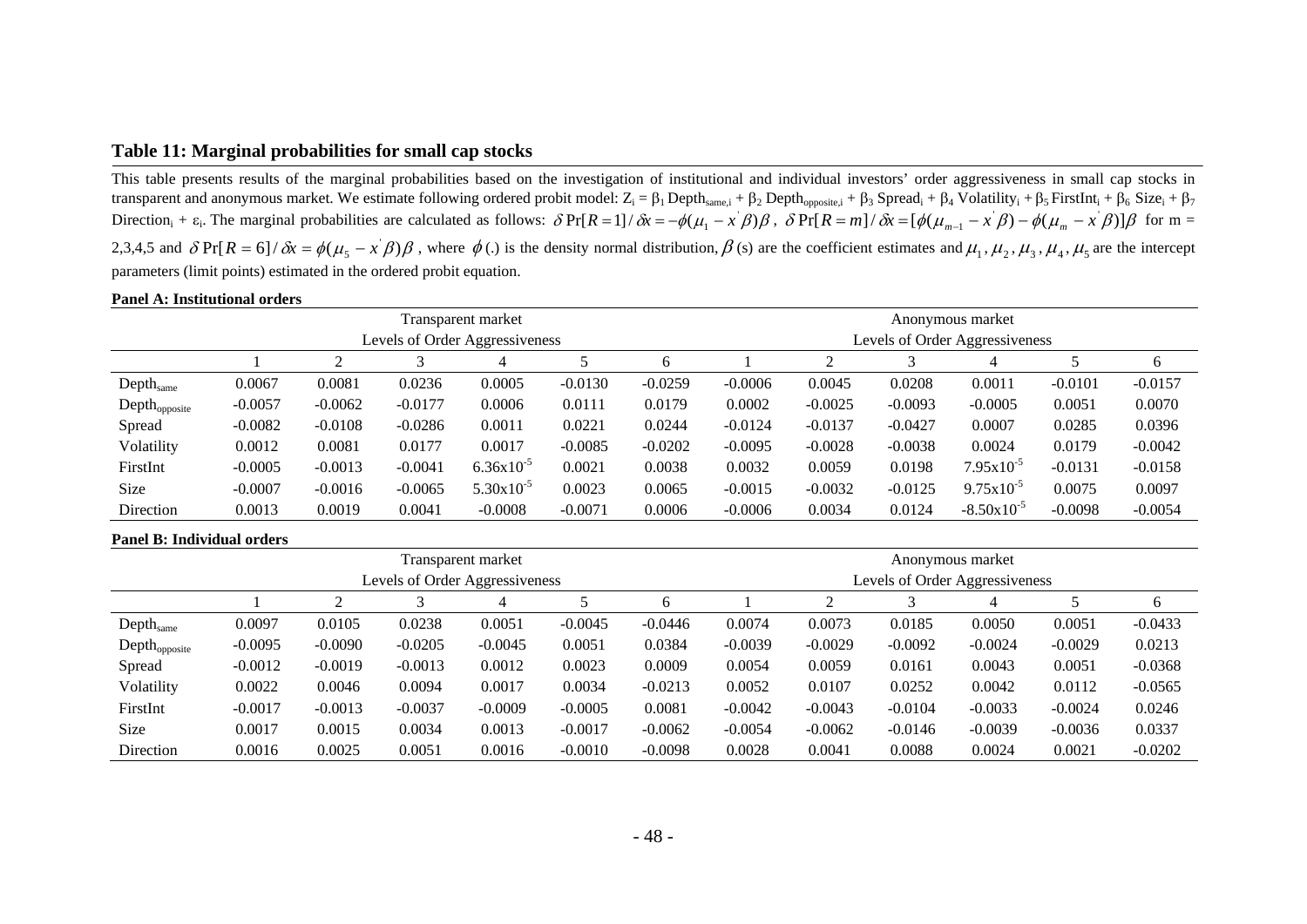## Table 11: Marginal probabilities for small cap stocks

This table presents results of the marginal probabilities based on the investigation of institutional and individual investors' order aggressiveness in small cap stocks in transparent and anonymous market. We estimate following ordered probit model: $Z_i = \beta_1 \text{Depth}_{\text{same},i} + \beta_2 \text{Depth}_{\text{opposite},i} + \beta_3 \text{Spread}_i + \beta_4 \text{Volatility}_i + \beta_5 \text{FirstInt}_i + \beta_6 \text{Size}_i + \beta_7 \text{Direction}_i + \varepsilon_i$. The marginal probabilities are calculated as follows: $\delta \Pr[R=1]/\delta x = -\phi(\mu_1 - x'\beta)\beta$, $\delta \Pr[R=m]/\delta x = [\phi(\mu_{m-1} - x'\beta) - \phi(\mu_m - x'\beta)]\beta$ for m = 2,3,4,5 and $\delta \Pr[R=6]/\delta x = \phi(\mu_5 - x'\beta)\beta$, where $\phi(.)$ is the density normal distribution, $\beta$ (s) are the coefficient estimates and $\mu_1, \mu_2, \mu_3, \mu_4, \mu_5$ are the intercept parameters (limit points) estimated in the ordered probit equation.

**Panel A: Institutional orders**

| | Transparent market | | | | | | Anonymous market | | | | | |
|---|---|---|---|---|---|---|---|---|---|---|---|---|
| | Levels of Order Aggressiveness | | | | | | Levels of Order Aggressiveness | | | | | |
| | 1 | 2 | 3 | 4 | 5 | 6 | 1 | 2 | 3 | 4 | 5 | 6 |
| $\text{Depth}_{\text{same}}$ | 0.0067 | 0.0081 | 0.0236 | 0.0005 | -0.0130 | -0.0259 | -0.0006 | 0.0045 | 0.0208 | 0.0011 | -0.0101 | -0.0157 |
| $\text{Depth}_{\text{opposite}}$ | -0.0057 | -0.0062 | -0.0177 | 0.0006 | 0.0111 | 0.0179 | 0.0002 | -0.0025 | -0.0093 | -0.0005 | 0.0051 | 0.0070 |
| Spread | -0.0082 | -0.0108 | -0.0286 | 0.0011 | 0.0221 | 0.0244 | -0.0124 | -0.0137 | -0.0427 | 0.0007 | 0.0285 | 0.0396 |
| Volatility | 0.0012 | 0.0081 | 0.0177 | 0.0017 | -0.0085 | -0.0202 | -0.0095 | -0.0028 | -0.0038 | 0.0024 | 0.0179 | -0.0042 |
| FirstInt | -0.0005 | -0.0013 | -0.0041 | $6.36\text{x}10^{-5}$ | 0.0021 | 0.0038 | 0.0032 | 0.0059 | 0.0198 | $7.95\text{x}10^{-5}$ | -0.0131 | -0.0158 |
| Size | -0.0007 | -0.0016 | -0.0065 | $5.30\text{x}10^{-5}$ | 0.0023 | 0.0065 | -0.0015 | -0.0032 | -0.0125 | $9.75\text{x}10^{-5}$ | 0.0075 | 0.0097 |
| Direction | 0.0013 | 0.0019 | 0.0041 | -0.0008 | -0.0071 | 0.0006 | -0.0006 | 0.0034 | 0.0124 | $-8.50\text{x}10^{-5}$ | -0.0098 | -0.0054 |

**Panel B: Individual orders**

| | Transparent market | | | | | | Anonymous market | | | | | |
|---|---|---|---|---|---|---|---|---|---|---|---|---|
| | Levels of Order Aggressiveness | | | | | | Levels of Order Aggressiveness | | | | | |
| | 1 | 2 | 3 | 4 | 5 | 6 | 1 | 2 | 3 | 4 | 5 | 6 |
| $\text{Depth}_{\text{same}}$ | 0.0097 | 0.0105 | 0.0238 | 0.0051 | -0.0045 | -0.0446 | 0.0074 | 0.0073 | 0.0185 | 0.0050 | 0.0051 | -0.0433 |
| $\text{Depth}_{\text{opposite}}$ | -0.0095 | -0.0090 | -0.0205 | -0.0045 | 0.0051 | 0.0384 | -0.0039 | -0.0029 | -0.0092 | -0.0024 | -0.0029 | 0.0213 |
| Spread | -0.0012 | -0.0019 | -0.0013 | 0.0012 | 0.0023 | 0.0009 | 0.0054 | 0.0059 | 0.0161 | 0.0043 | 0.0051 | -0.0368 |
| Volatility | 0.0022 | 0.0046 | 0.0094 | 0.0017 | 0.0034 | -0.0213 | 0.0052 | 0.0107 | 0.0252 | 0.0042 | 0.0112 | -0.0565 |
| FirstInt | -0.0017 | -0.0013 | -0.0037 | -0.0009 | -0.0005 | 0.0081 | -0.0042 | -0.0043 | -0.0104 | -0.0033 | -0.0024 | 0.0246 |
| Size | 0.0017 | 0.0015 | 0.0034 | 0.0013 | -0.0017 | -0.0062 | -0.0054 | -0.0062 | -0.0146 | -0.0039 | -0.0036 | 0.0337 |
| Direction | 0.0016 | 0.0025 | 0.0051 | 0.0016 | -0.0010 | -0.0098 | 0.0028 | 0.0041 | 0.0088 | 0.0024 | 0.0021 | -0.0202 |